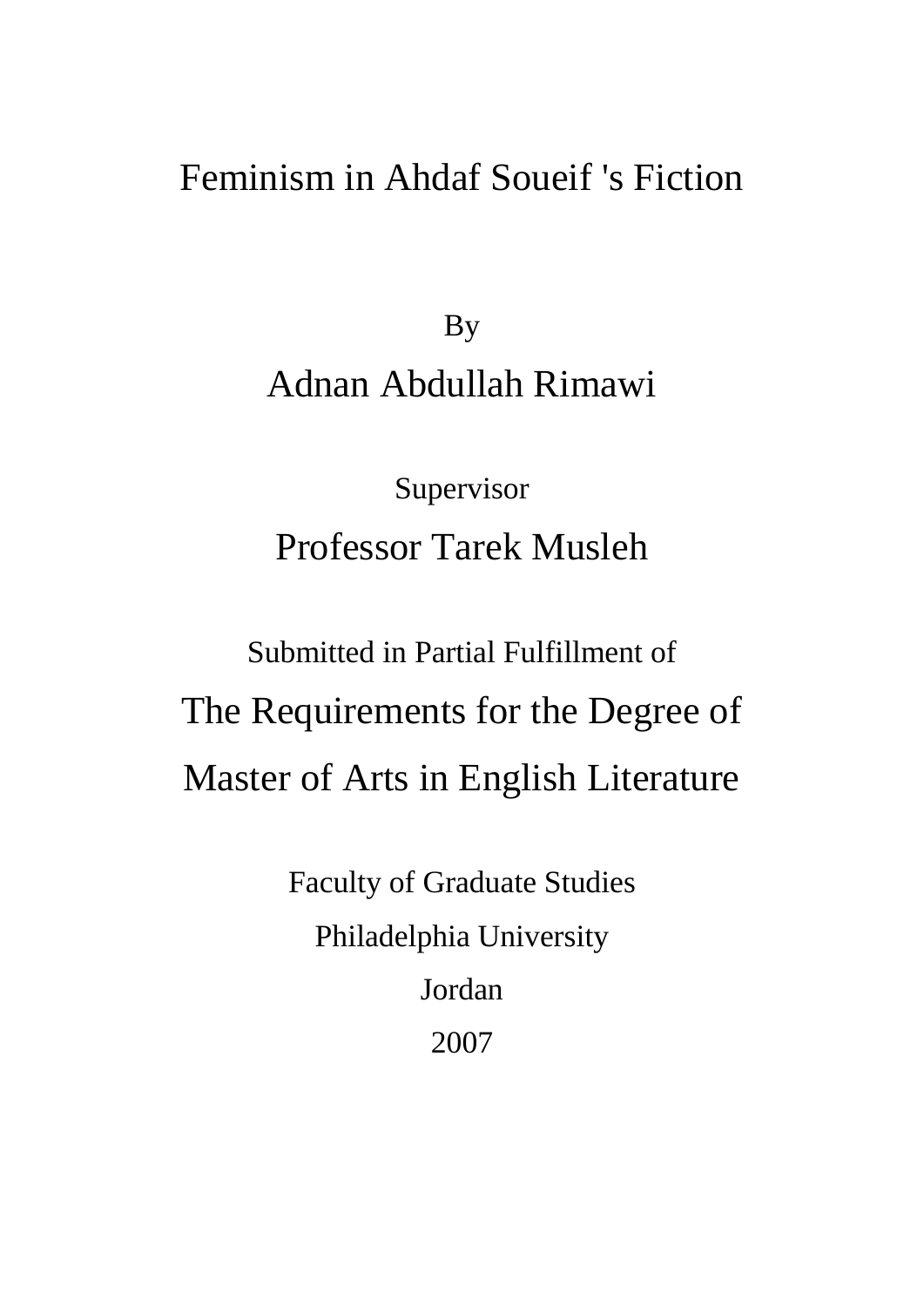# Feminism in Ahdaf Soueif 's Fiction

By

Adnan Abdullah Rimawi

Supervisor

Professor Tarek Musleh

Submitted in Partial Fulfillment of

The Requirements for the Degree of

Master of Arts in English Literature

Faculty of Graduate Studies

Philadelphia University

Jordan

2007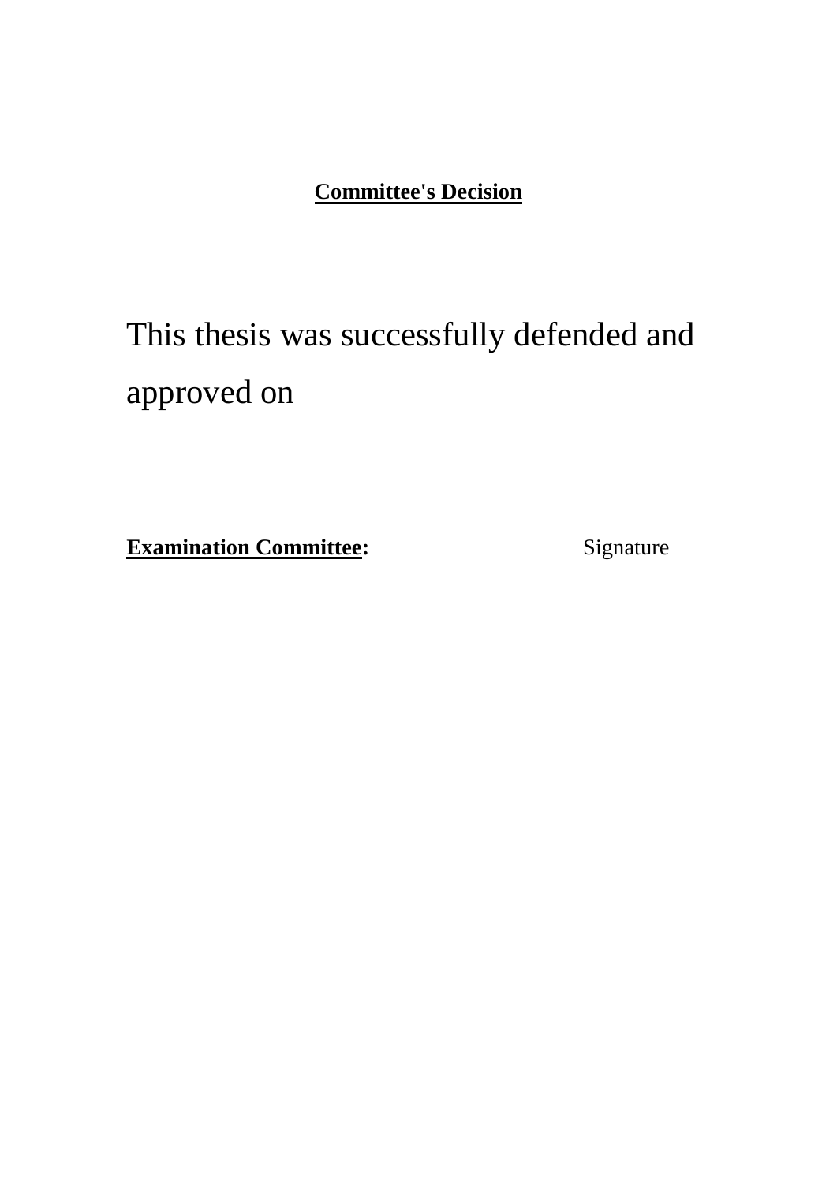**Committee's Decision**

This thesis was successfully defended and approved on

**Examination Committee:** Signature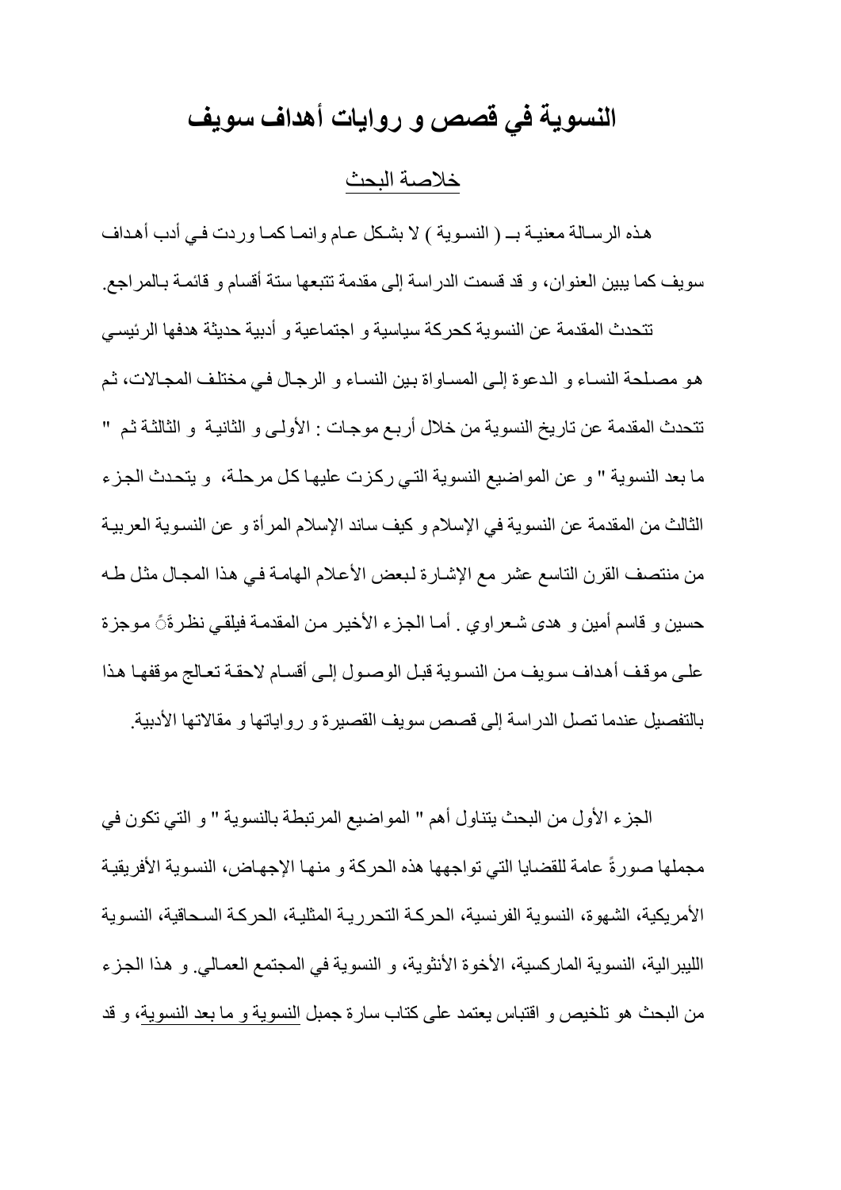# النسوية في قصص و روايات أهداف سويف

## خلاصة البحث

هذه الرسالة معنية بـ ( النسوية ) لا بشكل عام وانما كما وردت في أدب أهداف سويف كما يبين العنوان، و قد قسمت الدراسة إلى مقدمة تتبعها ستة أقسام و قائمة بالمراجع.

تتحدث المقدمة عن النسوية كحركة سياسية و اجتماعية و أدبية حديثة هدفها الرئيسي هو مصلحة النساء و الدعوة إلى المساواة بين النساء و الرجال في مختلف المجالات، ثم تتحدث المقدمة عن تاريخ النسوية من خلال أربع موجات : الأولى و الثانية و الثالثة ثم " ما بعد النسوية " و عن المواضيع النسوية التي ركزت عليها كل مرحلة، و يتحدث الجزء الثالث من المقدمة عن النسوية في الإسلام و كيف ساند الإسلام المرأة و عن النسوية العربية من منتصف القرن التاسع عشر مع الإشارة لبعض الأعلام الهامة في هذا المجال مثل طه حسين و قاسم أمين و هدى شعراوي . أما الجزء الأخير من المقدمة فيلقي نظرةً موجزة على موقف أهداف سويف من النسوية قبل الوصول إلى أقسام لاحقة تعالج موقفها هذا بالتفصيل عندما تصل الدراسة إلى قصص سويف القصيرة و رواياتها و مقالاتها الأدبية.

الجزء الأول من البحث يتناول أهم " المواضيع المرتبطة بالنسوية " و التي تكون في مجملها صورةً عامة للقضايا التي تواجهها هذه الحركة و منها الإجهاض، النسوية الأفريقية الأمريكية، الشهوة، النسوية الفرنسية، الحركة التحررية المثلية، الحركة السحاقية، النسوية الليبرالية، النسوية الماركسية، الأخوة الأنثوية، و النسوية في المجتمع العمالي. و هذا الجزء من البحث هو تلخيص و اقتباس يعتمد على كتاب سارة جمبل النسوية و ما بعد النسوية، و قد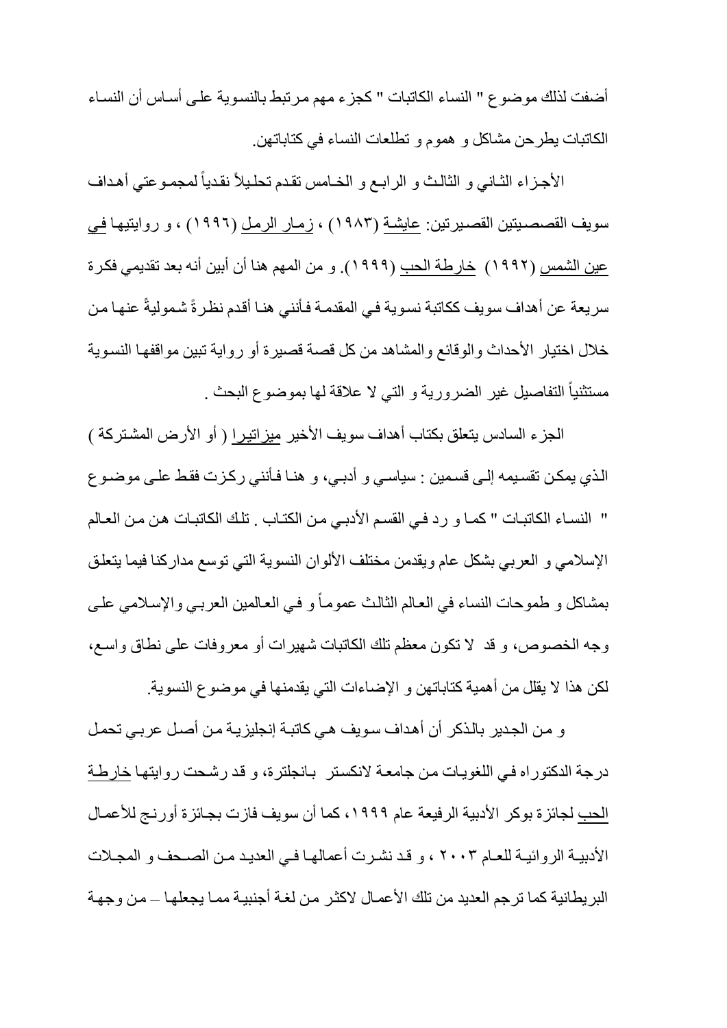أضفت لذلك موضوع " النساء الكاتبات " كجزء مهم مرتبط بالنسوية على أساس أن النساء الكاتبات يطرحن مشاكل و هموم و تطلعات النساء في كتاباتهن.

الأجزاء الثاني و الثالث و الرابع و الخامس تقدم تحليلاً نقدياً لمجموعتي أهداف سويف القصصيتين القصيرتين: عايشة (١٩٨٣) ، زمار الرمل (١٩٩٦) ، و روايتيها في عين الشمس (١٩٩٢) خارطة الحب (١٩٩٩). و من المهم هنا أن أبين أنه بعد تقديمي فكرة سريعة عن أهداف سويف ككاتبة نسوية في المقدمة فأنني هنا أقدم نظرةً شموليةً عنها من خلال اختيار الأحداث والوقائع والمشاهد من كل قصة قصيرة أو رواية تبين مواقفها النسوية مستثنياً التفاصيل غير الضرورية و التي لا علاقة لها بموضوع البحث .

الجزء السادس يتعلق بكتاب أهداف سويف الأخير ميزاتيرا ( أو الأرض المشتركة ) الذي يمكن تقسيمه إلى قسمين : سياسي و أدبي، و هنا فأنني ركزت فقط على موضوع " النساء الكاتبات " كما و رد في القسم الأدبي من الكتاب . تلك الكاتبات هن من العالم الإسلامي و العربي بشكل عام ويقدمن مختلف الألوان النسوية التي توسع مداركنا فيما يتعلق بمشاكل و طموحات النساء في العالم الثالث عموماً و في العالمين العربي والإسلامي على وجه الخصوص، و قد لا تكون معظم تلك الكاتبات شهيرات أو معروفات على نطاق واسع، لكن هذا لا يقلل من أهمية كتاباتهن و الإضاءات التي يقدمنها في موضوع النسوية.

و من الجدير بالذكر أن أهداف سويف هي كاتبة إنجليزية من أصل عربي تحمل درجة الدكتوراه في اللغويات من جامعة لانكستر بانجلترة، و قد رشحت روايتها خارطة الحب لجائزة بوكر الأدبية الرفيعة عام ١٩٩٩، كما أن سويف فازت بجائزة أورنج للأعمال الأدبية الروائية للعام ٢٠٠٣ ، و قد نشرت أعمالها في العديد من الصحف و المجلات البريطانية كما ترجم العديد من تلك الأعمال لاكثر من لغة أجنبية مما يجعلها – من وجهة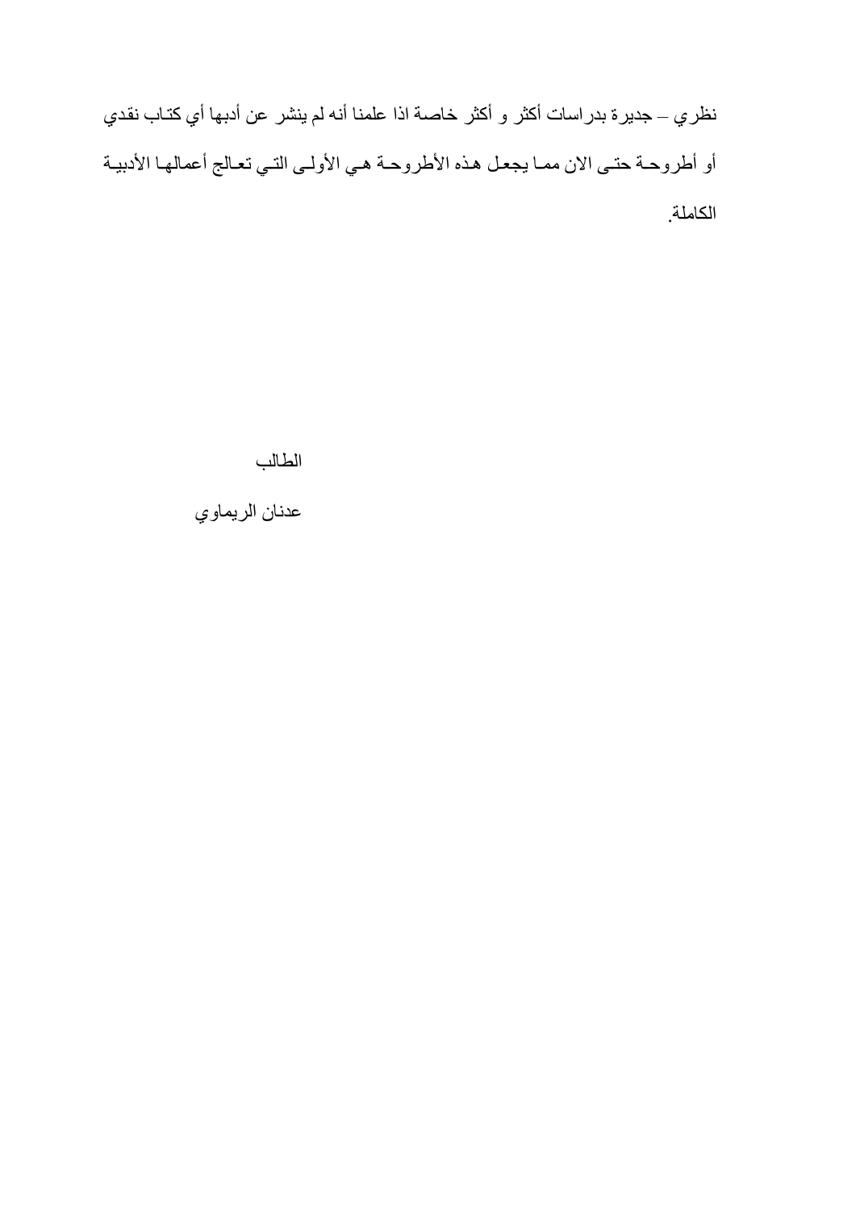نظري – جديرة بدراسات أكثر و أكثر خاصة اذا علمنا أنه لم ينشر عن أدبها أي كتاب نقدي أو أطروحة حتى الان مما يجعل هذه الأطروحة هي الأولى التي تعالج أعمالها الأدبية الكاملة.

الطالب

عدنان الريماوي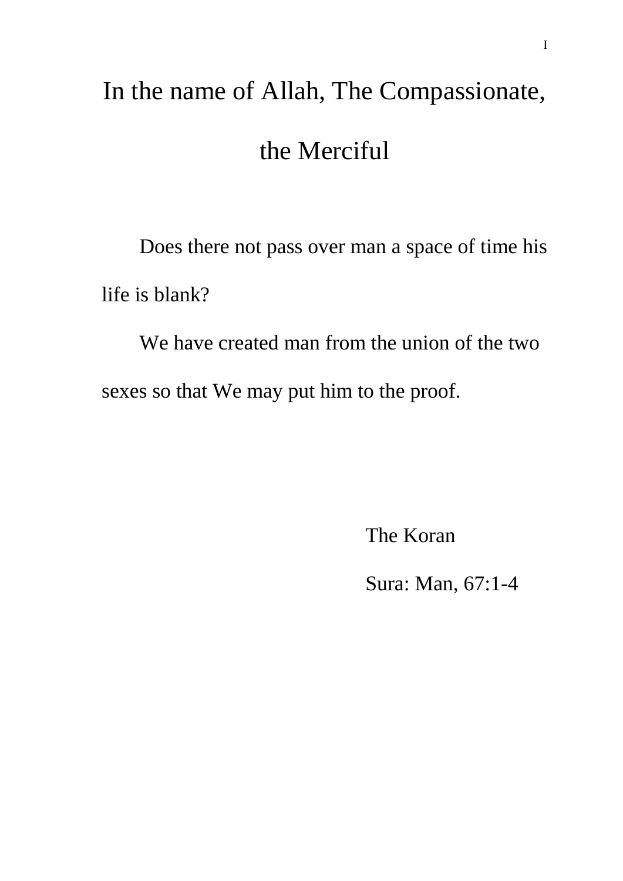# In the name of Allah, The Compassionate, the Merciful

Does there not pass over man a space of time his life is blank?

We have created man from the union of the two sexes so that We may put him to the proof.

The Koran

Sura: Man, 67:1-4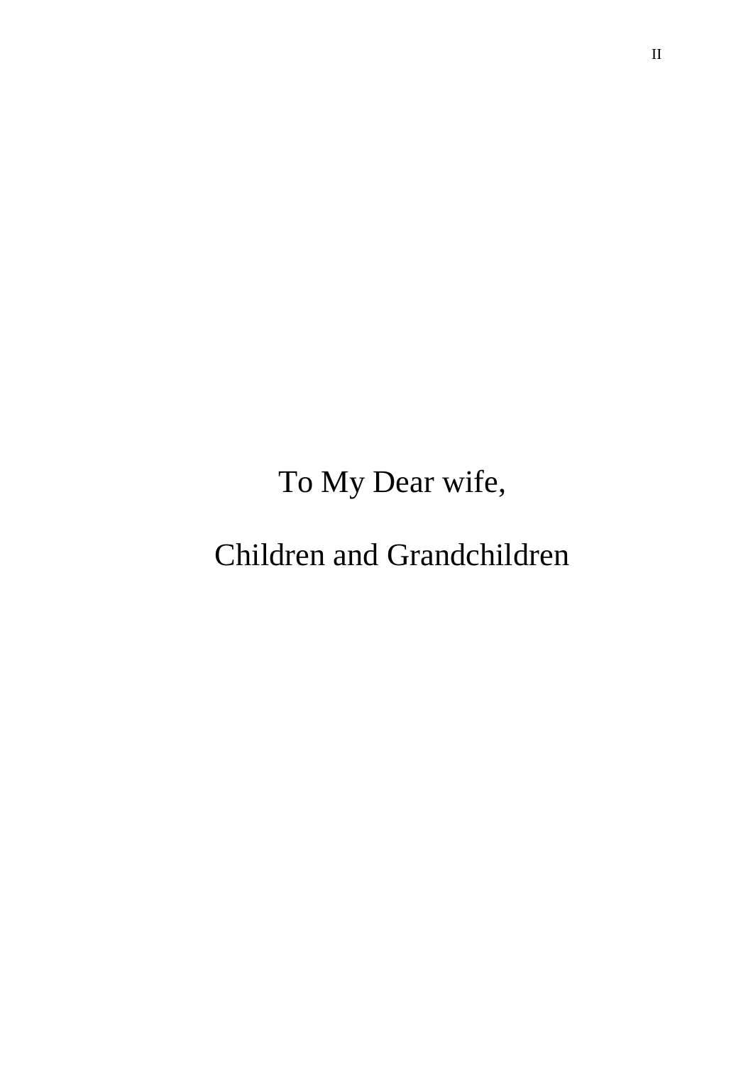To My Dear wife,

Children and Grandchildren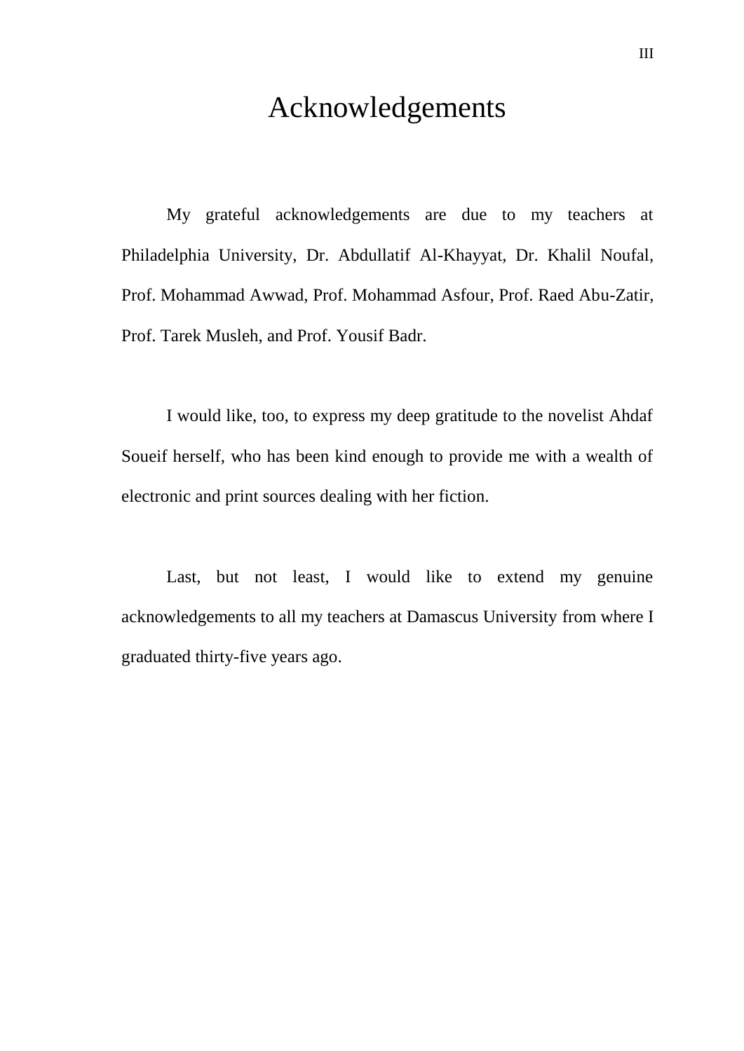# Acknowledgements

My grateful acknowledgements are due to my teachers at Philadelphia University, Dr. Abdullatif Al-Khayyat, Dr. Khalil Noufal, Prof. Mohammad Awwad, Prof. Mohammad Asfour, Prof. Raed Abu-Zatir, Prof. Tarek Musleh, and Prof. Yousif Badr.

I would like, too, to express my deep gratitude to the novelist Ahdaf Soueif herself, who has been kind enough to provide me with a wealth of electronic and print sources dealing with her fiction.

Last, but not least, I would like to extend my genuine acknowledgements to all my teachers at Damascus University from where I graduated thirty-five years ago.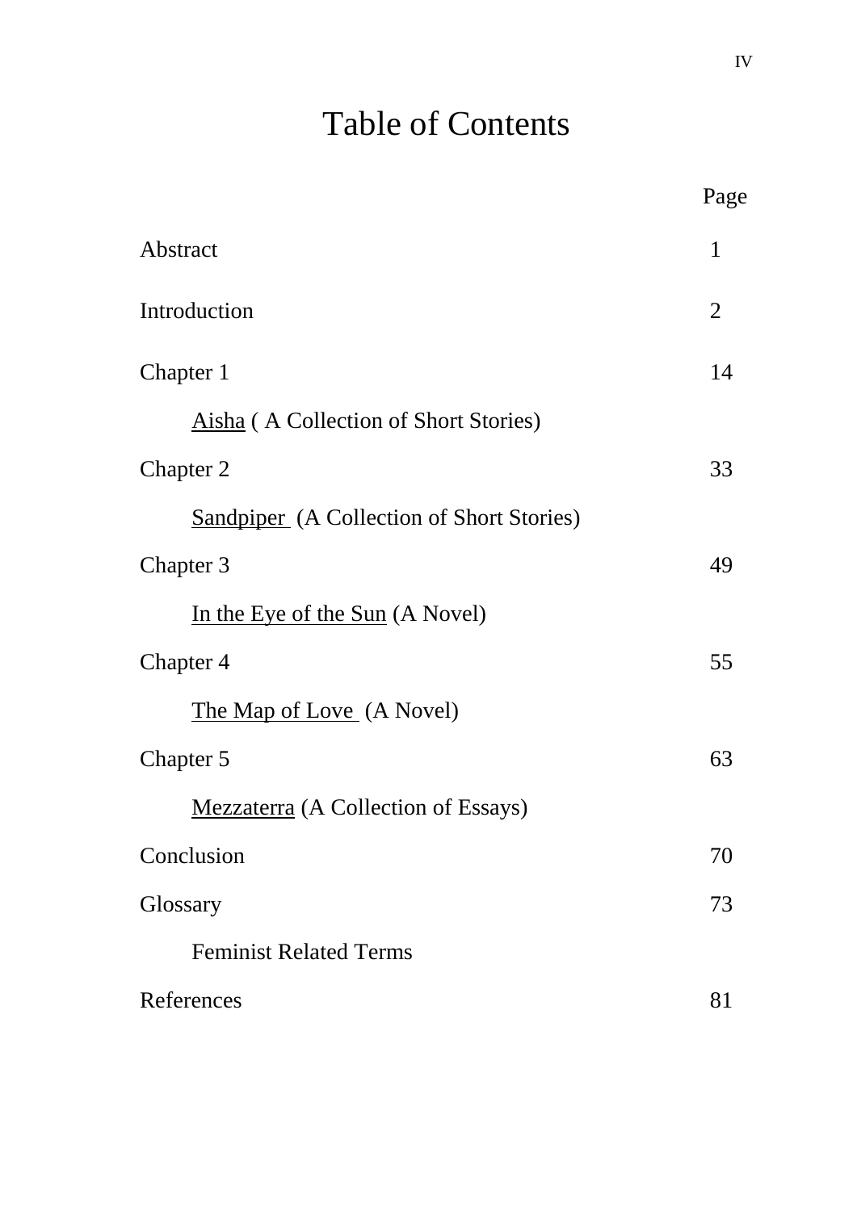# Table of Contents

| | Page |
|---|---|
| Abstract | 1 |
| Introduction | 2 |
| Chapter 1 | 14 |
| &nbsp;&nbsp;&nbsp;&nbsp;Aisha ( A Collection of Short Stories) | |
| Chapter 2 | 33 |
| &nbsp;&nbsp;&nbsp;&nbsp;Sandpiper (A Collection of Short Stories) | |
| Chapter 3 | 49 |
| &nbsp;&nbsp;&nbsp;&nbsp;In the Eye of the Sun (A Novel) | |
| Chapter 4 | 55 |
| &nbsp;&nbsp;&nbsp;&nbsp;The Map of Love (A Novel) | |
| Chapter 5 | 63 |
| &nbsp;&nbsp;&nbsp;&nbsp;Mezzaterra (A Collection of Essays) | |
| Conclusion | 70 |
| Glossary | 73 |
| &nbsp;&nbsp;&nbsp;&nbsp;Feminist Related Terms | |
| References | 81 |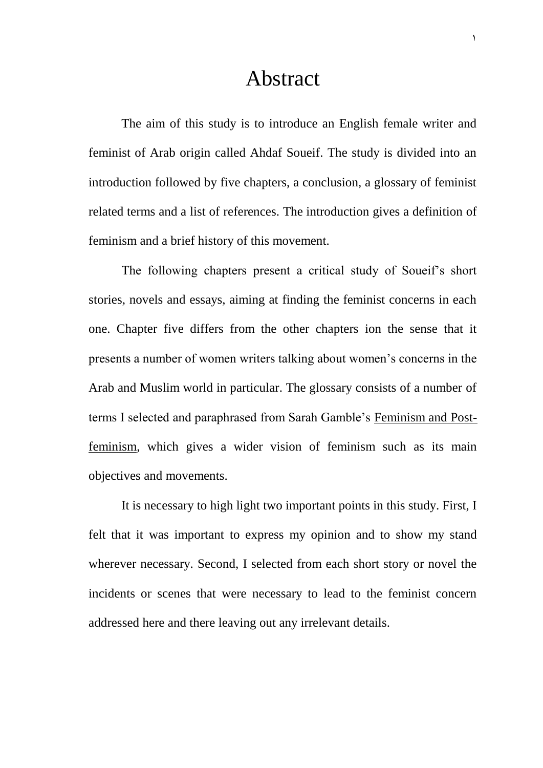# Abstract

The aim of this study is to introduce an English female writer and feminist of Arab origin called Ahdaf Soueif. The study is divided into an introduction followed by five chapters, a conclusion, a glossary of feminist related terms and a list of references. The introduction gives a definition of feminism and a brief history of this movement.

The following chapters present a critical study of Soueif's short stories, novels and essays, aiming at finding the feminist concerns in each one. Chapter five differs from the other chapters ion the sense that it presents a number of women writers talking about women's concerns in the Arab and Muslim world in particular. The glossary consists of a number of terms I selected and paraphrased from Sarah Gamble's Feminism and Post-feminism, which gives a wider vision of feminism such as its main objectives and movements.

It is necessary to high light two important points in this study. First, I felt that it was important to express my opinion and to show my stand wherever necessary. Second, I selected from each short story or novel the incidents or scenes that were necessary to lead to the feminist concern addressed here and there leaving out any irrelevant details.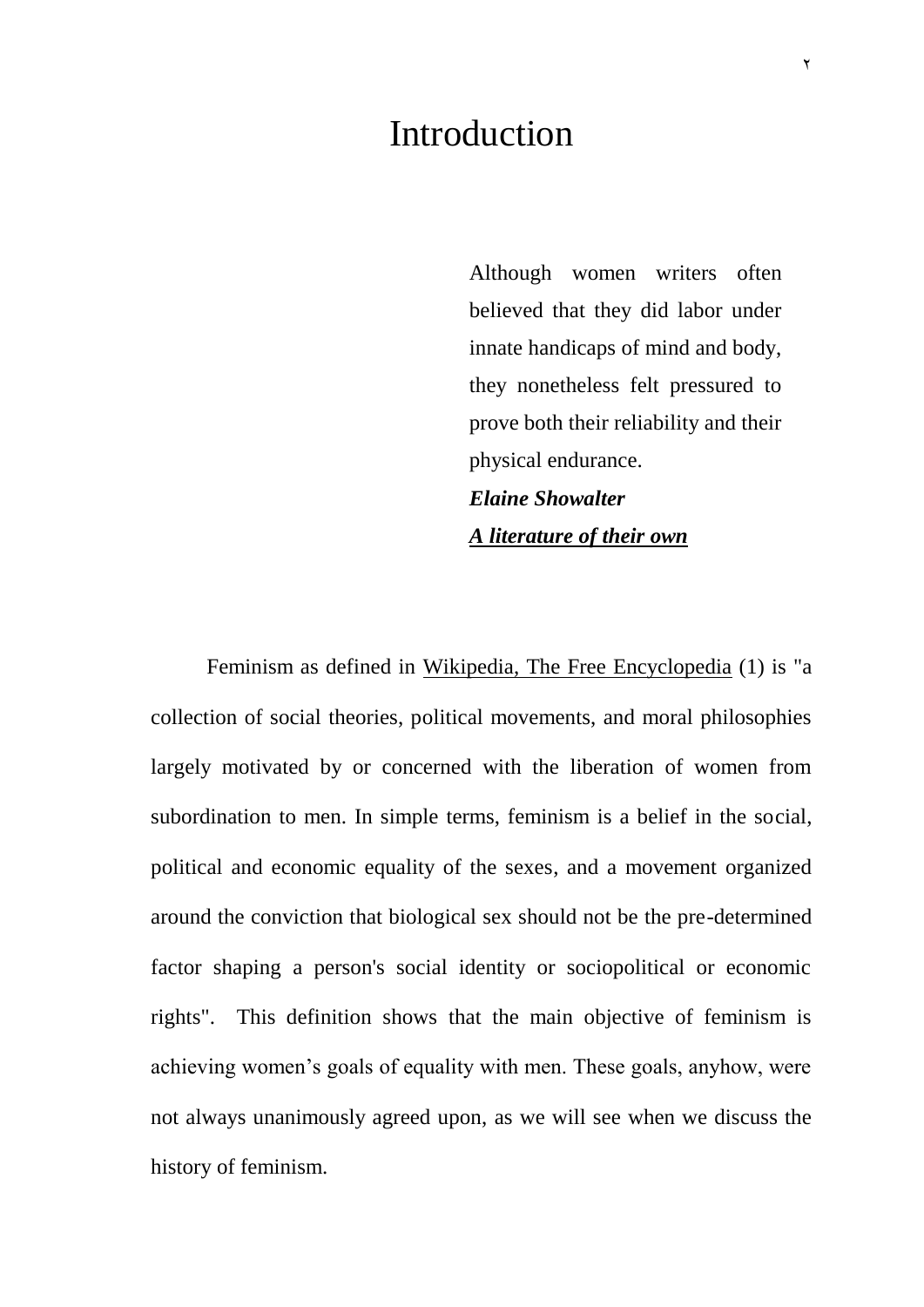# Introduction

> Although women writers often believed that they did labor under innate handicaps of mind and body, they nonetheless felt pressured to prove both their reliability and their physical endurance.
>
> ***Elaine Showalter***
>
> ***<u>A literature of their own</u>***

Feminism as defined in <u>Wikipedia, The Free Encyclopedia</u> (1) is "a collection of social theories, political movements, and moral philosophies largely motivated by or concerned with the liberation of women from subordination to men. In simple terms, feminism is a belief in the social, political and economic equality of the sexes, and a movement organized around the conviction that biological sex should not be the pre-determined factor shaping a person's social identity or sociopolitical or economic rights". This definition shows that the main objective of feminism is achieving women's goals of equality with men. These goals, anyhow, were not always unanimously agreed upon, as we will see when we discuss the history of feminism.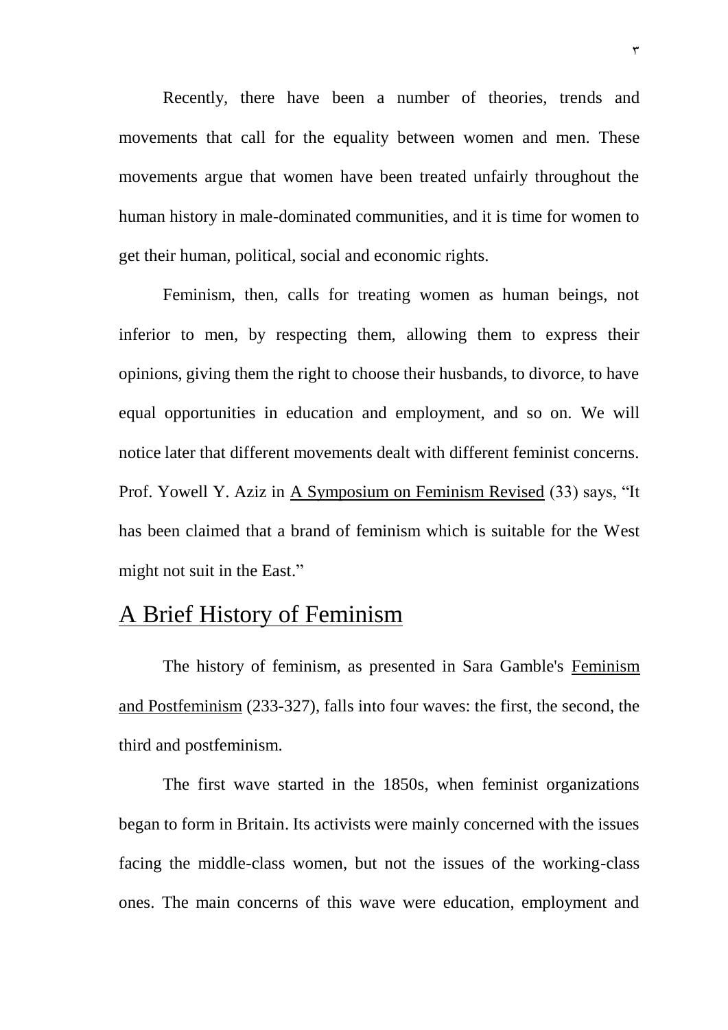Recently, there have been a number of theories, trends and movements that call for the equality between women and men. These movements argue that women have been treated unfairly throughout the human history in male-dominated communities, and it is time for women to get their human, political, social and economic rights.

Feminism, then, calls for treating women as human beings, not inferior to men, by respecting them, allowing them to express their opinions, giving them the right to choose their husbands, to divorce, to have equal opportunities in education and employment, and so on. We will notice later that different movements dealt with different feminist concerns. Prof. Yowell Y. Aziz in A Symposium on Feminism Revised (33) says, "It has been claimed that a brand of feminism which is suitable for the West might not suit in the East."

## A Brief History of Feminism

The history of feminism, as presented in Sara Gamble's Feminism and Postfeminism (233-327), falls into four waves: the first, the second, the third and postfeminism.

The first wave started in the 1850s, when feminist organizations began to form in Britain. Its activists were mainly concerned with the issues facing the middle-class women, but not the issues of the working-class ones. The main concerns of this wave were education, employment and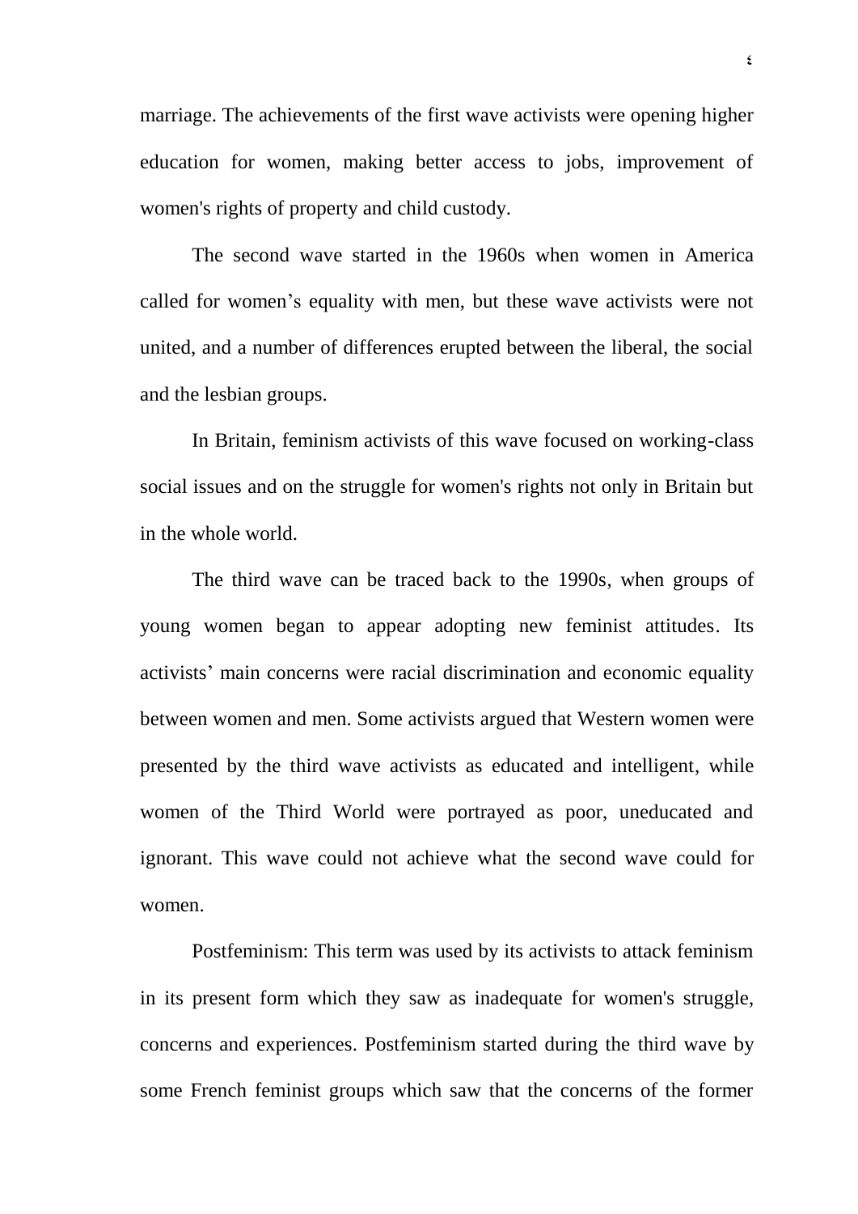marriage. The achievements of the first wave activists were opening higher education for women, making better access to jobs, improvement of women's rights of property and child custody.

The second wave started in the 1960s when women in America called for women's equality with men, but these wave activists were not united, and a number of differences erupted between the liberal, the social and the lesbian groups.

In Britain, feminism activists of this wave focused on working-class social issues and on the struggle for women's rights not only in Britain but in the whole world.

The third wave can be traced back to the 1990s, when groups of young women began to appear adopting new feminist attitudes. Its activists' main concerns were racial discrimination and economic equality between women and men. Some activists argued that Western women were presented by the third wave activists as educated and intelligent, while women of the Third World were portrayed as poor, uneducated and ignorant. This wave could not achieve what the second wave could for women.

Postfeminism: This term was used by its activists to attack feminism in its present form which they saw as inadequate for women's struggle, concerns and experiences. Postfeminism started during the third wave by some French feminist groups which saw that the concerns of the former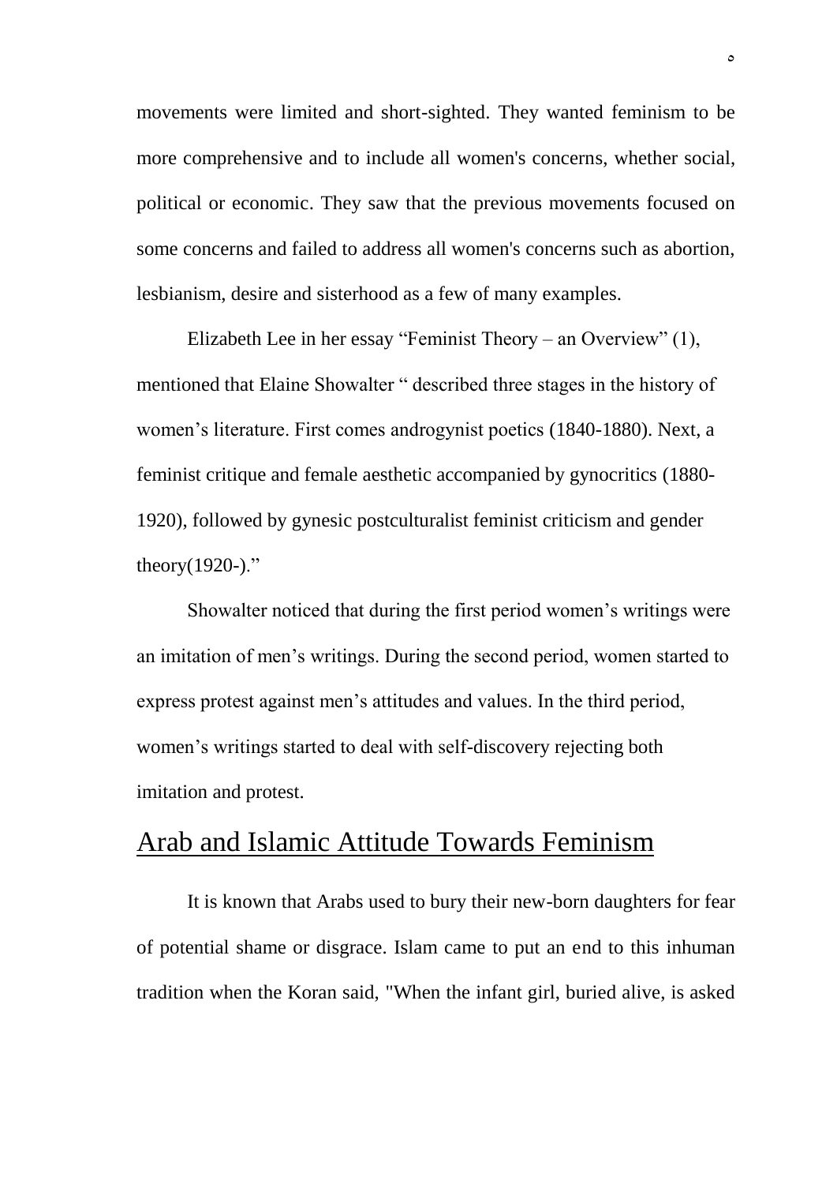movements were limited and short-sighted. They wanted feminism to be more comprehensive and to include all women's concerns, whether social, political or economic. They saw that the previous movements focused on some concerns and failed to address all women's concerns such as abortion, lesbianism, desire and sisterhood as a few of many examples.

Elizabeth Lee in her essay "Feminist Theory – an Overview" (1), mentioned that Elaine Showalter " described three stages in the history of women's literature. First comes androgynist poetics (1840-1880). Next, a feminist critique and female aesthetic accompanied by gynocritics (1880-1920), followed by gynesic postculturalist feminist criticism and gender theory(1920-)."

Showalter noticed that during the first period women's writings were an imitation of men's writings. During the second period, women started to express protest against men's attitudes and values. In the third period, women's writings started to deal with self-discovery rejecting both imitation and protest.

## Arab and Islamic Attitude Towards Feminism

It is known that Arabs used to bury their new-born daughters for fear of potential shame or disgrace. Islam came to put an end to this inhuman tradition when the Koran said, "When the infant girl, buried alive, is asked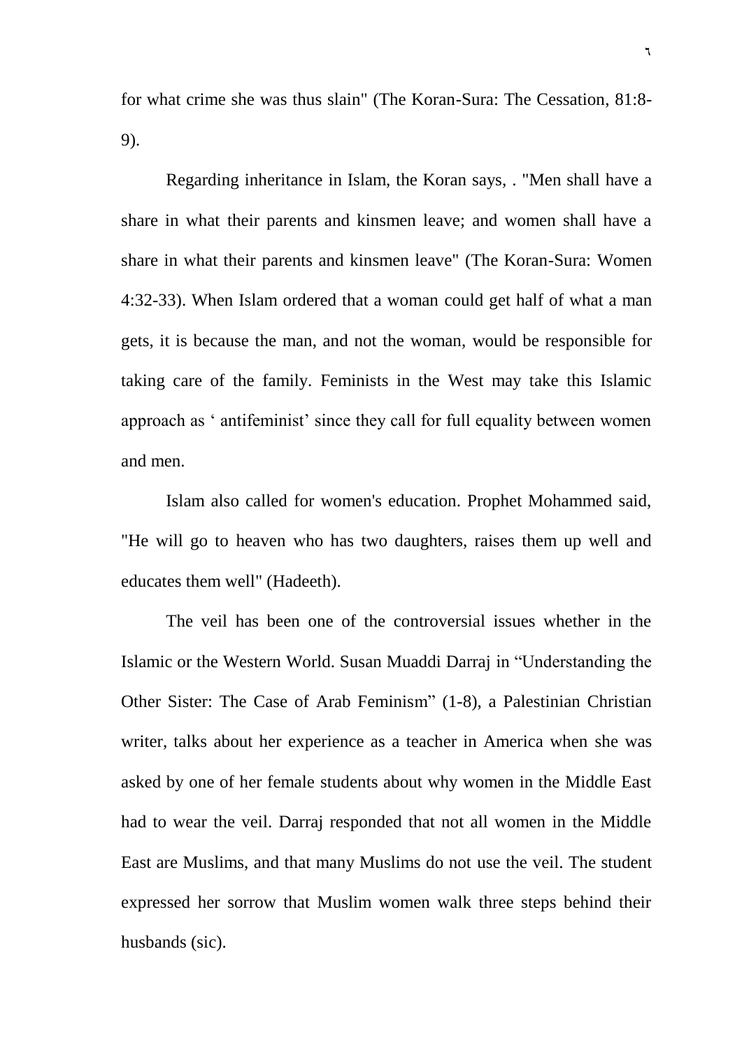for what crime she was thus slain" (The Koran-Sura: The Cessation, 81:8-9).

Regarding inheritance in Islam, the Koran says, . "Men shall have a share in what their parents and kinsmen leave; and women shall have a share in what their parents and kinsmen leave" (The Koran-Sura: Women 4:32-33). When Islam ordered that a woman could get half of what a man gets, it is because the man, and not the woman, would be responsible for taking care of the family. Feminists in the West may take this Islamic approach as ' antifeminist' since they call for full equality between women and men.

Islam also called for women's education. Prophet Mohammed said, "He will go to heaven who has two daughters, raises them up well and educates them well" (Hadeeth).

The veil has been one of the controversial issues whether in the Islamic or the Western World. Susan Muaddi Darraj in "Understanding the Other Sister: The Case of Arab Feminism" (1-8), a Palestinian Christian writer, talks about her experience as a teacher in America when she was asked by one of her female students about why women in the Middle East had to wear the veil. Darraj responded that not all women in the Middle East are Muslims, and that many Muslims do not use the veil. The student expressed her sorrow that Muslim women walk three steps behind their husbands (sic).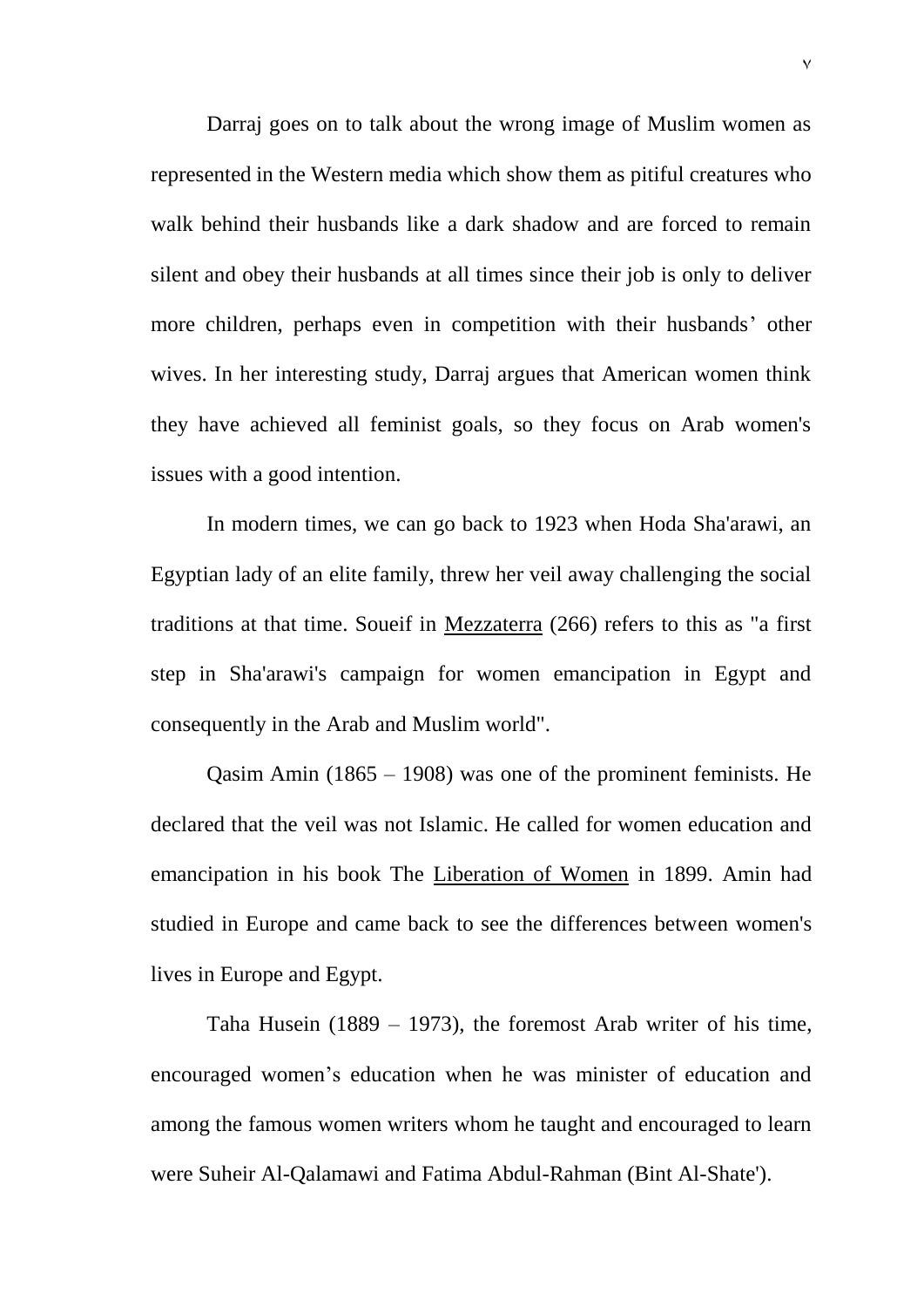Darraj goes on to talk about the wrong image of Muslim women as represented in the Western media which show them as pitiful creatures who walk behind their husbands like a dark shadow and are forced to remain silent and obey their husbands at all times since their job is only to deliver more children, perhaps even in competition with their husbands' other wives. In her interesting study, Darraj argues that American women think they have achieved all feminist goals, so they focus on Arab women's issues with a good intention.

In modern times, we can go back to 1923 when Hoda Sha'arawi, an Egyptian lady of an elite family, threw her veil away challenging the social traditions at that time. Soueif in Mezzaterra (266) refers to this as "a first step in Sha'arawi's campaign for women emancipation in Egypt and consequently in the Arab and Muslim world".

Qasim Amin (1865 – 1908) was one of the prominent feminists. He declared that the veil was not Islamic. He called for women education and emancipation in his book The Liberation of Women in 1899. Amin had studied in Europe and came back to see the differences between women's lives in Europe and Egypt.

Taha Husein (1889 – 1973), the foremost Arab writer of his time, encouraged women's education when he was minister of education and among the famous women writers whom he taught and encouraged to learn were Suheir Al-Qalamawi and Fatima Abdul-Rahman (Bint Al-Shate').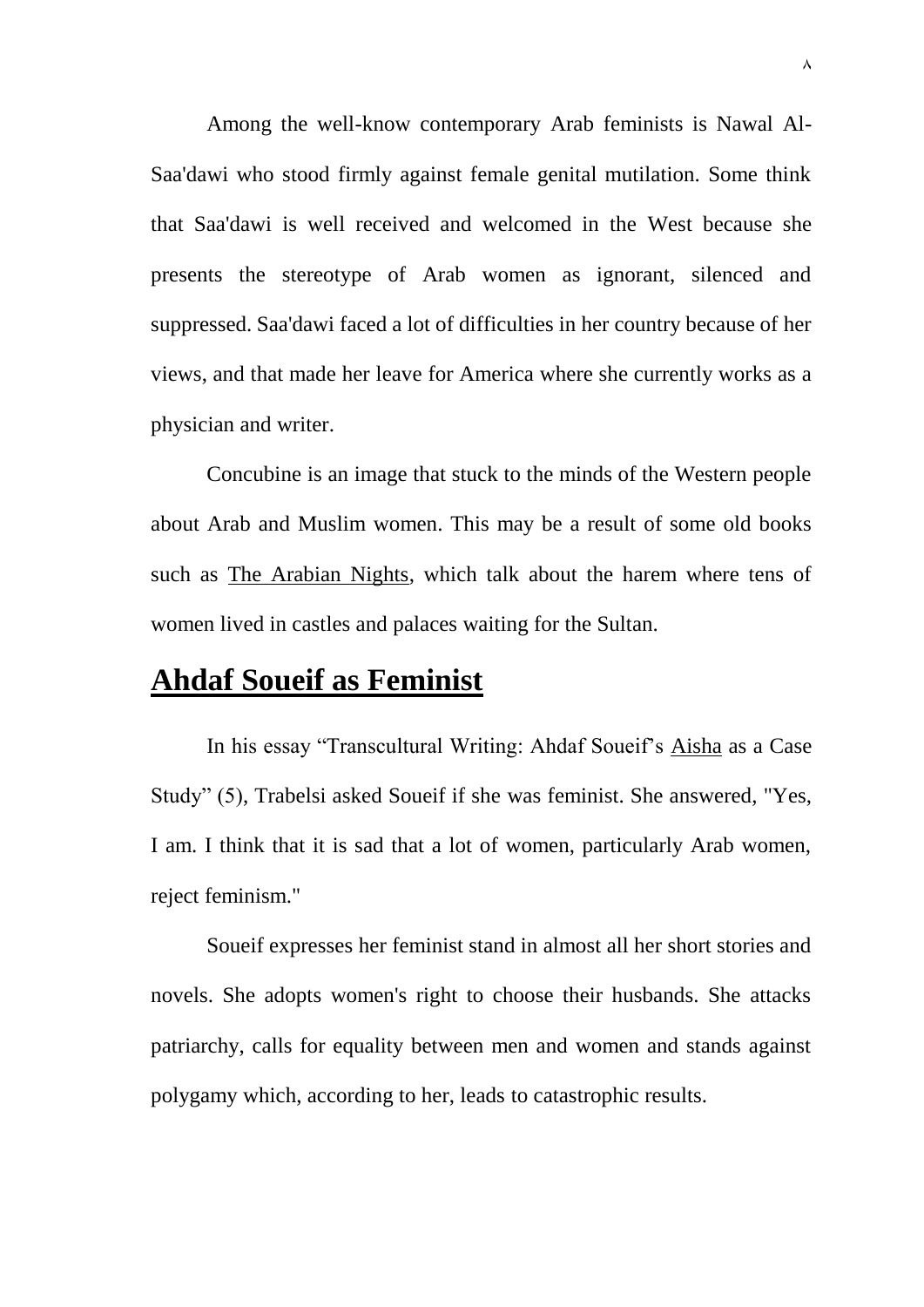Among the well-know contemporary Arab feminists is Nawal Al-Saa'dawi who stood firmly against female genital mutilation. Some think that Saa'dawi is well received and welcomed in the West because she presents the stereotype of Arab women as ignorant, silenced and suppressed. Saa'dawi faced a lot of difficulties in her country because of her views, and that made her leave for America where she currently works as a physician and writer.

Concubine is an image that stuck to the minds of the Western people about Arab and Muslim women. This may be a result of some old books such as The Arabian Nights, which talk about the harem where tens of women lived in castles and palaces waiting for the Sultan.

## Ahdaf Soueif as Feminist

In his essay “Transcultural Writing: Ahdaf Soueif’s Aisha as a Case Study” (5), Trabelsi asked Soueif if she was feminist. She answered, "Yes, I am. I think that it is sad that a lot of women, particularly Arab women, reject feminism."

Soueif expresses her feminist stand in almost all her short stories and novels. She adopts women's right to choose their husbands. She attacks patriarchy, calls for equality between men and women and stands against polygamy which, according to her, leads to catastrophic results.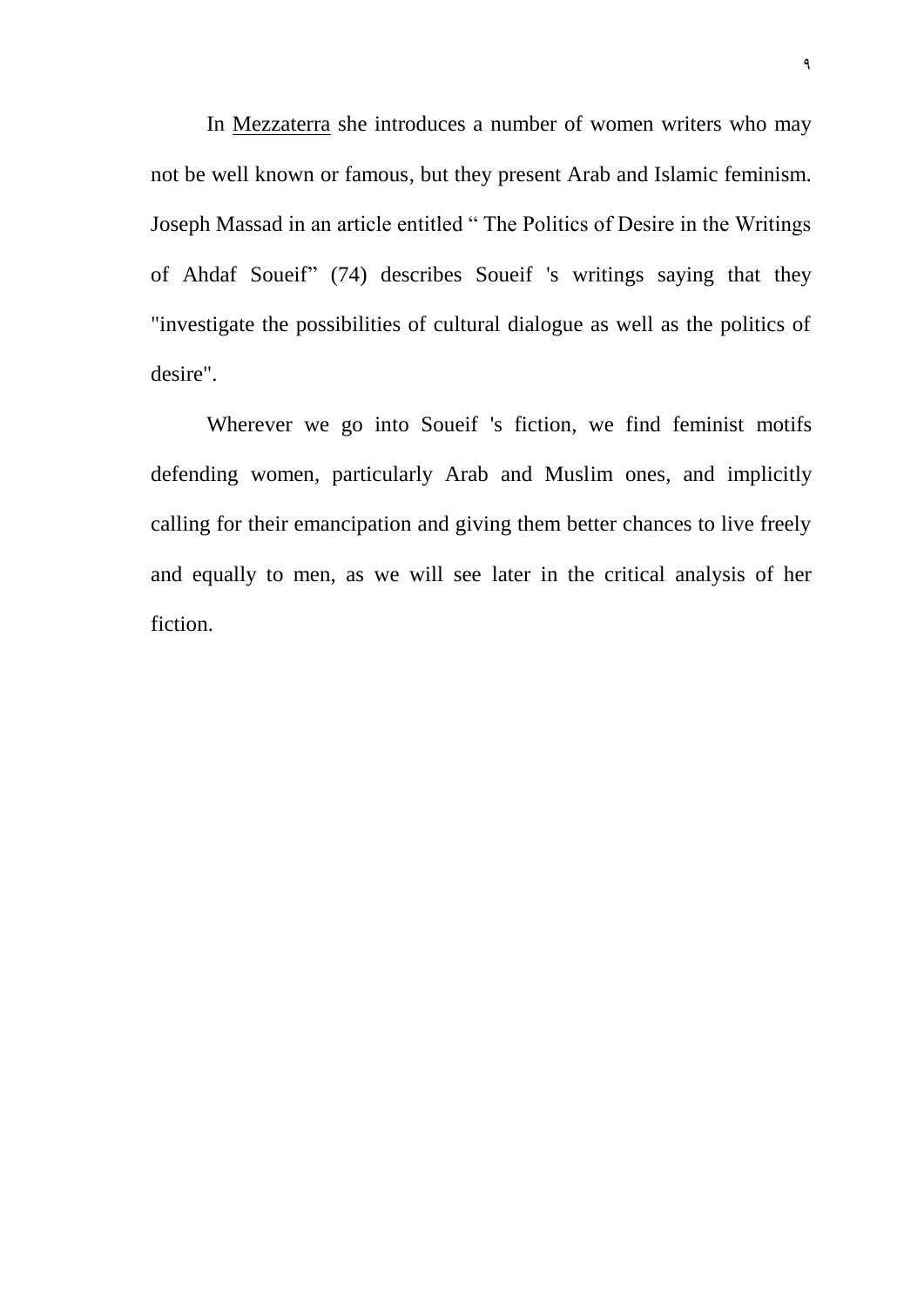In Mezzaterra she introduces a number of women writers who may not be well known or famous, but they present Arab and Islamic feminism. Joseph Massad in an article entitled " The Politics of Desire in the Writings of Ahdaf Soueif" (74) describes Soueif 's writings saying that they "investigate the possibilities of cultural dialogue as well as the politics of desire".

Wherever we go into Soueif 's fiction, we find feminist motifs defending women, particularly Arab and Muslim ones, and implicitly calling for their emancipation and giving them better chances to live freely and equally to men, as we will see later in the critical analysis of her fiction.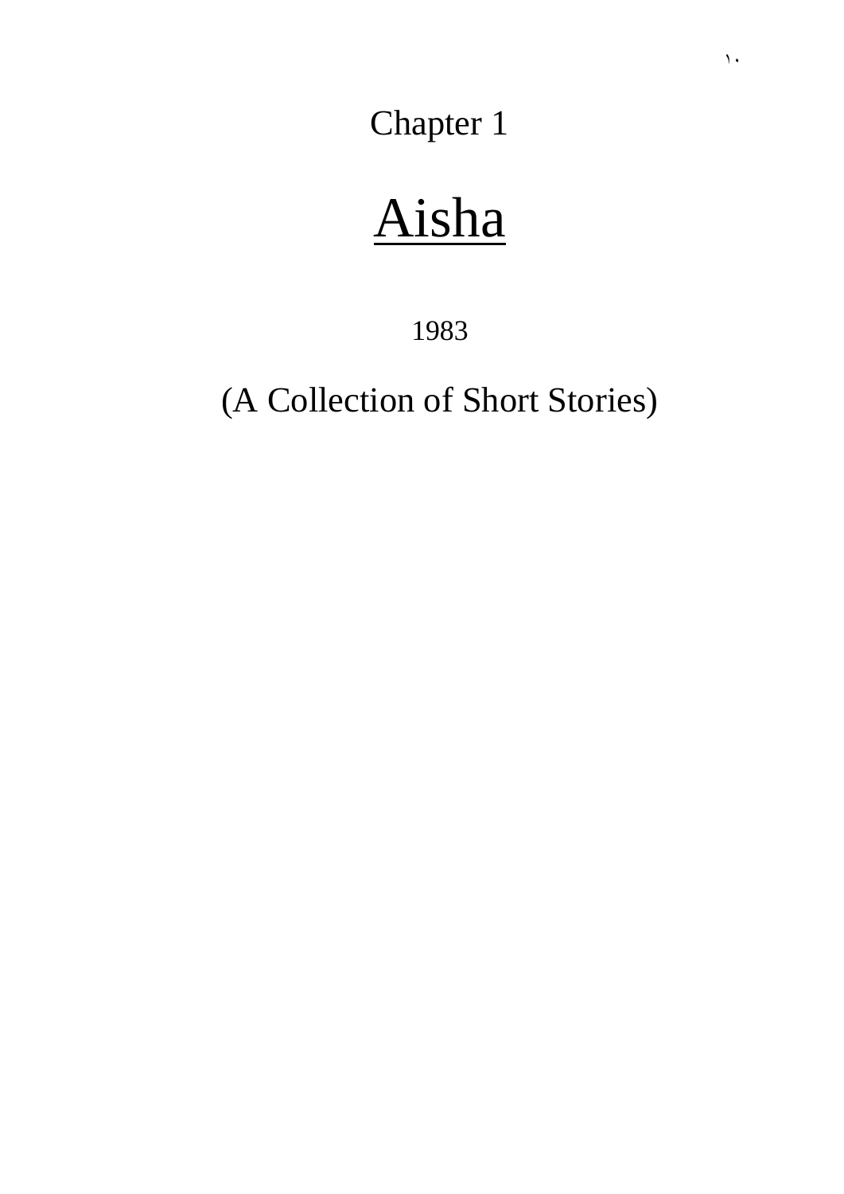# Chapter 1

# Aisha

1983

(A Collection of Short Stories)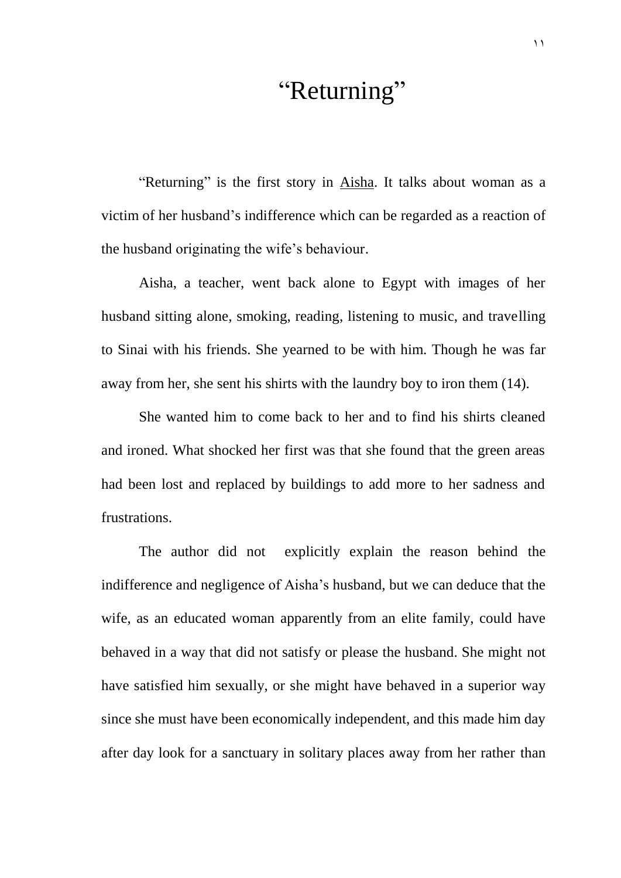# "Returning"

"Returning" is the first story in Aisha. It talks about woman as a victim of her husband's indifference which can be regarded as a reaction of the husband originating the wife's behaviour.

Aisha, a teacher, went back alone to Egypt with images of her husband sitting alone, smoking, reading, listening to music, and travelling to Sinai with his friends. She yearned to be with him. Though he was far away from her, she sent his shirts with the laundry boy to iron them (14).

She wanted him to come back to her and to find his shirts cleaned and ironed. What shocked her first was that she found that the green areas had been lost and replaced by buildings to add more to her sadness and frustrations.

The author did not explicitly explain the reason behind the indifference and negligence of Aisha's husband, but we can deduce that the wife, as an educated woman apparently from an elite family, could have behaved in a way that did not satisfy or please the husband. She might not have satisfied him sexually, or she might have behaved in a superior way since she must have been economically independent, and this made him day after day look for a sanctuary in solitary places away from her rather than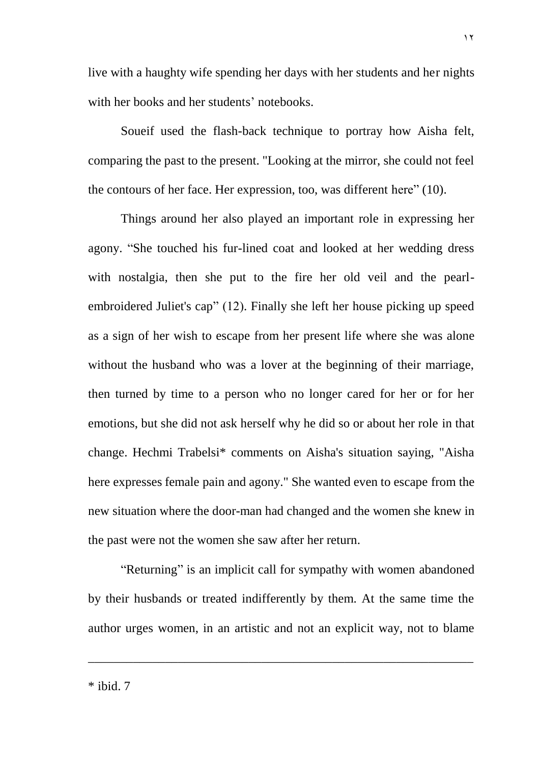live with a haughty wife spending her days with her students and her nights with her books and her students' notebooks.

Soueif used the flash-back technique to portray how Aisha felt, comparing the past to the present. "Looking at the mirror, she could not feel the contours of her face. Her expression, too, was different here" (10).

Things around her also played an important role in expressing her agony. "She touched his fur-lined coat and looked at her wedding dress with nostalgia, then she put to the fire her old veil and the pearl-embroidered Juliet's cap" (12). Finally she left her house picking up speed as a sign of her wish to escape from her present life where she was alone without the husband who was a lover at the beginning of their marriage, then turned by time to a person who no longer cared for her or for her emotions, but she did not ask herself why he did so or about her role in that change. Hechmi Trabelsi* comments on Aisha's situation saying, "Aisha here expresses female pain and agony." She wanted even to escape from the new situation where the door-man had changed and the women she knew in the past were not the women she saw after her return.

"Returning" is an implicit call for sympathy with women abandoned by their husbands or treated indifferently by them. At the same time the author urges women, in an artistic and not an explicit way, not to blame

---

* ibid. 7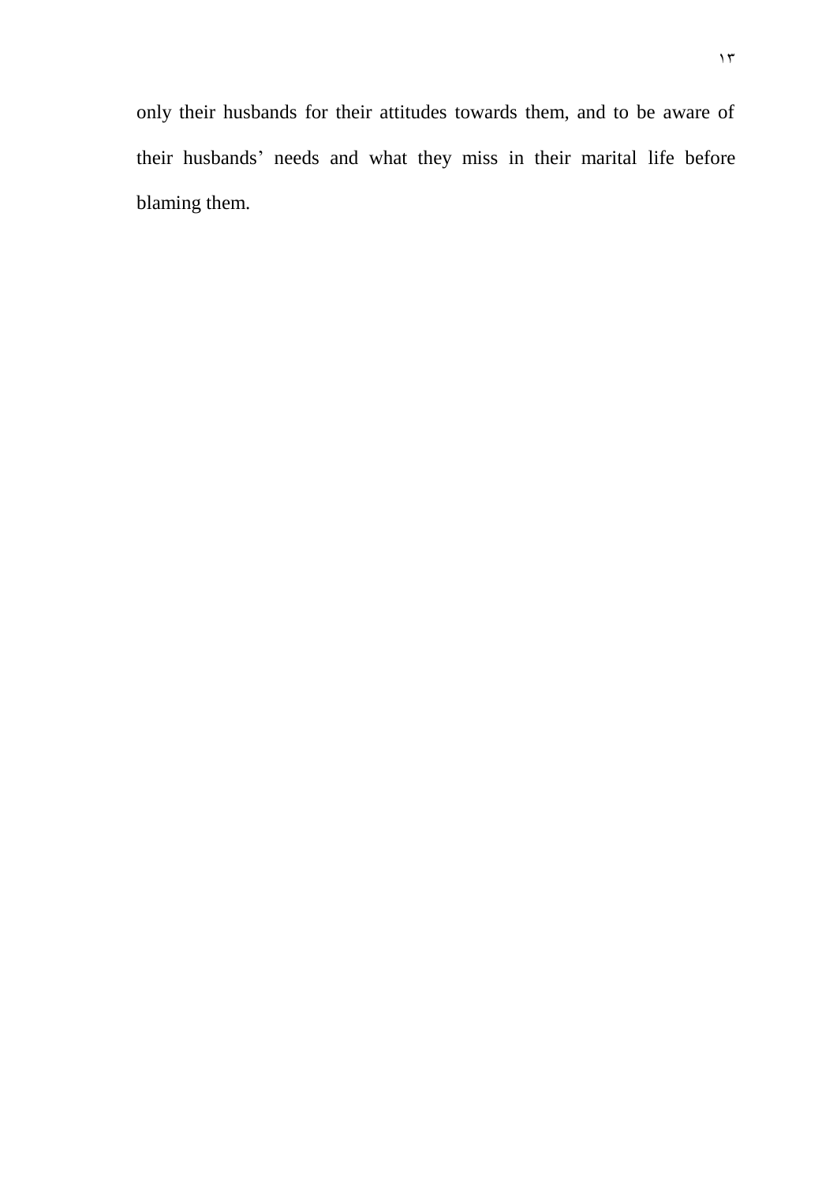only their husbands for their attitudes towards them, and to be aware of their husbands' needs and what they miss in their marital life before blaming them.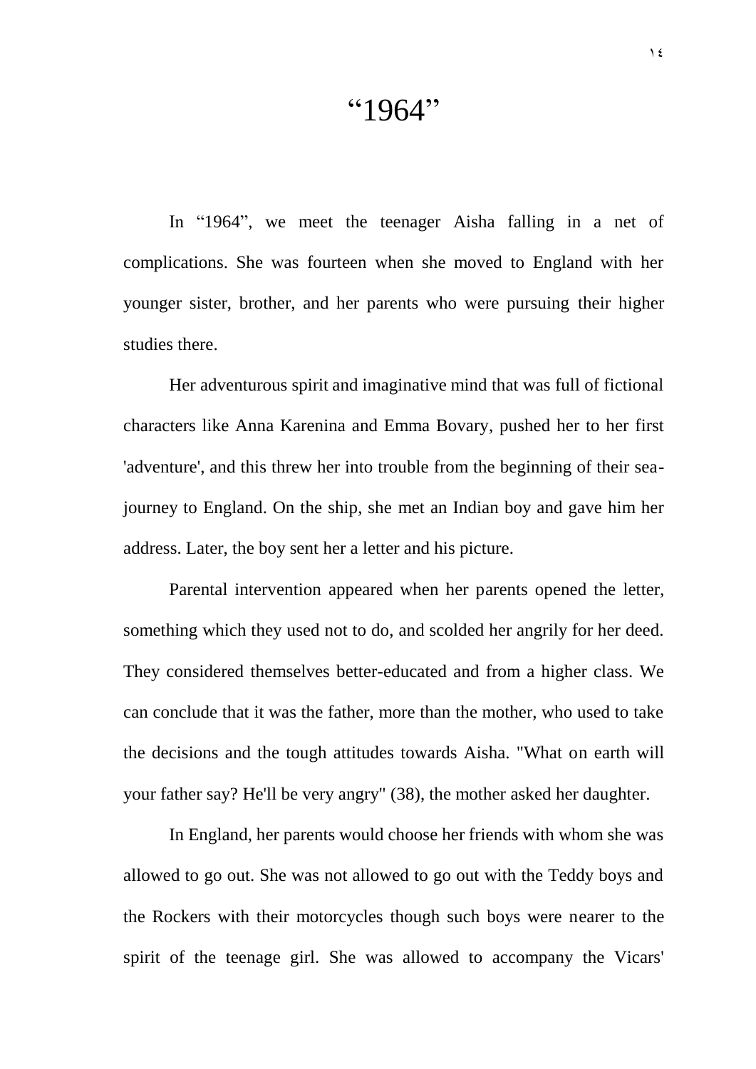# "1964"

In "1964", we meet the teenager Aisha falling in a net of complications. She was fourteen when she moved to England with her younger sister, brother, and her parents who were pursuing their higher studies there.

Her adventurous spirit and imaginative mind that was full of fictional characters like Anna Karenina and Emma Bovary, pushed her to her first 'adventure', and this threw her into trouble from the beginning of their sea-journey to England. On the ship, she met an Indian boy and gave him her address. Later, the boy sent her a letter and his picture.

Parental intervention appeared when her parents opened the letter, something which they used not to do, and scolded her angrily for her deed. They considered themselves better-educated and from a higher class. We can conclude that it was the father, more than the mother, who used to take the decisions and the tough attitudes towards Aisha. "What on earth will your father say? He'll be very angry" (38), the mother asked her daughter.

In England, her parents would choose her friends with whom she was allowed to go out. She was not allowed to go out with the Teddy boys and the Rockers with their motorcycles though such boys were nearer to the spirit of the teenage girl. She was allowed to accompany the Vicars'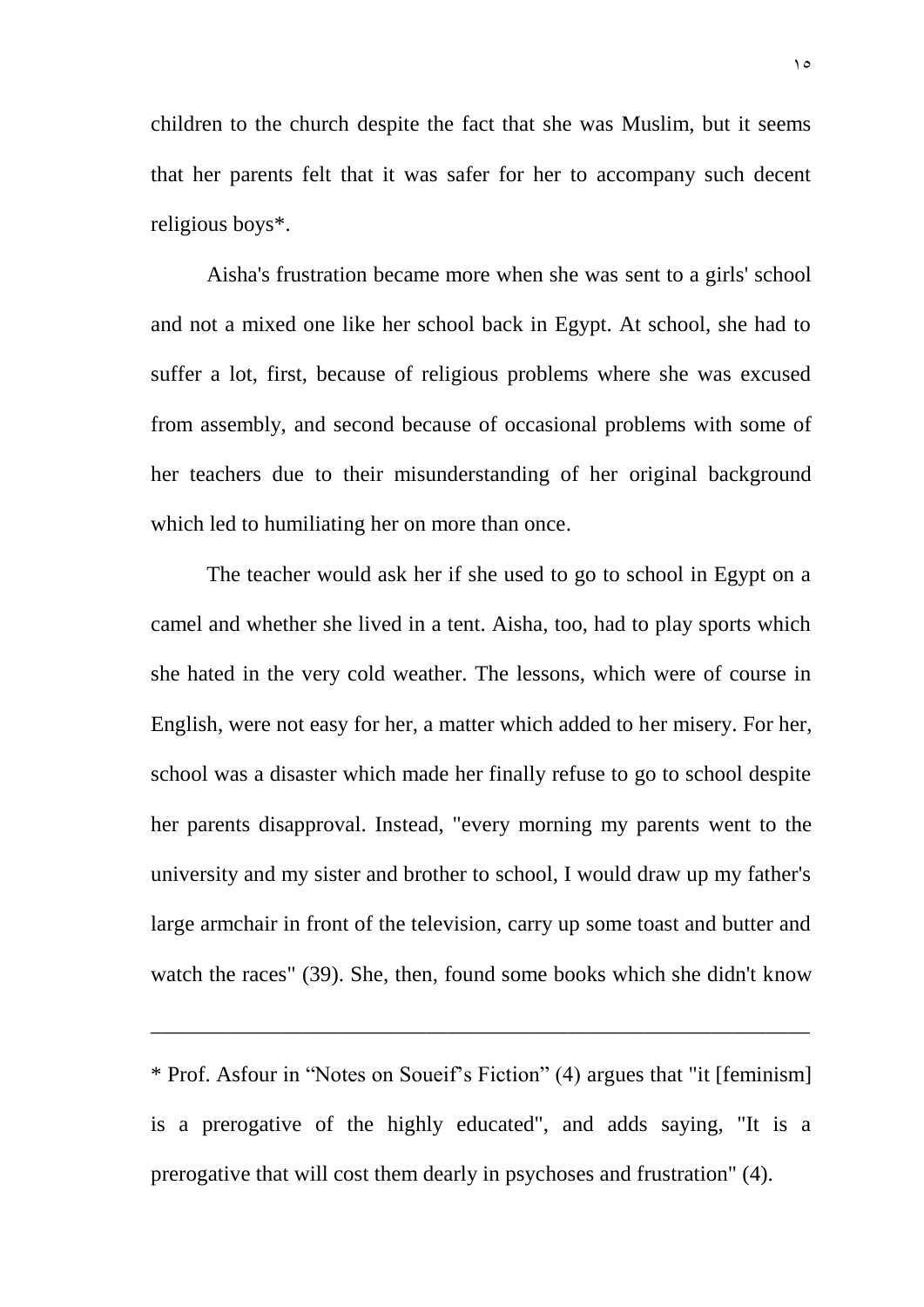children to the church despite the fact that she was Muslim, but it seems that her parents felt that it was safer for her to accompany such decent religious boys*.

Aisha's frustration became more when she was sent to a girls' school and not a mixed one like her school back in Egypt. At school, she had to suffer a lot, first, because of religious problems where she was excused from assembly, and second because of occasional problems with some of her teachers due to their misunderstanding of her original background which led to humiliating her on more than once.

The teacher would ask her if she used to go to school in Egypt on a camel and whether she lived in a tent. Aisha, too, had to play sports which she hated in the very cold weather. The lessons, which were of course in English, were not easy for her, a matter which added to her misery. For her, school was a disaster which made her finally refuse to go to school despite her parents disapproval. Instead, "every morning my parents went to the university and my sister and brother to school, I would draw up my father's large armchair in front of the television, carry up some toast and butter and watch the races" (39). She, then, found some books which she didn't know

---

* Prof. Asfour in "Notes on Soueif's Fiction" (4) argues that "it [feminism] is a prerogative of the highly educated", and adds saying, "It is a prerogative that will cost them dearly in psychoses and frustration" (4).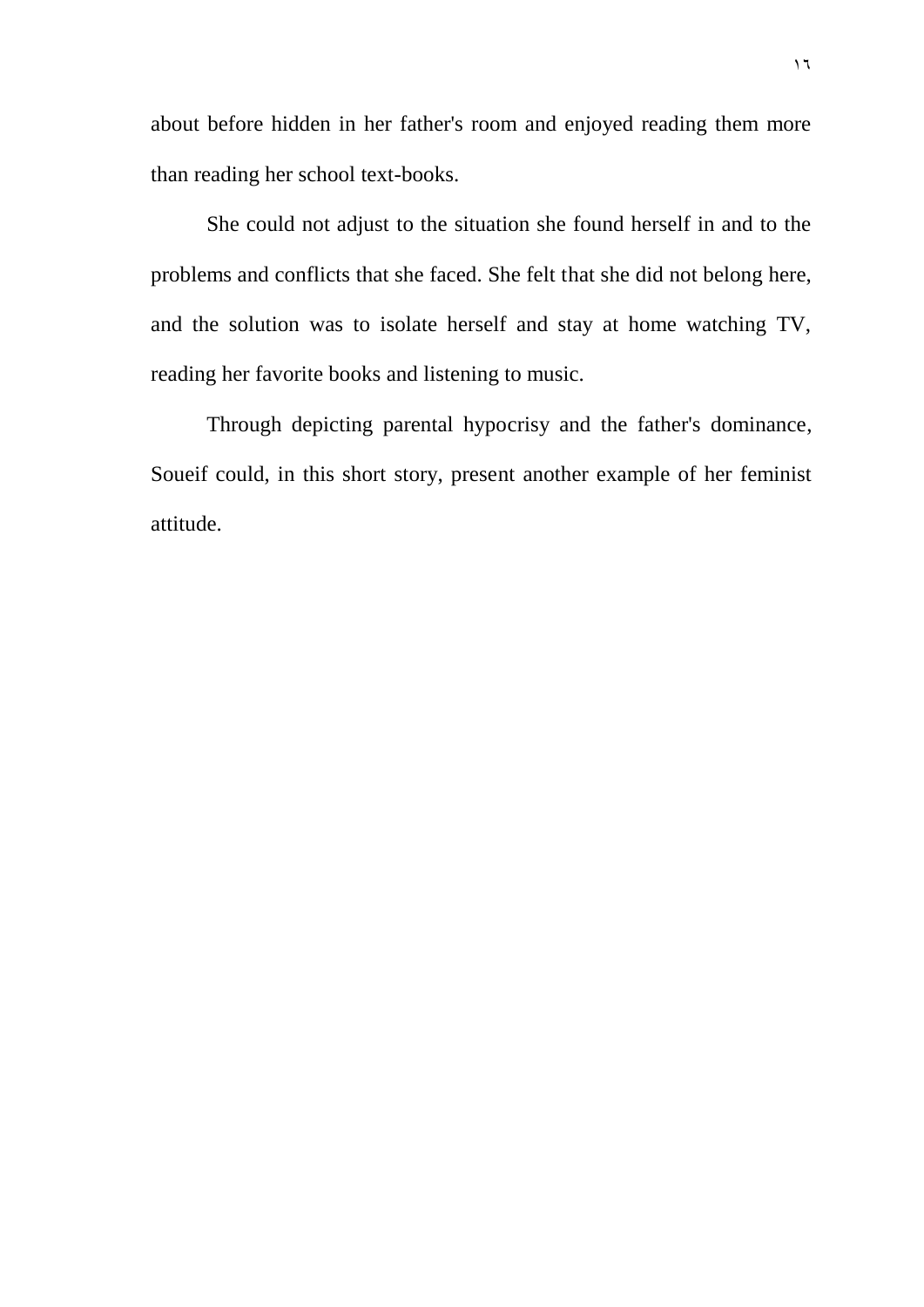about before hidden in her father's room and enjoyed reading them more than reading her school text-books.

She could not adjust to the situation she found herself in and to the problems and conflicts that she faced. She felt that she did not belong here, and the solution was to isolate herself and stay at home watching TV, reading her favorite books and listening to music.

Through depicting parental hypocrisy and the father's dominance, Soueif could, in this short story, present another example of her feminist attitude.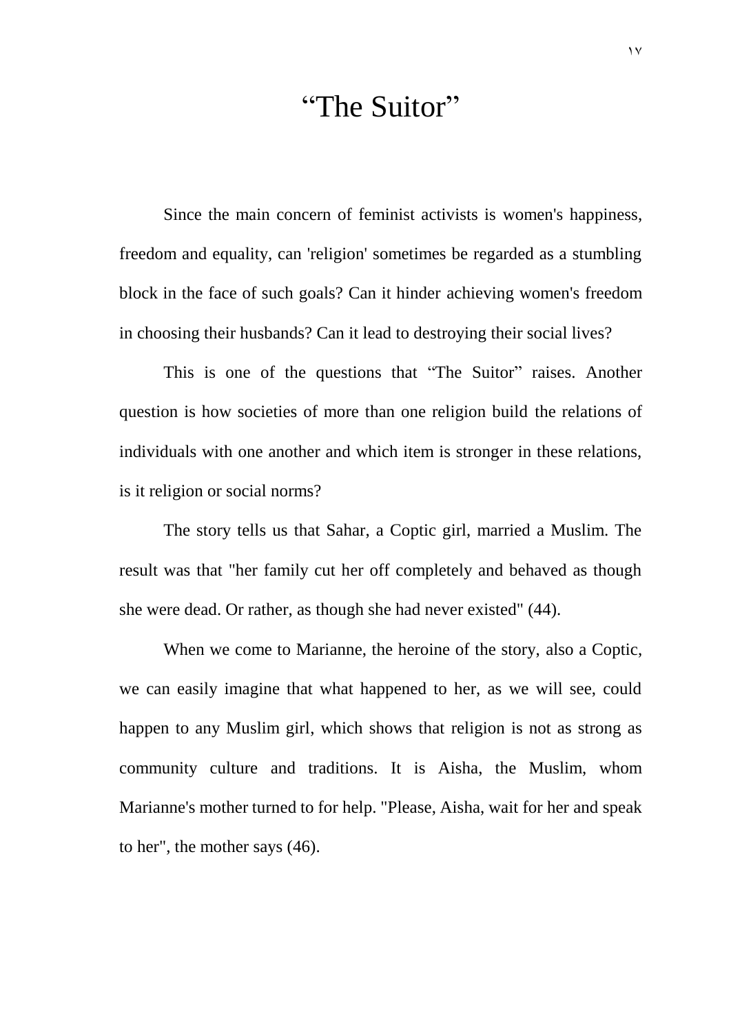# “The Suitor”

Since the main concern of feminist activists is women's happiness, freedom and equality, can 'religion' sometimes be regarded as a stumbling block in the face of such goals? Can it hinder achieving women's freedom in choosing their husbands? Can it lead to destroying their social lives?

This is one of the questions that “The Suitor” raises. Another question is how societies of more than one religion build the relations of individuals with one another and which item is stronger in these relations, is it religion or social norms?

The story tells us that Sahar, a Coptic girl, married a Muslim. The result was that "her family cut her off completely and behaved as though she were dead. Or rather, as though she had never existed" (44).

When we come to Marianne, the heroine of the story, also a Coptic, we can easily imagine that what happened to her, as we will see, could happen to any Muslim girl, which shows that religion is not as strong as community culture and traditions. It is Aisha, the Muslim, whom Marianne's mother turned to for help. "Please, Aisha, wait for her and speak to her", the mother says (46).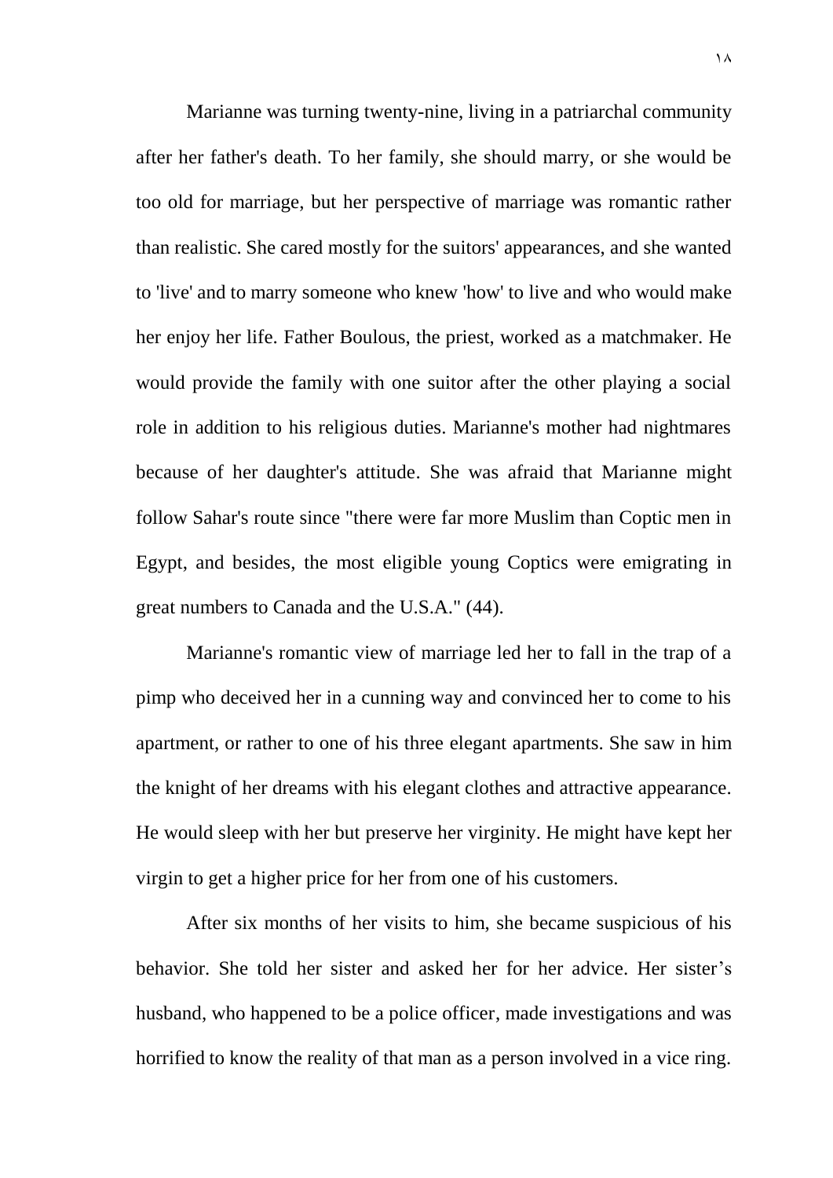Marianne was turning twenty-nine, living in a patriarchal community after her father's death. To her family, she should marry, or she would be too old for marriage, but her perspective of marriage was romantic rather than realistic. She cared mostly for the suitors' appearances, and she wanted to 'live' and to marry someone who knew 'how' to live and who would make her enjoy her life. Father Boulous, the priest, worked as a matchmaker. He would provide the family with one suitor after the other playing a social role in addition to his religious duties. Marianne's mother had nightmares because of her daughter's attitude. She was afraid that Marianne might follow Sahar's route since "there were far more Muslim than Coptic men in Egypt, and besides, the most eligible young Coptics were emigrating in great numbers to Canada and the U.S.A." (44).

Marianne's romantic view of marriage led her to fall in the trap of a pimp who deceived her in a cunning way and convinced her to come to his apartment, or rather to one of his three elegant apartments. She saw in him the knight of her dreams with his elegant clothes and attractive appearance. He would sleep with her but preserve her virginity. He might have kept her virgin to get a higher price for her from one of his customers.

After six months of her visits to him, she became suspicious of his behavior. She told her sister and asked her for her advice. Her sister's husband, who happened to be a police officer, made investigations and was horrified to know the reality of that man as a person involved in a vice ring.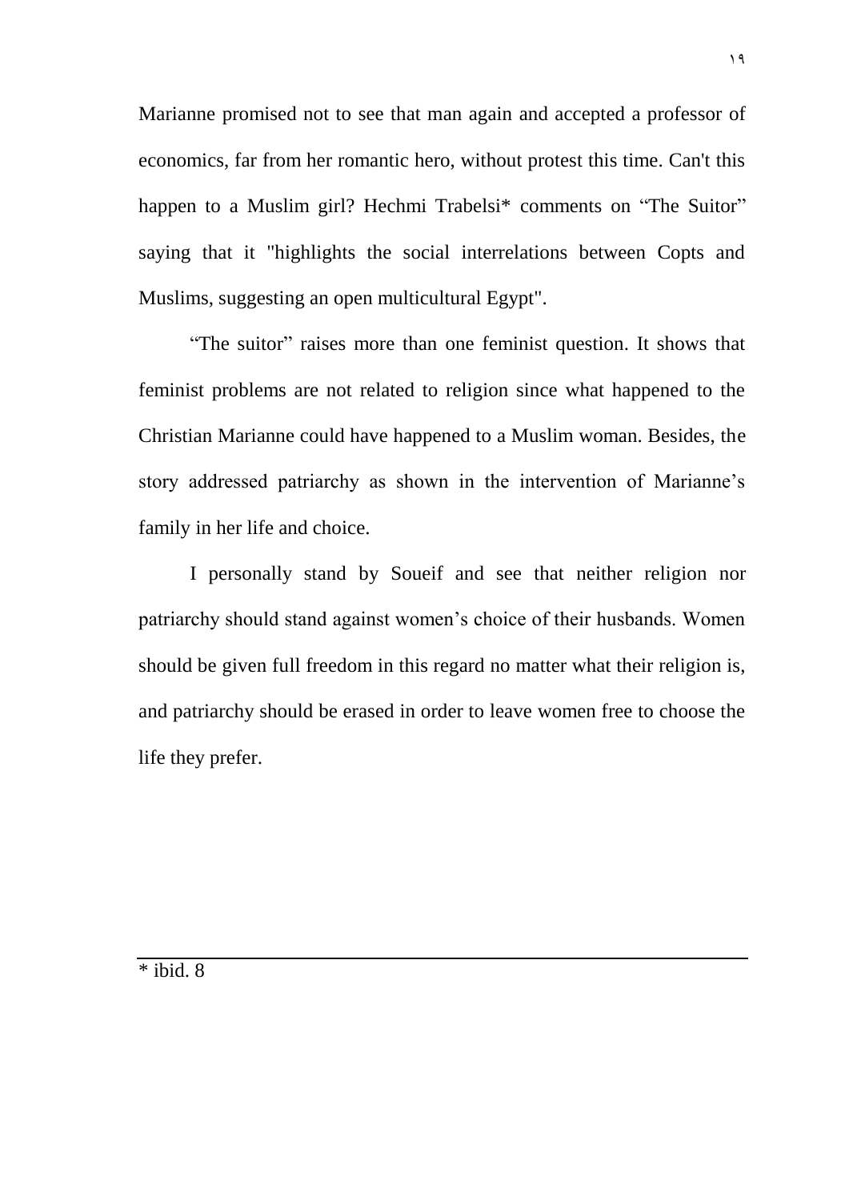Marianne promised not to see that man again and accepted a professor of economics, far from her romantic hero, without protest this time. Can't this happen to a Muslim girl? Hechmi Trabelsi* comments on “The Suitor” saying that it "highlights the social interrelations between Copts and Muslims, suggesting an open multicultural Egypt".

“The suitor” raises more than one feminist question. It shows that feminist problems are not related to religion since what happened to the Christian Marianne could have happened to a Muslim woman. Besides, the story addressed patriarchy as shown in the intervention of Marianne’s family in her life and choice.

I personally stand by Soueif and see that neither religion nor patriarchy should stand against women’s choice of their husbands. Women should be given full freedom in this regard no matter what their religion is, and patriarchy should be erased in order to leave women free to choose the life they prefer.

---

* ibid. 8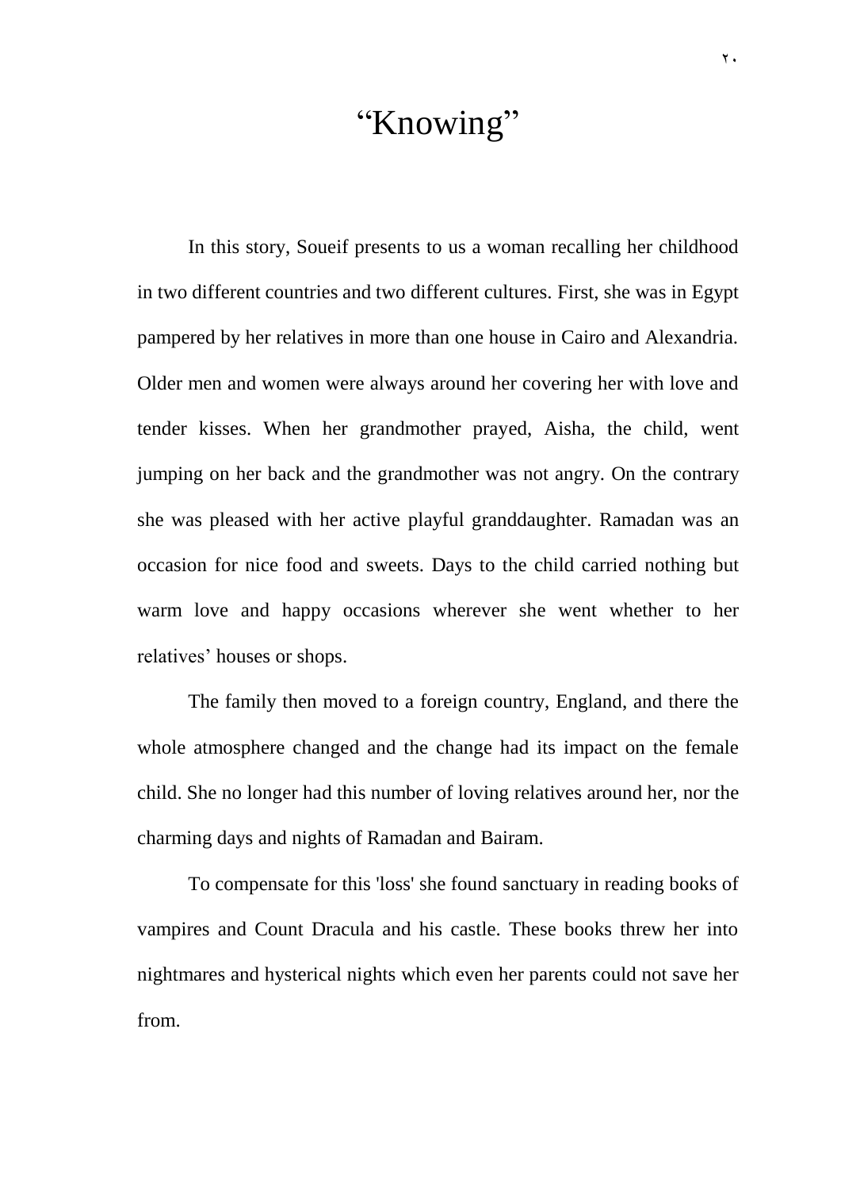# "Knowing"

In this story, Soueif presents to us a woman recalling her childhood in two different countries and two different cultures. First, she was in Egypt pampered by her relatives in more than one house in Cairo and Alexandria. Older men and women were always around her covering her with love and tender kisses. When her grandmother prayed, Aisha, the child, went jumping on her back and the grandmother was not angry. On the contrary she was pleased with her active playful granddaughter. Ramadan was an occasion for nice food and sweets. Days to the child carried nothing but warm love and happy occasions wherever she went whether to her relatives' houses or shops.

The family then moved to a foreign country, England, and there the whole atmosphere changed and the change had its impact on the female child. She no longer had this number of loving relatives around her, nor the charming days and nights of Ramadan and Bairam.

To compensate for this 'loss' she found sanctuary in reading books of vampires and Count Dracula and his castle. These books threw her into nightmares and hysterical nights which even her parents could not save her from.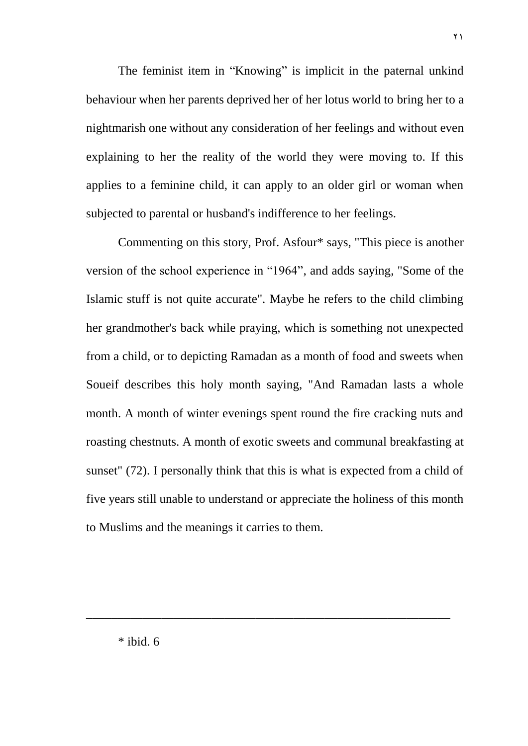The feminist item in "Knowing" is implicit in the paternal unkind behaviour when her parents deprived her of her lotus world to bring her to a nightmarish one without any consideration of her feelings and without even explaining to her the reality of the world they were moving to. If this applies to a feminine child, it can apply to an older girl or woman when subjected to parental or husband's indifference to her feelings.

Commenting on this story, Prof. Asfour* says, "This piece is another version of the school experience in "1964", and adds saying, "Some of the Islamic stuff is not quite accurate". Maybe he refers to the child climbing her grandmother's back while praying, which is something not unexpected from a child, or to depicting Ramadan as a month of food and sweets when Soueif describes this holy month saying, "And Ramadan lasts a whole month. A month of winter evenings spent round the fire cracking nuts and roasting chestnuts. A month of exotic sweets and communal breakfasting at sunset" (72). I personally think that this is what is expected from a child of five years still unable to understand or appreciate the holiness of this month to Muslims and the meanings it carries to them.

---

* ibid. 6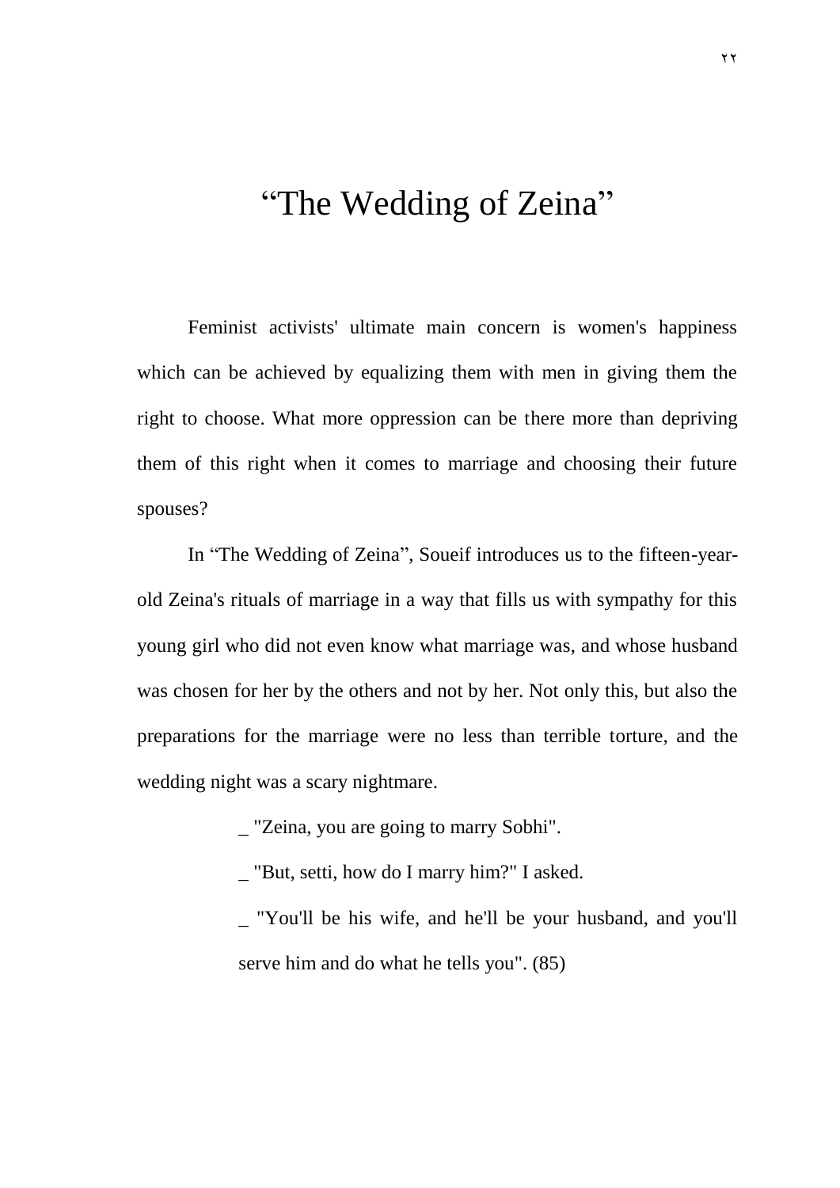# “The Wedding of Zeina”

Feminist activists' ultimate main concern is women's happiness which can be achieved by equalizing them with men in giving them the right to choose. What more oppression can be there more than depriving them of this right when it comes to marriage and choosing their future spouses?

In “The Wedding of Zeina”, Soueif introduces us to the fifteen-year-old Zeina's rituals of marriage in a way that fills us with sympathy for this young girl who did not even know what marriage was, and whose husband was chosen for her by the others and not by her. Not only this, but also the preparations for the marriage were no less than terrible torture, and the wedding night was a scary nightmare.

> _ "Zeina, you are going to marry Sobhi".
>
> _ "But, setti, how do I marry him?" I asked.
>
> _ "You'll be his wife, and he'll be your husband, and you'll serve him and do what he tells you". (85)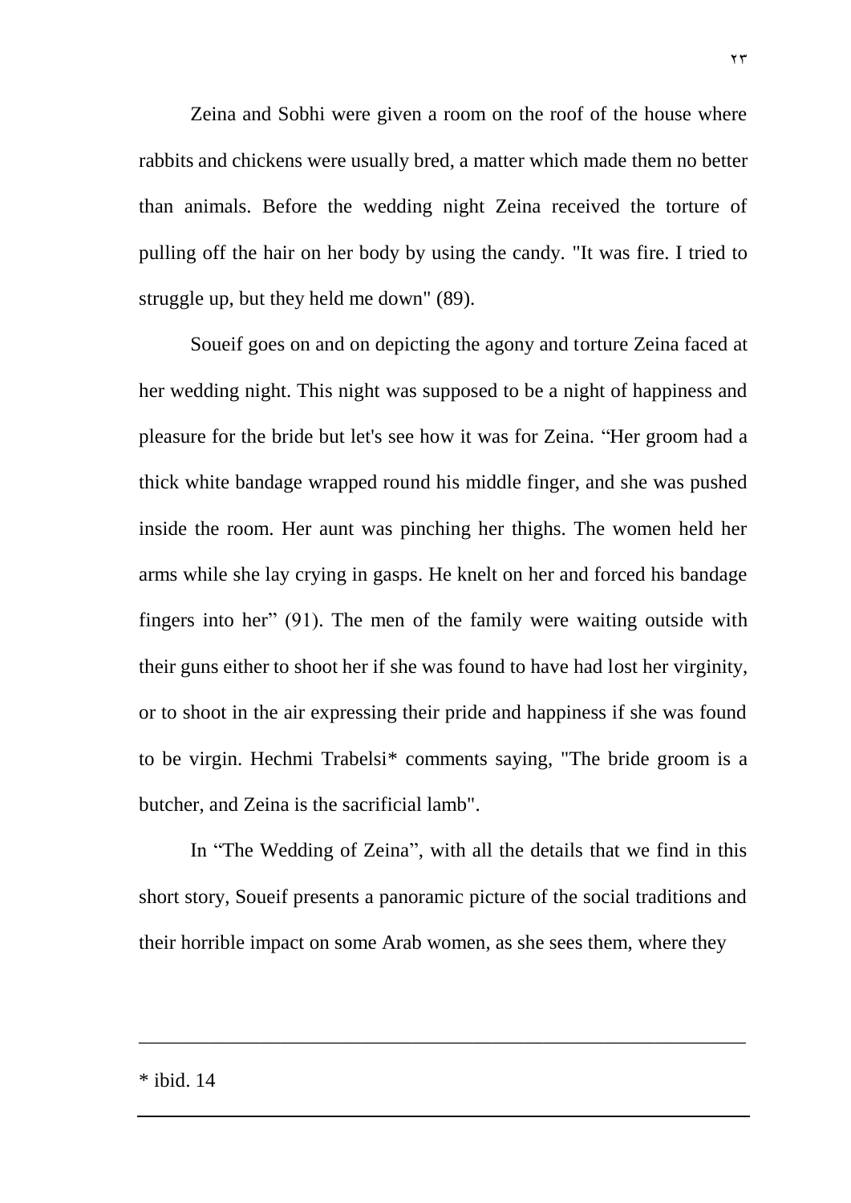Zeina and Sobhi were given a room on the roof of the house where rabbits and chickens were usually bred, a matter which made them no better than animals. Before the wedding night Zeina received the torture of pulling off the hair on her body by using the candy. "It was fire. I tried to struggle up, but they held me down" (89).

Soueif goes on and on depicting the agony and torture Zeina faced at her wedding night. This night was supposed to be a night of happiness and pleasure for the bride but let's see how it was for Zeina. "Her groom had a thick white bandage wrapped round his middle finger, and she was pushed inside the room. Her aunt was pinching her thighs. The women held her arms while she lay crying in gasps. He knelt on her and forced his bandage fingers into her" (91). The men of the family were waiting outside with their guns either to shoot her if she was found to have had lost her virginity, or to shoot in the air expressing their pride and happiness if she was found to be virgin. Hechmi Trabelsi* comments saying, "The bride groom is a butcher, and Zeina is the sacrificial lamb".

In "The Wedding of Zeina", with all the details that we find in this short story, Soueif presents a panoramic picture of the social traditions and their horrible impact on some Arab women, as she sees them, where they

---

* ibid. 14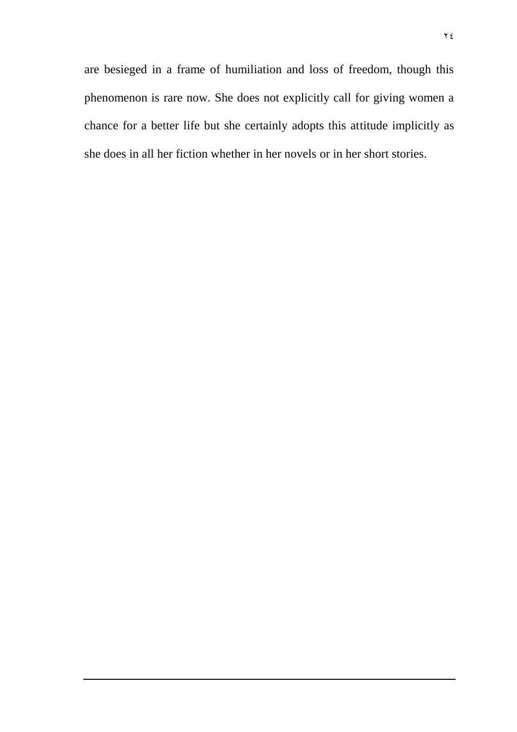are besieged in a frame of humiliation and loss of freedom, though this phenomenon is rare now. She does not explicitly call for giving women a chance for a better life but she certainly adopts this attitude implicitly as she does in all her fiction whether in her novels or in her short stories.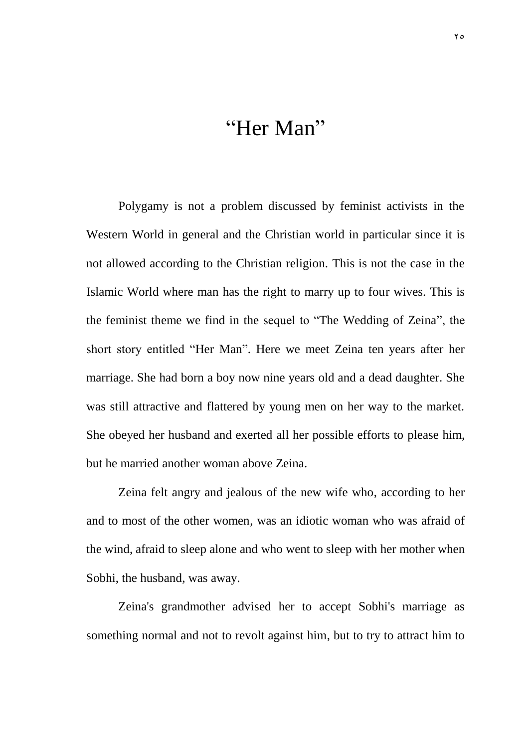# "Her Man"

Polygamy is not a problem discussed by feminist activists in the Western World in general and the Christian world in particular since it is not allowed according to the Christian religion. This is not the case in the Islamic World where man has the right to marry up to four wives. This is the feminist theme we find in the sequel to "The Wedding of Zeina", the short story entitled "Her Man". Here we meet Zeina ten years after her marriage. She had born a boy now nine years old and a dead daughter. She was still attractive and flattered by young men on her way to the market. She obeyed her husband and exerted all her possible efforts to please him, but he married another woman above Zeina.

Zeina felt angry and jealous of the new wife who, according to her and to most of the other women, was an idiotic woman who was afraid of the wind, afraid to sleep alone and who went to sleep with her mother when Sobhi, the husband, was away.

Zeina's grandmother advised her to accept Sobhi's marriage as something normal and not to revolt against him, but to try to attract him to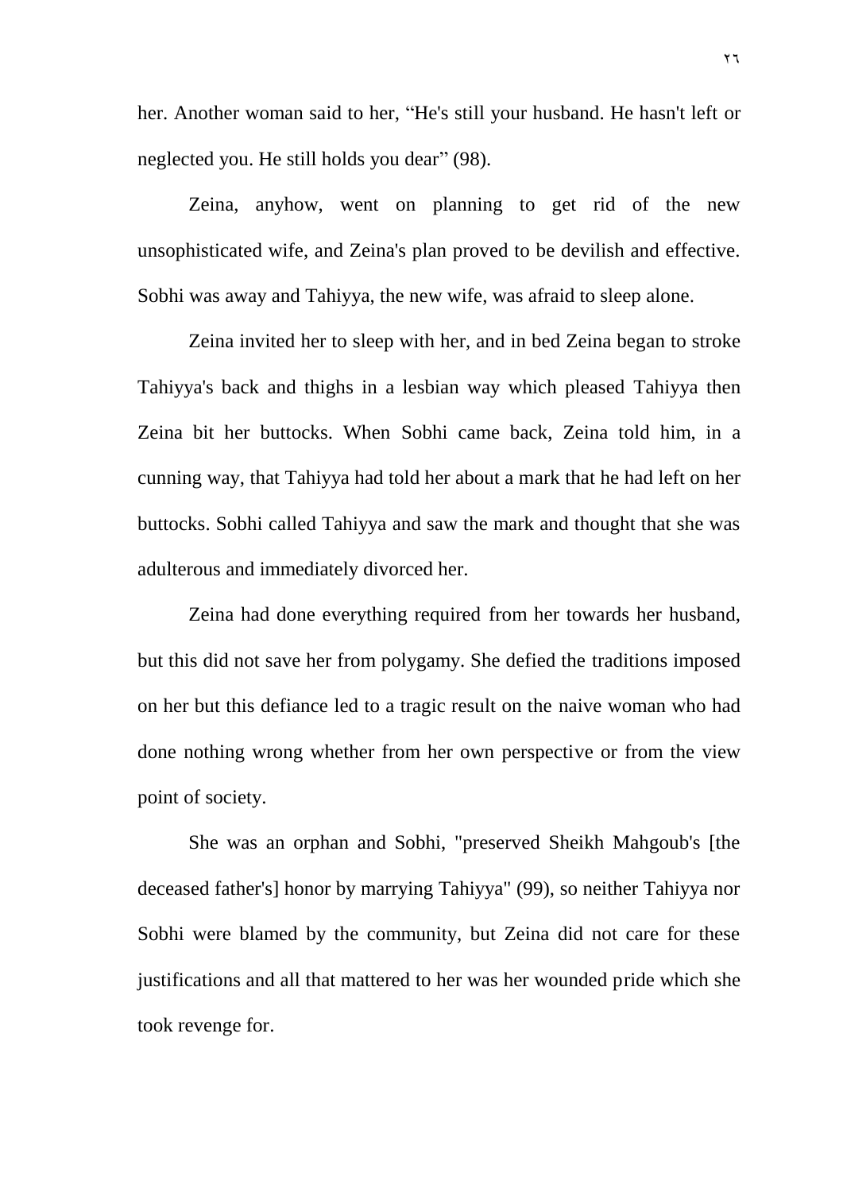her. Another woman said to her, "He's still your husband. He hasn't left or neglected you. He still holds you dear" (98).

Zeina, anyhow, went on planning to get rid of the new unsophisticated wife, and Zeina's plan proved to be devilish and effective. Sobhi was away and Tahiyya, the new wife, was afraid to sleep alone.

Zeina invited her to sleep with her, and in bed Zeina began to stroke Tahiyya's back and thighs in a lesbian way which pleased Tahiyya then Zeina bit her buttocks. When Sobhi came back, Zeina told him, in a cunning way, that Tahiyya had told her about a mark that he had left on her buttocks. Sobhi called Tahiyya and saw the mark and thought that she was adulterous and immediately divorced her.

Zeina had done everything required from her towards her husband, but this did not save her from polygamy. She defied the traditions imposed on her but this defiance led to a tragic result on the naive woman who had done nothing wrong whether from her own perspective or from the view point of society.

She was an orphan and Sobhi, "preserved Sheikh Mahgoub's [the deceased father's] honor by marrying Tahiyya" (99), so neither Tahiyya nor Sobhi were blamed by the community, but Zeina did not care for these justifications and all that mattered to her was her wounded pride which she took revenge for.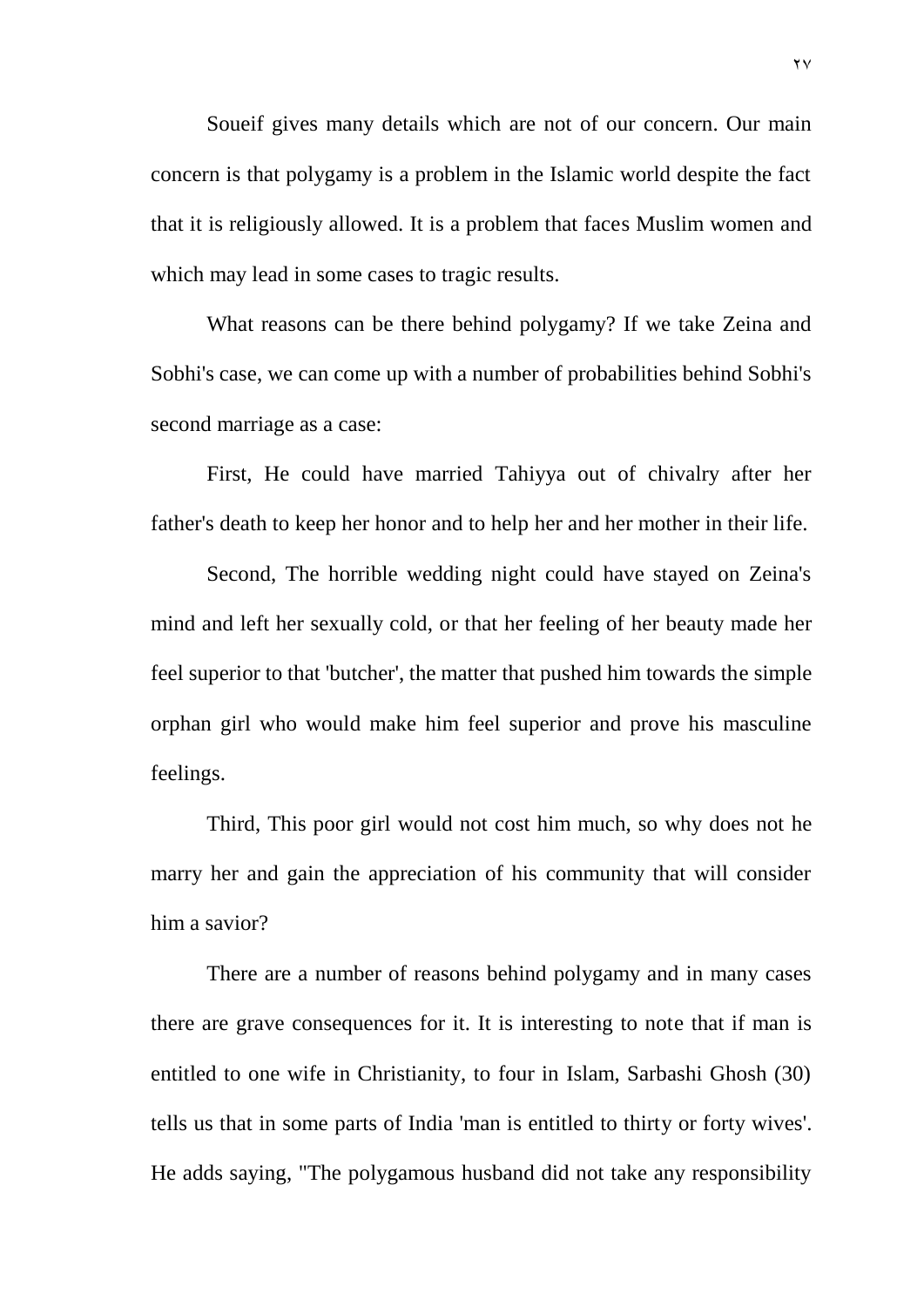Soueif gives many details which are not of our concern. Our main concern is that polygamy is a problem in the Islamic world despite the fact that it is religiously allowed. It is a problem that faces Muslim women and which may lead in some cases to tragic results.

What reasons can be there behind polygamy? If we take Zeina and Sobhi's case, we can come up with a number of probabilities behind Sobhi's second marriage as a case:

First, He could have married Tahiyya out of chivalry after her father's death to keep her honor and to help her and her mother in their life.

Second, The horrible wedding night could have stayed on Zeina's mind and left her sexually cold, or that her feeling of her beauty made her feel superior to that 'butcher', the matter that pushed him towards the simple orphan girl who would make him feel superior and prove his masculine feelings.

Third, This poor girl would not cost him much, so why does not he marry her and gain the appreciation of his community that will consider him a savior?

There are a number of reasons behind polygamy and in many cases there are grave consequences for it. It is interesting to note that if man is entitled to one wife in Christianity, to four in Islam, Sarbashi Ghosh (30) tells us that in some parts of India 'man is entitled to thirty or forty wives'. He adds saying, "The polygamous husband did not take any responsibility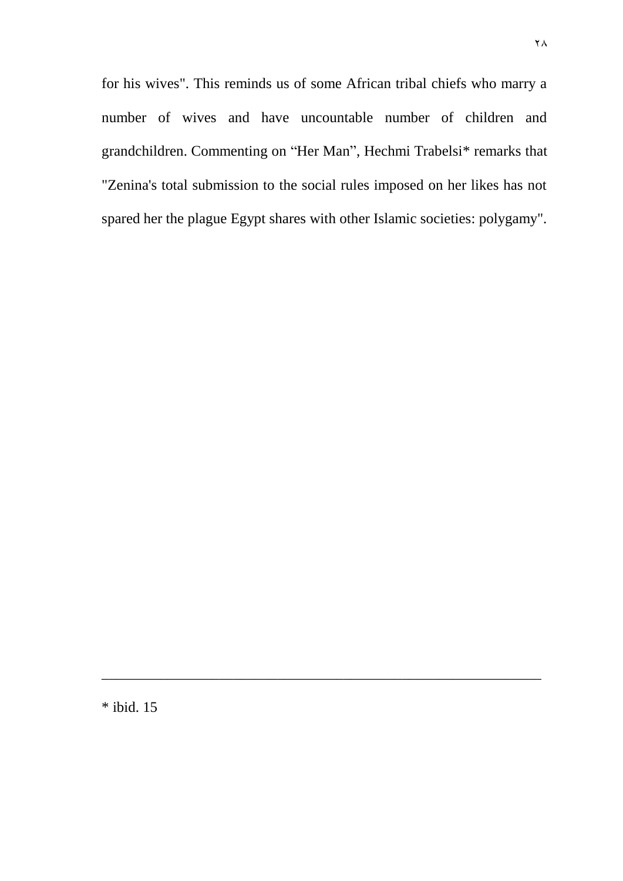for his wives". This reminds us of some African tribal chiefs who marry a number of wives and have uncountable number of children and grandchildren. Commenting on "Her Man", Hechmi Trabelsi* remarks that "Zenina's total submission to the social rules imposed on her likes has not spared her the plague Egypt shares with other Islamic societies: polygamy".

---

* ibid. 15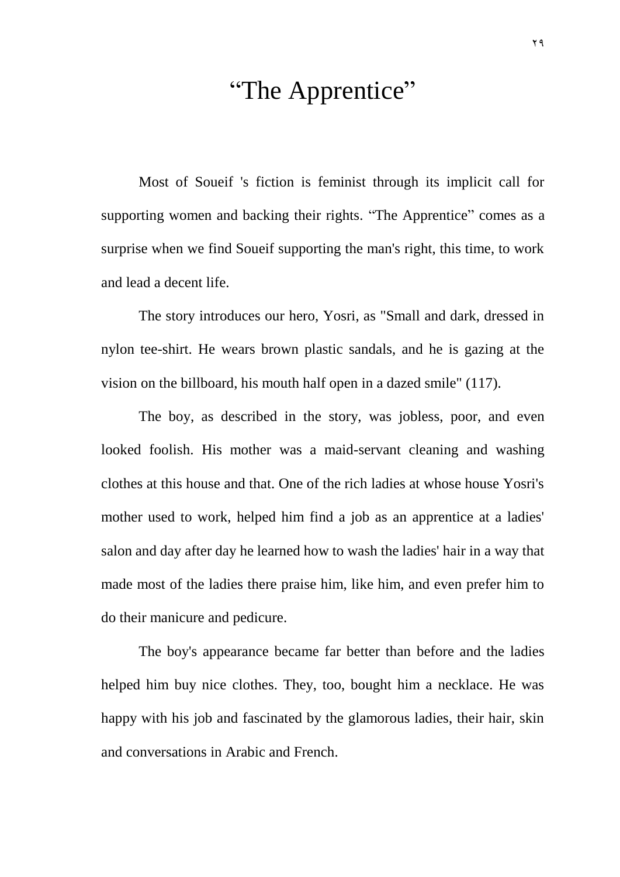# "The Apprentice"

Most of Soueif 's fiction is feminist through its implicit call for supporting women and backing their rights. "The Apprentice" comes as a surprise when we find Soueif supporting the man's right, this time, to work and lead a decent life.

The story introduces our hero, Yosri, as "Small and dark, dressed in nylon tee-shirt. He wears brown plastic sandals, and he is gazing at the vision on the billboard, his mouth half open in a dazed smile" (117).

The boy, as described in the story, was jobless, poor, and even looked foolish. His mother was a maid-servant cleaning and washing clothes at this house and that. One of the rich ladies at whose house Yosri's mother used to work, helped him find a job as an apprentice at a ladies' salon and day after day he learned how to wash the ladies' hair in a way that made most of the ladies there praise him, like him, and even prefer him to do their manicure and pedicure.

The boy's appearance became far better than before and the ladies helped him buy nice clothes. They, too, bought him a necklace. He was happy with his job and fascinated by the glamorous ladies, their hair, skin and conversations in Arabic and French.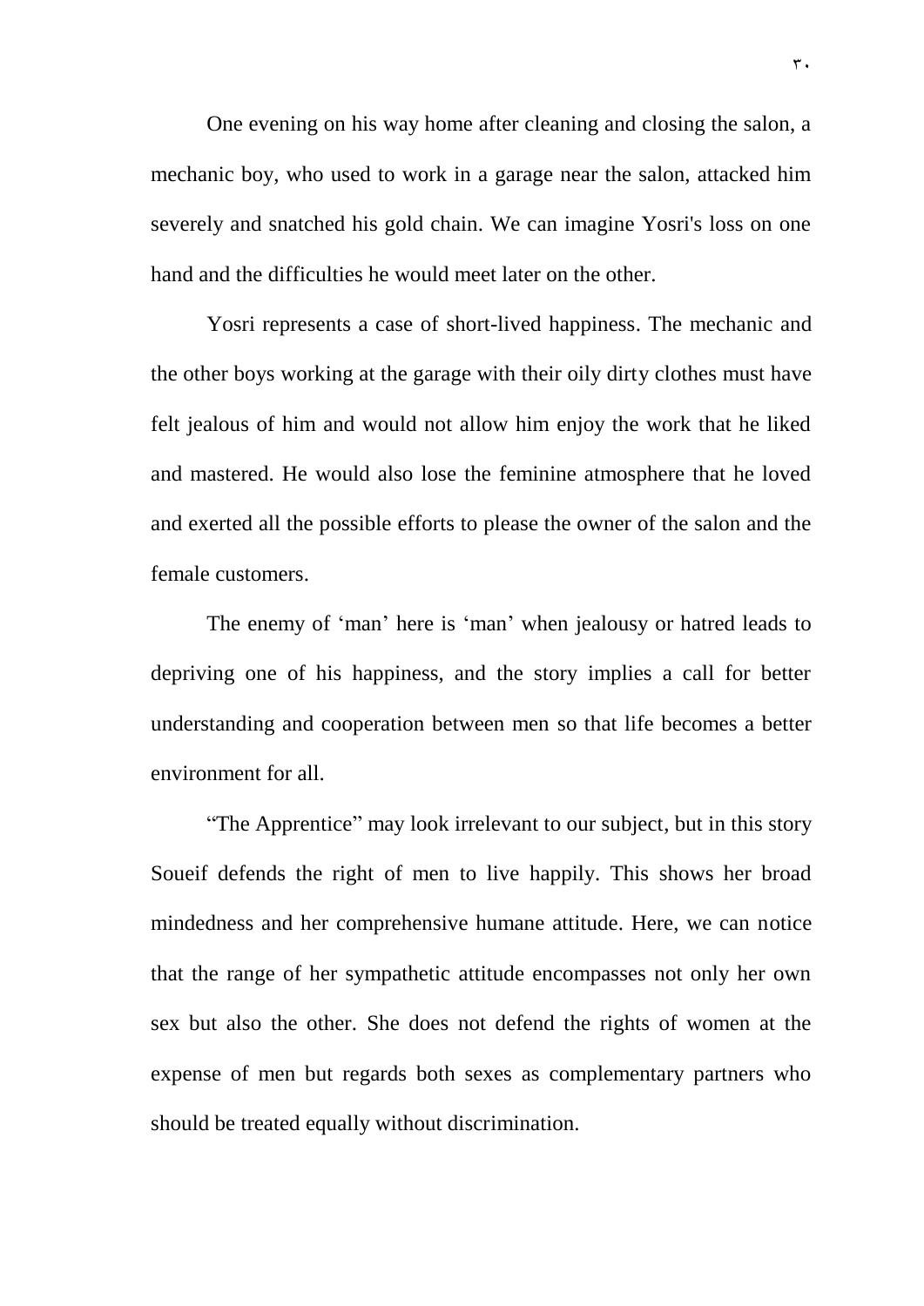One evening on his way home after cleaning and closing the salon, a mechanic boy, who used to work in a garage near the salon, attacked him severely and snatched his gold chain. We can imagine Yosri's loss on one hand and the difficulties he would meet later on the other.

Yosri represents a case of short-lived happiness. The mechanic and the other boys working at the garage with their oily dirty clothes must have felt jealous of him and would not allow him enjoy the work that he liked and mastered. He would also lose the feminine atmosphere that he loved and exerted all the possible efforts to please the owner of the salon and the female customers.

The enemy of 'man' here is 'man' when jealousy or hatred leads to depriving one of his happiness, and the story implies a call for better understanding and cooperation between men so that life becomes a better environment for all.

"The Apprentice" may look irrelevant to our subject, but in this story Soueif defends the right of men to live happily. This shows her broad mindedness and her comprehensive humane attitude. Here, we can notice that the range of her sympathetic attitude encompasses not only her own sex but also the other. She does not defend the rights of women at the expense of men but regards both sexes as complementary partners who should be treated equally without discrimination.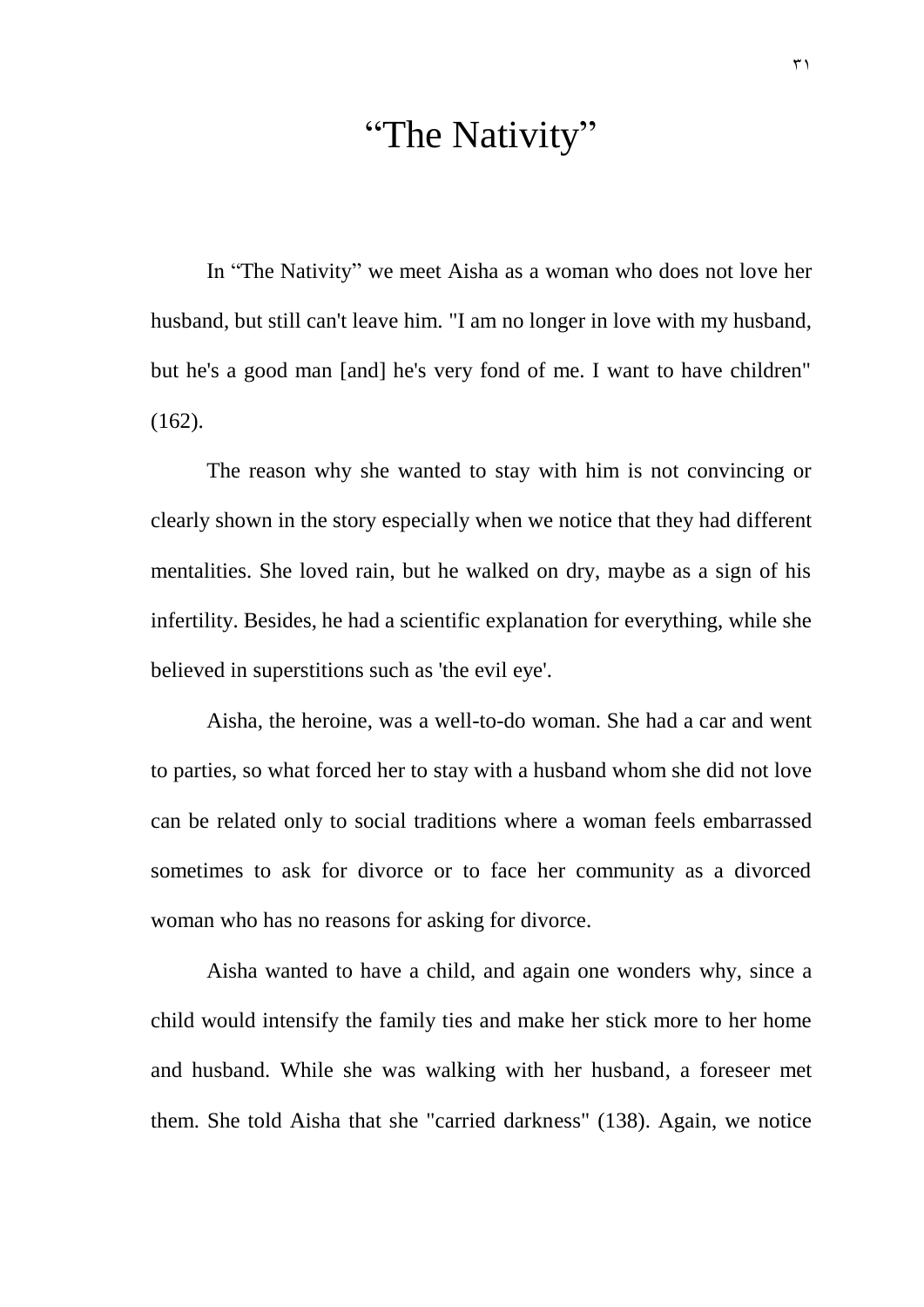# "The Nativity"

In "The Nativity" we meet Aisha as a woman who does not love her husband, but still can't leave him. "I am no longer in love with my husband, but he's a good man [and] he's very fond of me. I want to have children" (162).

The reason why she wanted to stay with him is not convincing or clearly shown in the story especially when we notice that they had different mentalities. She loved rain, but he walked on dry, maybe as a sign of his infertility. Besides, he had a scientific explanation for everything, while she believed in superstitions such as 'the evil eye'.

Aisha, the heroine, was a well-to-do woman. She had a car and went to parties, so what forced her to stay with a husband whom she did not love can be related only to social traditions where a woman feels embarrassed sometimes to ask for divorce or to face her community as a divorced woman who has no reasons for asking for divorce.

Aisha wanted to have a child, and again one wonders why, since a child would intensify the family ties and make her stick more to her home and husband. While she was walking with her husband, a foreseer met them. She told Aisha that she "carried darkness" (138). Again, we notice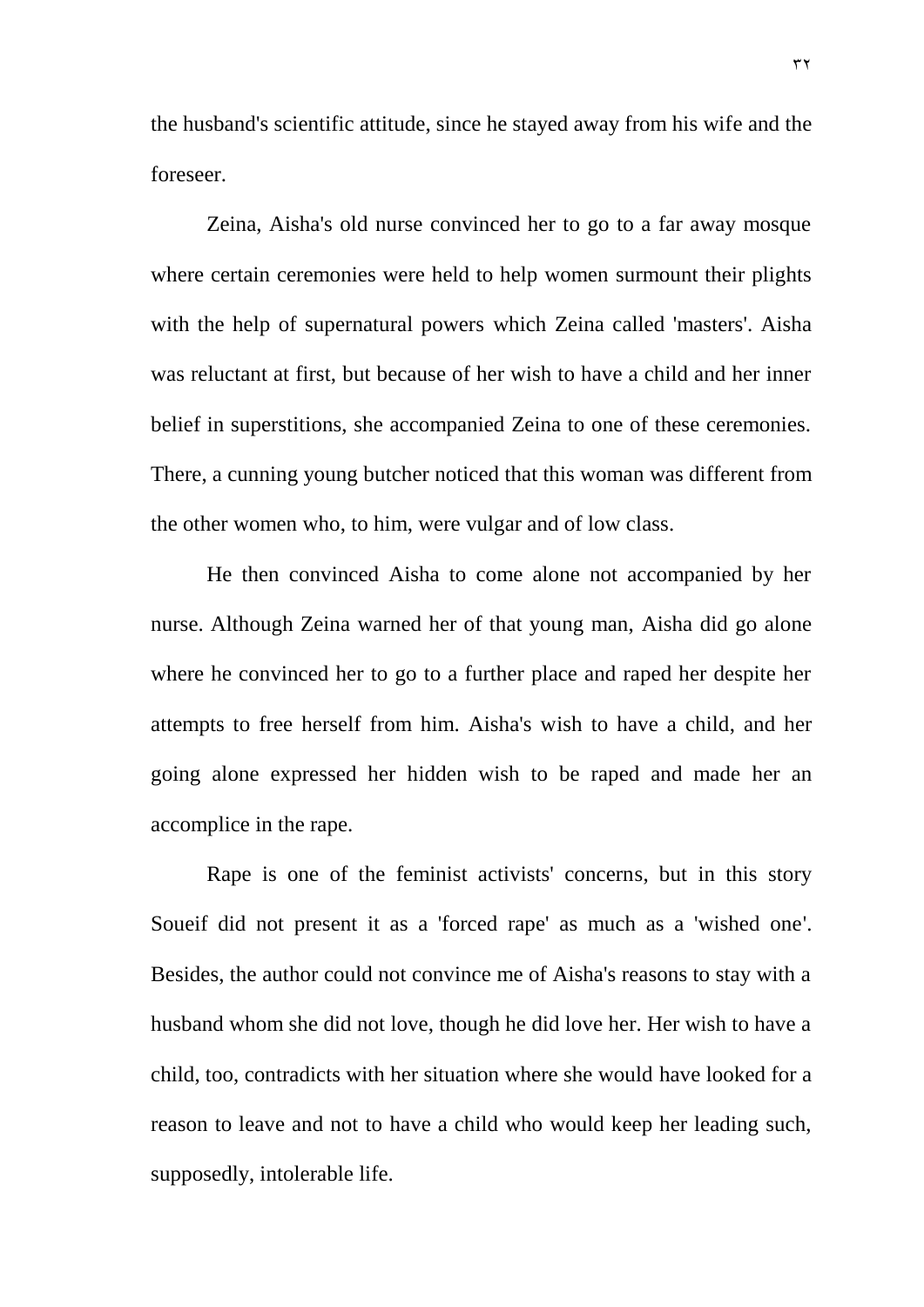the husband's scientific attitude, since he stayed away from his wife and the foreseer.

Zeina, Aisha's old nurse convinced her to go to a far away mosque where certain ceremonies were held to help women surmount their plights with the help of supernatural powers which Zeina called 'masters'. Aisha was reluctant at first, but because of her wish to have a child and her inner belief in superstitions, she accompanied Zeina to one of these ceremonies. There, a cunning young butcher noticed that this woman was different from the other women who, to him, were vulgar and of low class.

He then convinced Aisha to come alone not accompanied by her nurse. Although Zeina warned her of that young man, Aisha did go alone where he convinced her to go to a further place and raped her despite her attempts to free herself from him. Aisha's wish to have a child, and her going alone expressed her hidden wish to be raped and made her an accomplice in the rape.

Rape is one of the feminist activists' concerns, but in this story Soueif did not present it as a 'forced rape' as much as a 'wished one'. Besides, the author could not convince me of Aisha's reasons to stay with a husband whom she did not love, though he did love her. Her wish to have a child, too, contradicts with her situation where she would have looked for a reason to leave and not to have a child who would keep her leading such, supposedly, intolerable life.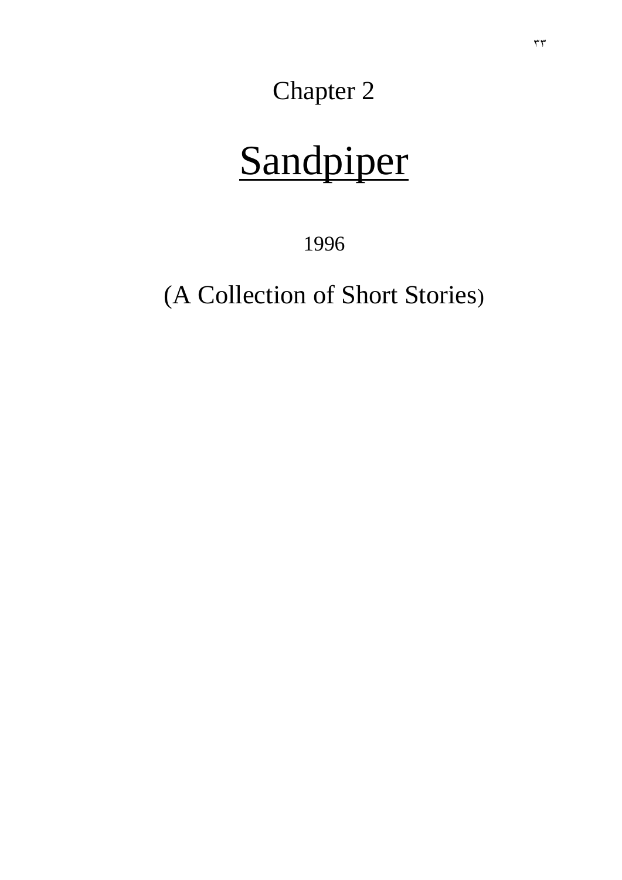Chapter 2

# Sandpiper

1996

(A Collection of Short Stories)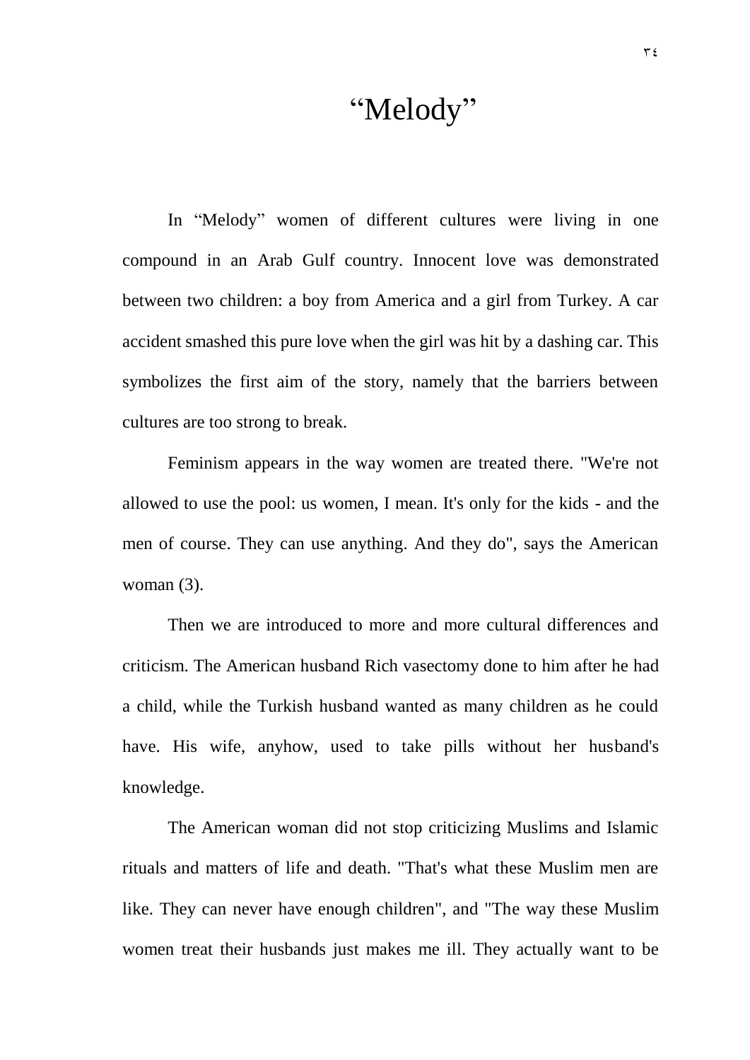# "Melody"

In "Melody" women of different cultures were living in one compound in an Arab Gulf country. Innocent love was demonstrated between two children: a boy from America and a girl from Turkey. A car accident smashed this pure love when the girl was hit by a dashing car. This symbolizes the first aim of the story, namely that the barriers between cultures are too strong to break.

Feminism appears in the way women are treated there. "We're not allowed to use the pool: us women, I mean. It's only for the kids - and the men of course. They can use anything. And they do", says the American woman (3).

Then we are introduced to more and more cultural differences and criticism. The American husband Rich vasectomy done to him after he had a child, while the Turkish husband wanted as many children as he could have. His wife, anyhow, used to take pills without her husband's knowledge.

The American woman did not stop criticizing Muslims and Islamic rituals and matters of life and death. "That's what these Muslim men are like. They can never have enough children", and "The way these Muslim women treat their husbands just makes me ill. They actually want to be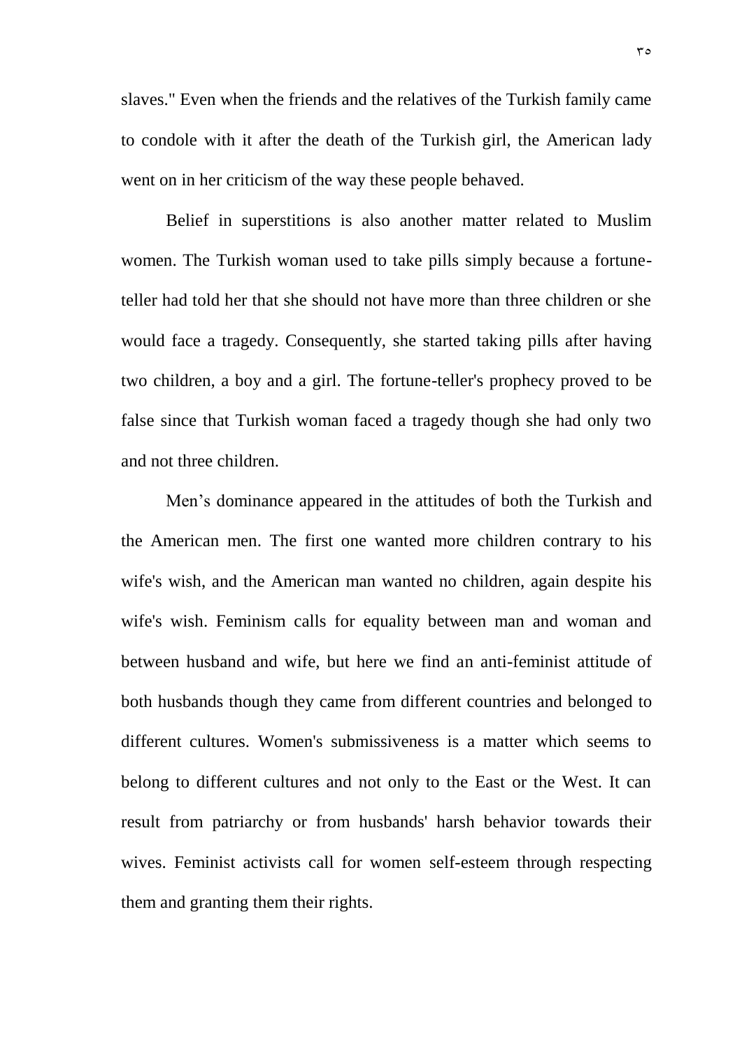slaves." Even when the friends and the relatives of the Turkish family came to condole with it after the death of the Turkish girl, the American lady went on in her criticism of the way these people behaved.

Belief in superstitions is also another matter related to Muslim women. The Turkish woman used to take pills simply because a fortune-teller had told her that she should not have more than three children or she would face a tragedy. Consequently, she started taking pills after having two children, a boy and a girl. The fortune-teller's prophecy proved to be false since that Turkish woman faced a tragedy though she had only two and not three children.

Men's dominance appeared in the attitudes of both the Turkish and the American men. The first one wanted more children contrary to his wife's wish, and the American man wanted no children, again despite his wife's wish. Feminism calls for equality between man and woman and between husband and wife, but here we find an anti-feminist attitude of both husbands though they came from different countries and belonged to different cultures. Women's submissiveness is a matter which seems to belong to different cultures and not only to the East or the West. It can result from patriarchy or from husbands' harsh behavior towards their wives. Feminist activists call for women self-esteem through respecting them and granting them their rights.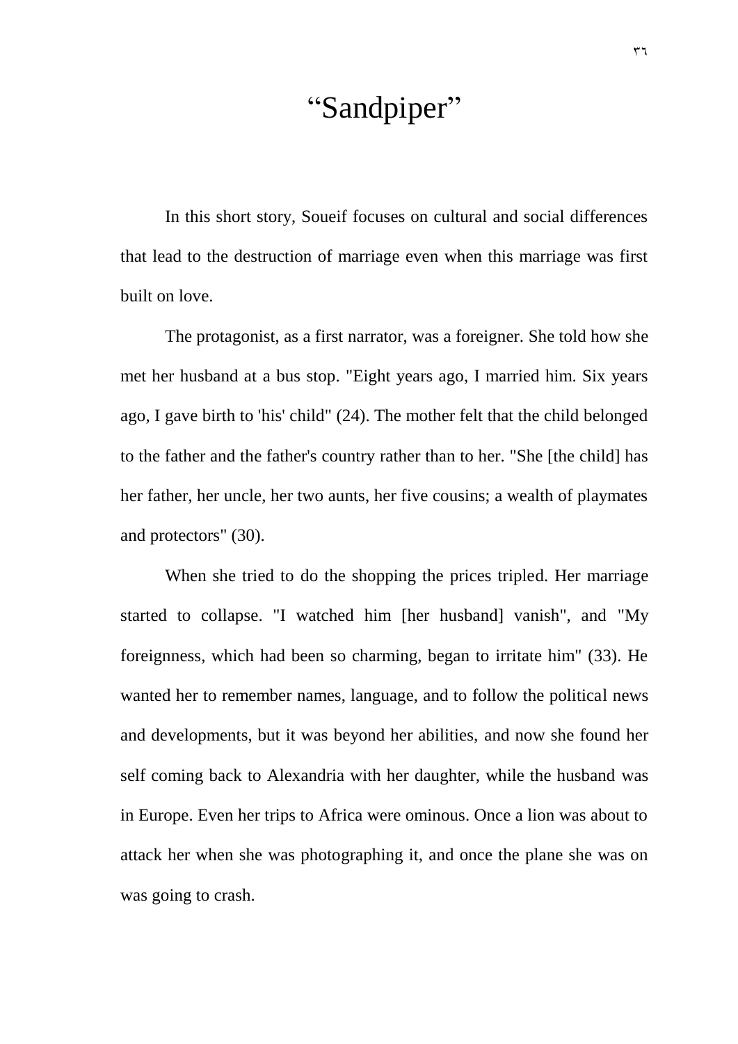# “Sandpiper”

In this short story, Soueif focuses on cultural and social differences that lead to the destruction of marriage even when this marriage was first built on love.

The protagonist, as a first narrator, was a foreigner. She told how she met her husband at a bus stop. "Eight years ago, I married him. Six years ago, I gave birth to 'his' child" (24). The mother felt that the child belonged to the father and the father's country rather than to her. "She [the child] has her father, her uncle, her two aunts, her five cousins; a wealth of playmates and protectors" (30).

When she tried to do the shopping the prices tripled. Her marriage started to collapse. "I watched him [her husband] vanish", and "My foreignness, which had been so charming, began to irritate him" (33). He wanted her to remember names, language, and to follow the political news and developments, but it was beyond her abilities, and now she found her self coming back to Alexandria with her daughter, while the husband was in Europe. Even her trips to Africa were ominous. Once a lion was about to attack her when she was photographing it, and once the plane she was on was going to crash.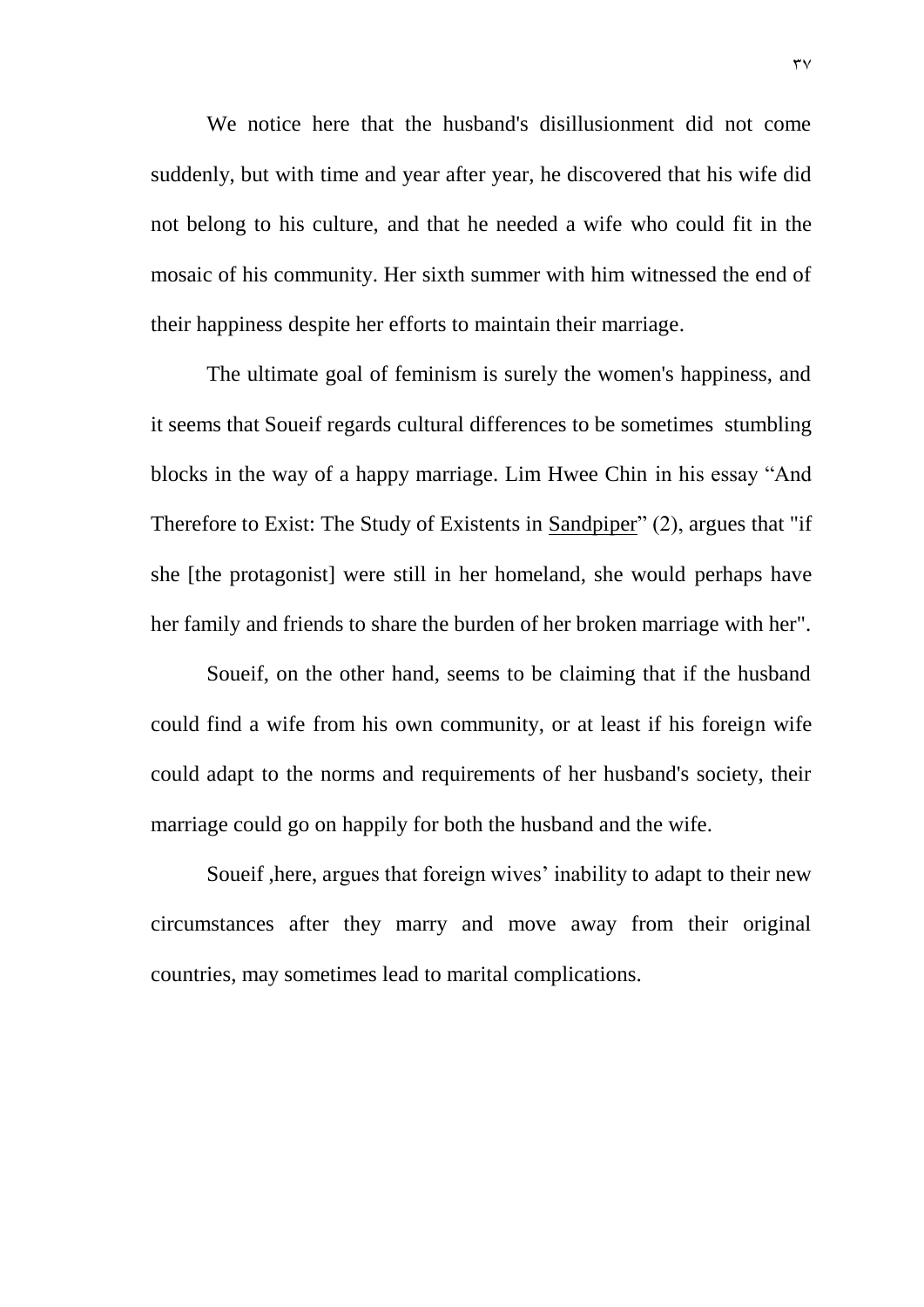We notice here that the husband's disillusionment did not come suddenly, but with time and year after year, he discovered that his wife did not belong to his culture, and that he needed a wife who could fit in the mosaic of his community. Her sixth summer with him witnessed the end of their happiness despite her efforts to maintain their marriage.

The ultimate goal of feminism is surely the women's happiness, and it seems that Soueif regards cultural differences to be sometimes stumbling blocks in the way of a happy marriage. Lim Hwee Chin in his essay "And Therefore to Exist: The Study of Existents in <u>Sandpiper</u>" (2), argues that "if she [the protagonist] were still in her homeland, she would perhaps have her family and friends to share the burden of her broken marriage with her".

Soueif, on the other hand, seems to be claiming that if the husband could find a wife from his own community, or at least if his foreign wife could adapt to the norms and requirements of her husband's society, their marriage could go on happily for both the husband and the wife.

Soueif ,here, argues that foreign wives' inability to adapt to their new circumstances after they marry and move away from their original countries, may sometimes lead to marital complications.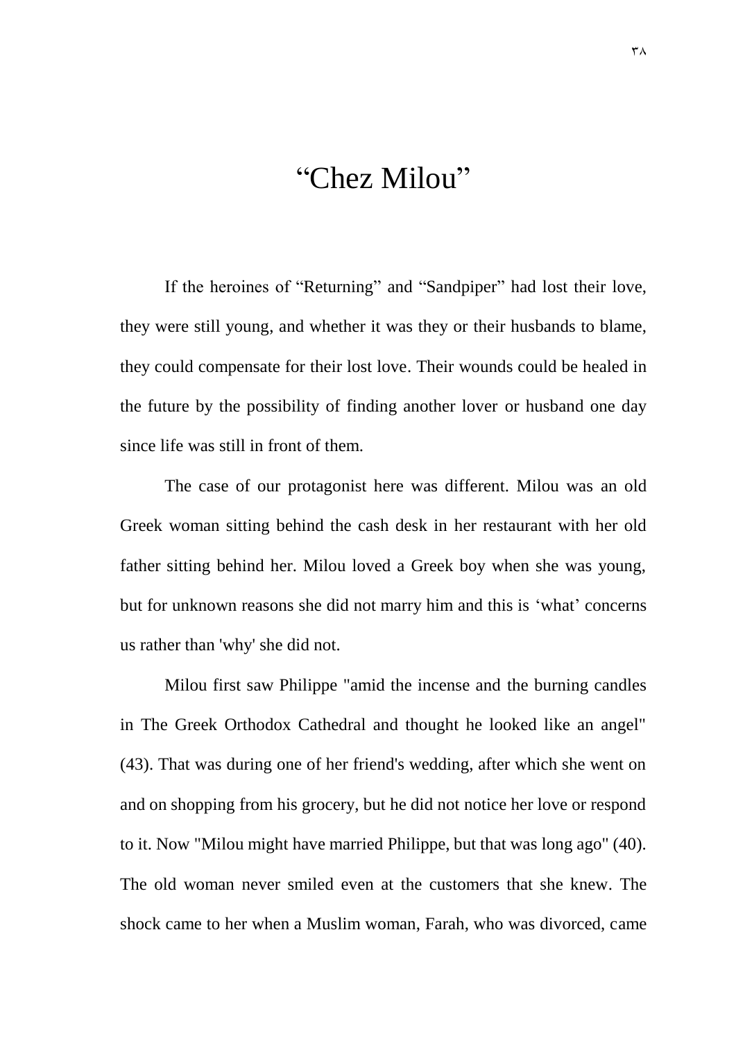# "Chez Milou"

If the heroines of "Returning" and "Sandpiper" had lost their love, they were still young, and whether it was they or their husbands to blame, they could compensate for their lost love. Their wounds could be healed in the future by the possibility of finding another lover or husband one day since life was still in front of them.

The case of our protagonist here was different. Milou was an old Greek woman sitting behind the cash desk in her restaurant with her old father sitting behind her. Milou loved a Greek boy when she was young, but for unknown reasons she did not marry him and this is 'what' concerns us rather than 'why' she did not.

Milou first saw Philippe "amid the incense and the burning candles in The Greek Orthodox Cathedral and thought he looked like an angel" (43). That was during one of her friend's wedding, after which she went on and on shopping from his grocery, but he did not notice her love or respond to it. Now "Milou might have married Philippe, but that was long ago" (40). The old woman never smiled even at the customers that she knew. The shock came to her when a Muslim woman, Farah, who was divorced, came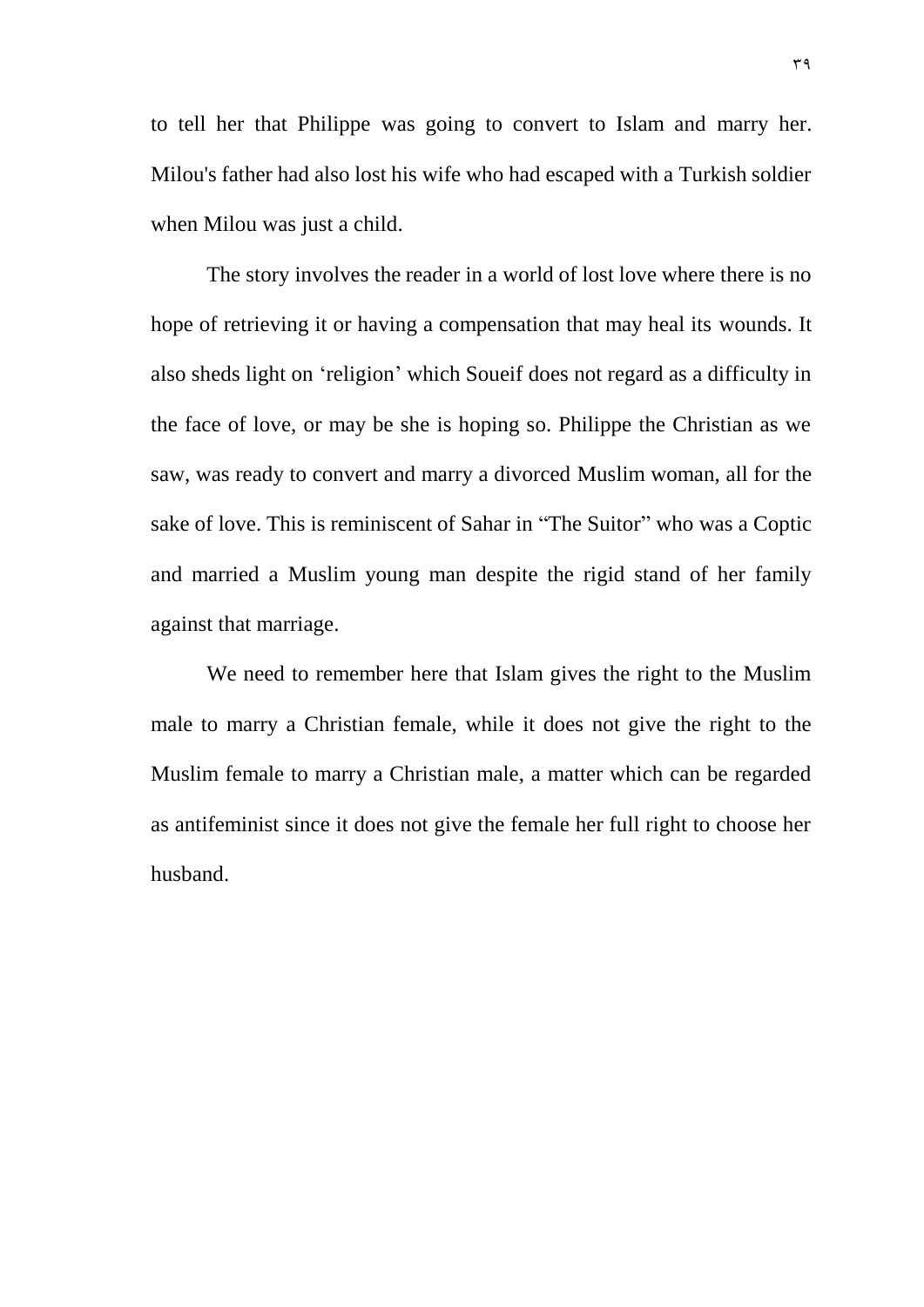to tell her that Philippe was going to convert to Islam and marry her. Milou's father had also lost his wife who had escaped with a Turkish soldier when Milou was just a child.

The story involves the reader in a world of lost love where there is no hope of retrieving it or having a compensation that may heal its wounds. It also sheds light on ‘religion’ which Soueif does not regard as a difficulty in the face of love, or may be she is hoping so. Philippe the Christian as we saw, was ready to convert and marry a divorced Muslim woman, all for the sake of love. This is reminiscent of Sahar in “The Suitor” who was a Coptic and married a Muslim young man despite the rigid stand of her family against that marriage.

We need to remember here that Islam gives the right to the Muslim male to marry a Christian female, while it does not give the right to the Muslim female to marry a Christian male, a matter which can be regarded as antifeminist since it does not give the female her full right to choose her husband.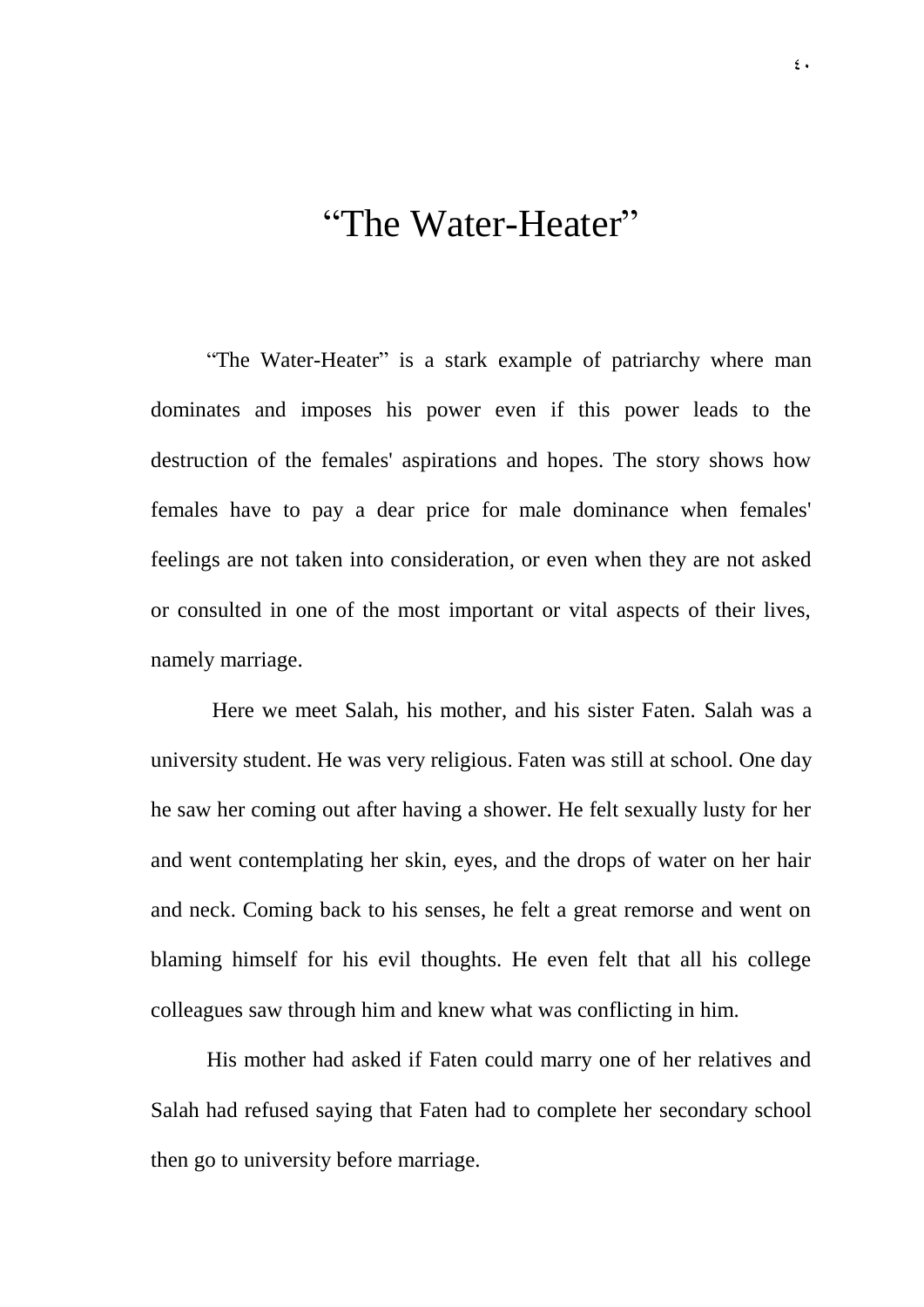# “The Water-Heater”

“The Water-Heater” is a stark example of patriarchy where man dominates and imposes his power even if this power leads to the destruction of the females' aspirations and hopes. The story shows how females have to pay a dear price for male dominance when females' feelings are not taken into consideration, or even when they are not asked or consulted in one of the most important or vital aspects of their lives, namely marriage.

Here we meet Salah, his mother, and his sister Faten. Salah was a university student. He was very religious. Faten was still at school. One day he saw her coming out after having a shower. He felt sexually lusty for her and went contemplating her skin, eyes, and the drops of water on her hair and neck. Coming back to his senses, he felt a great remorse and went on blaming himself for his evil thoughts. He even felt that all his college colleagues saw through him and knew what was conflicting in him.

His mother had asked if Faten could marry one of her relatives and Salah had refused saying that Faten had to complete her secondary school then go to university before marriage.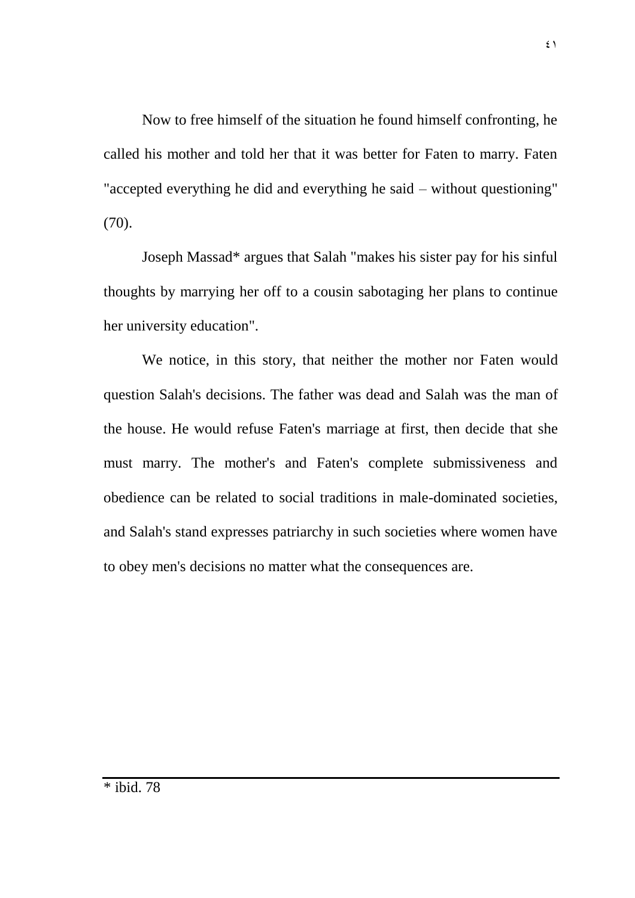Now to free himself of the situation he found himself confronting, he called his mother and told her that it was better for Faten to marry. Faten "accepted everything he did and everything he said – without questioning" (70).

Joseph Massad* argues that Salah "makes his sister pay for his sinful thoughts by marrying her off to a cousin sabotaging her plans to continue her university education".

We notice, in this story, that neither the mother nor Faten would question Salah's decisions. The father was dead and Salah was the man of the house. He would refuse Faten's marriage at first, then decide that she must marry. The mother's and Faten's complete submissiveness and obedience can be related to social traditions in male-dominated societies, and Salah's stand expresses patriarchy in such societies where women have to obey men's decisions no matter what the consequences are.

---

* ibid. 78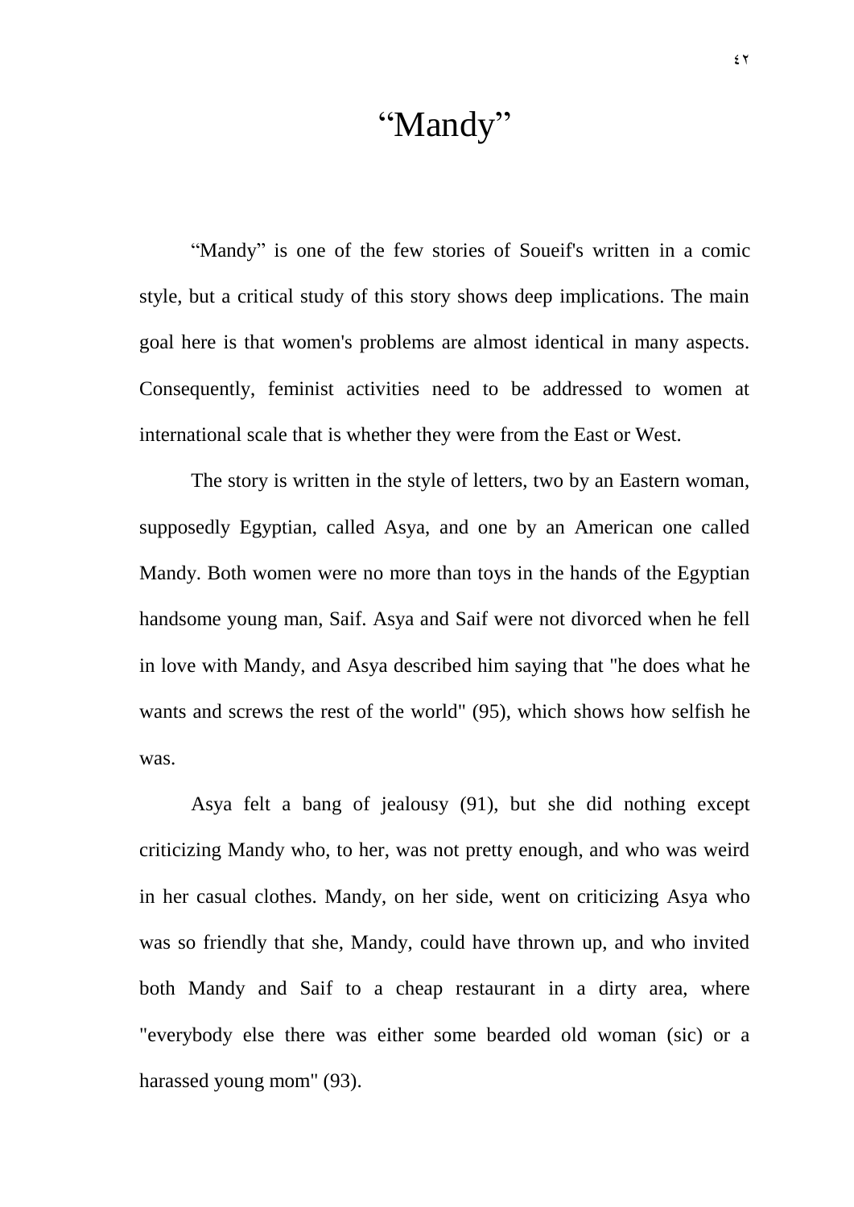# "Mandy"

"Mandy" is one of the few stories of Soueif's written in a comic style, but a critical study of this story shows deep implications. The main goal here is that women's problems are almost identical in many aspects. Consequently, feminist activities need to be addressed to women at international scale that is whether they were from the East or West.

The story is written in the style of letters, two by an Eastern woman, supposedly Egyptian, called Asya, and one by an American one called Mandy. Both women were no more than toys in the hands of the Egyptian handsome young man, Saif. Asya and Saif were not divorced when he fell in love with Mandy, and Asya described him saying that "he does what he wants and screws the rest of the world" (95), which shows how selfish he was.

Asya felt a bang of jealousy (91), but she did nothing except criticizing Mandy who, to her, was not pretty enough, and who was weird in her casual clothes. Mandy, on her side, went on criticizing Asya who was so friendly that she, Mandy, could have thrown up, and who invited both Mandy and Saif to a cheap restaurant in a dirty area, where "everybody else there was either some bearded old woman (sic) or a harassed young mom" (93).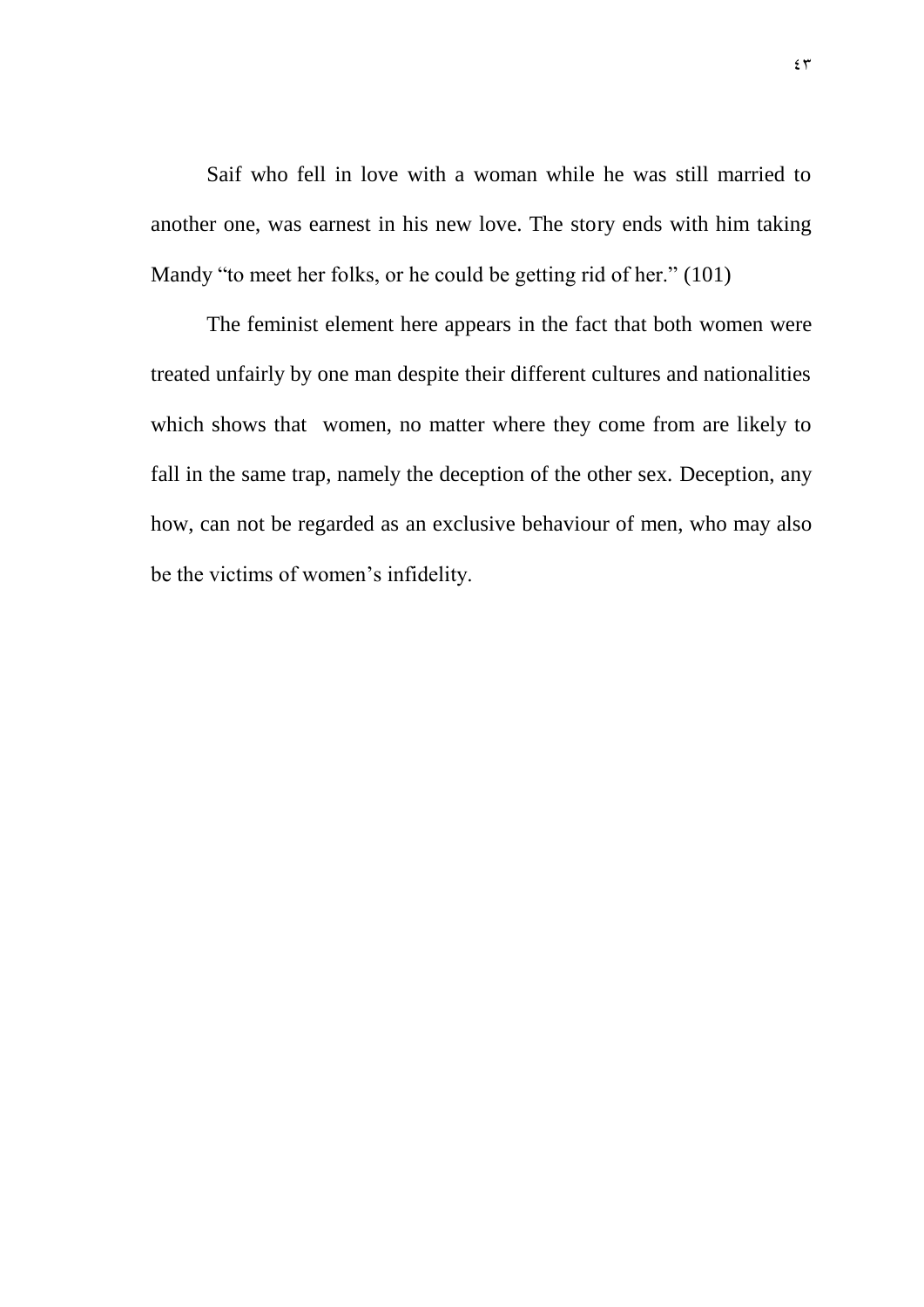Saif who fell in love with a woman while he was still married to another one, was earnest in his new love. The story ends with him taking Mandy "to meet her folks, or he could be getting rid of her." (101)

The feminist element here appears in the fact that both women were treated unfairly by one man despite their different cultures and nationalities which shows that  women, no matter where they come from are likely to fall in the same trap, namely the deception of the other sex. Deception, any how, can not be regarded as an exclusive behaviour of men, who may also be the victims of women's infidelity.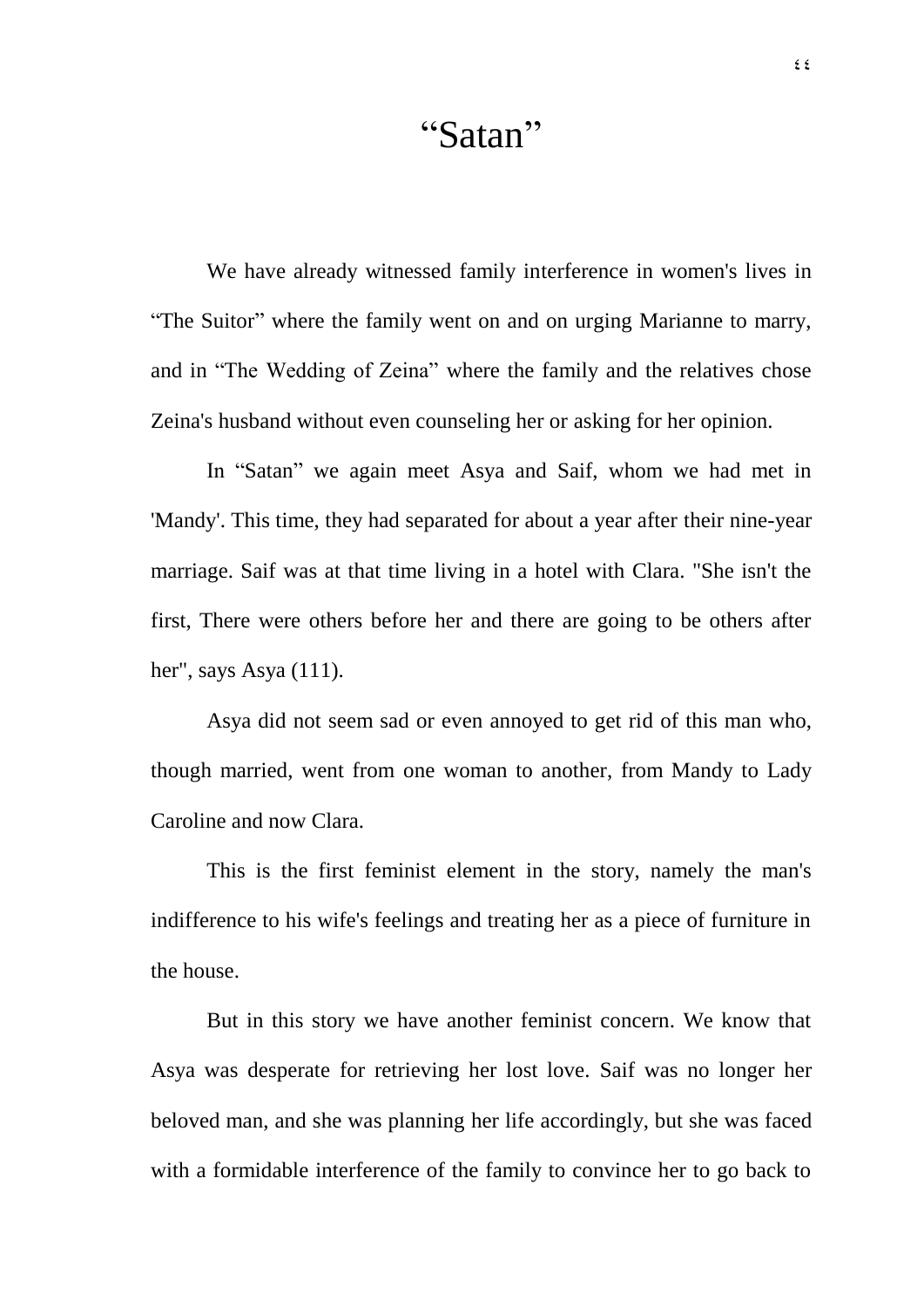# “Satan”

We have already witnessed family interference in women's lives in “The Suitor” where the family went on and on urging Marianne to marry, and in “The Wedding of Zeina” where the family and the relatives chose Zeina's husband without even counseling her or asking for her opinion.

In “Satan” we again meet Asya and Saif, whom we had met in 'Mandy'. This time, they had separated for about a year after their nine-year marriage. Saif was at that time living in a hotel with Clara. "She isn't the first, There were others before her and there are going to be others after her", says Asya (111).

Asya did not seem sad or even annoyed to get rid of this man who, though married, went from one woman to another, from Mandy to Lady Caroline and now Clara.

This is the first feminist element in the story, namely the man's indifference to his wife's feelings and treating her as a piece of furniture in the house.

But in this story we have another feminist concern. We know that Asya was desperate for retrieving her lost love. Saif was no longer her beloved man, and she was planning her life accordingly, but she was faced with a formidable interference of the family to convince her to go back to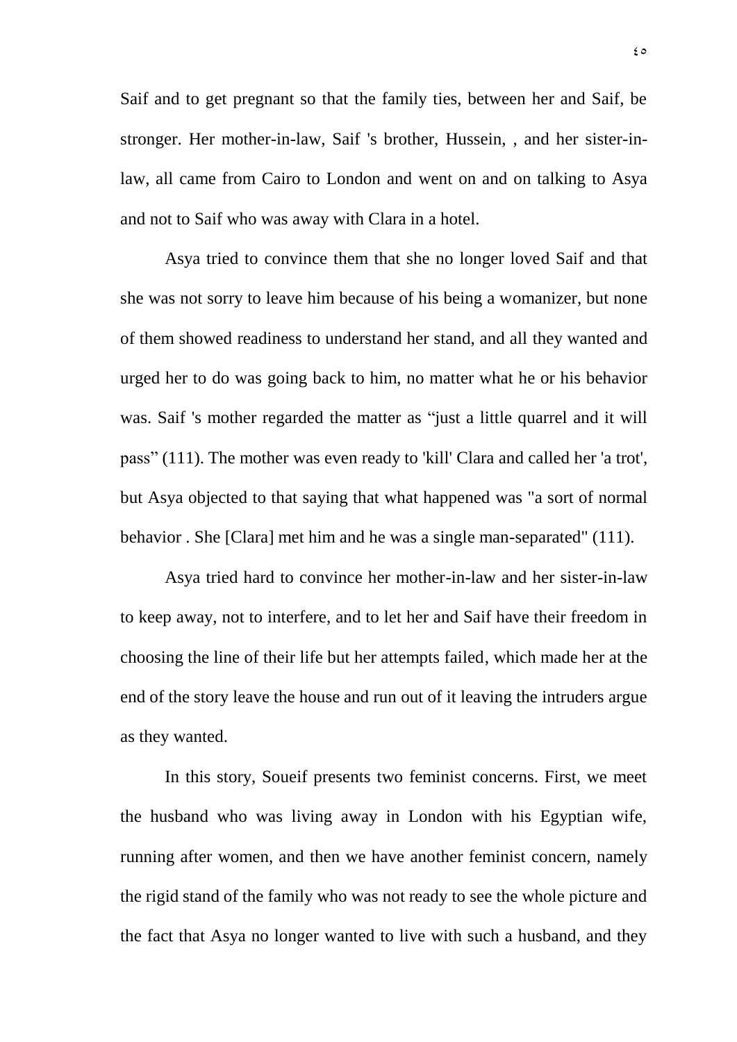Saif and to get pregnant so that the family ties, between her and Saif, be stronger. Her mother-in-law, Saif 's brother, Hussein, , and her sister-in-law, all came from Cairo to London and went on and on talking to Asya and not to Saif who was away with Clara in a hotel.

Asya tried to convince them that she no longer loved Saif and that she was not sorry to leave him because of his being a womanizer, but none of them showed readiness to understand her stand, and all they wanted and urged her to do was going back to him, no matter what he or his behavior was. Saif 's mother regarded the matter as "just a little quarrel and it will pass" (111). The mother was even ready to 'kill' Clara and called her 'a trot', but Asya objected to that saying that what happened was "a sort of normal behavior . She [Clara] met him and he was a single man-separated" (111).

Asya tried hard to convince her mother-in-law and her sister-in-law to keep away, not to interfere, and to let her and Saif have their freedom in choosing the line of their life but her attempts failed, which made her at the end of the story leave the house and run out of it leaving the intruders argue as they wanted.

In this story, Soueif presents two feminist concerns. First, we meet the husband who was living away in London with his Egyptian wife, running after women, and then we have another feminist concern, namely the rigid stand of the family who was not ready to see the whole picture and the fact that Asya no longer wanted to live with such a husband, and they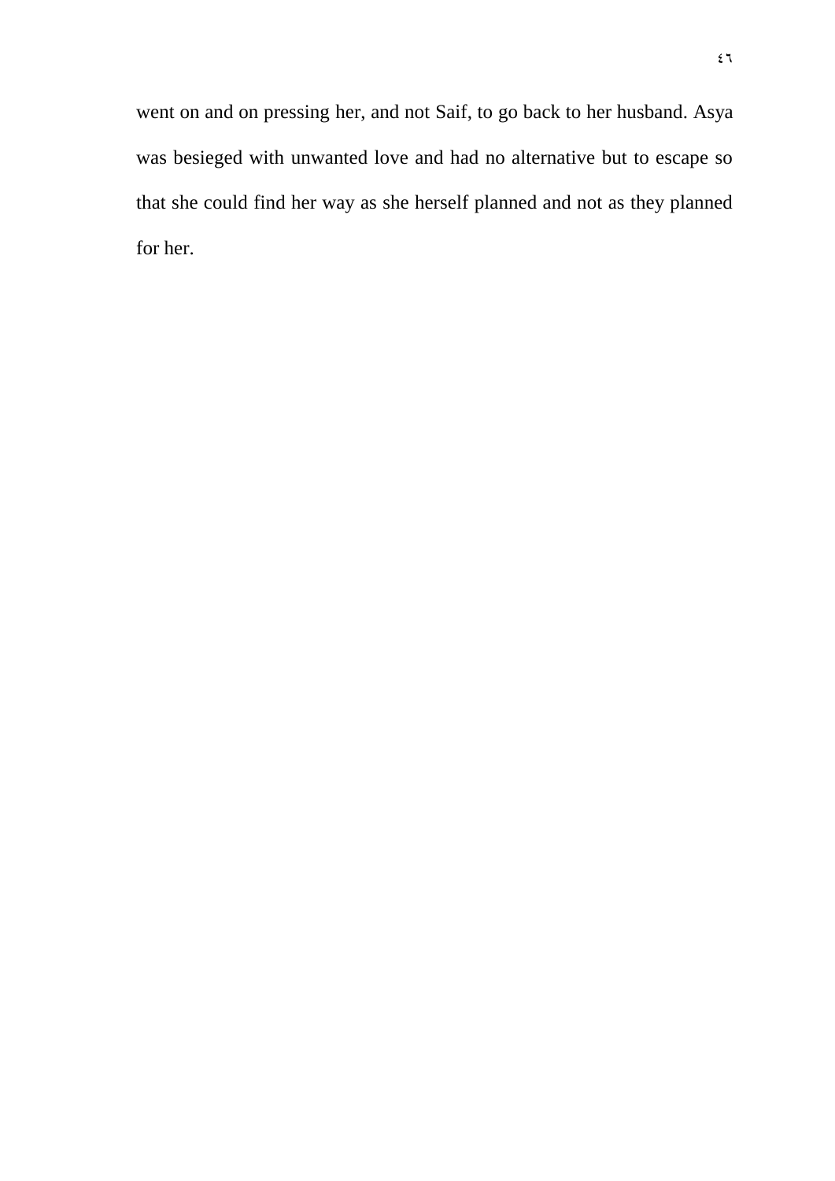went on and on pressing her, and not Saif, to go back to her husband. Asya was besieged with unwanted love and had no alternative but to escape so that she could find her way as she herself planned and not as they planned for her.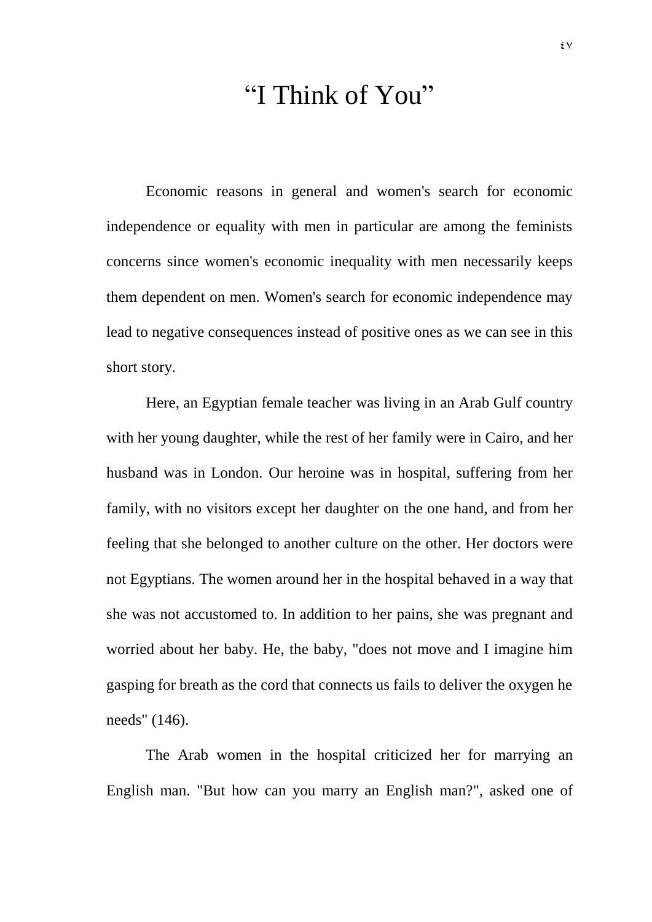# “I Think of You”

Economic reasons in general and women's search for economic independence or equality with men in particular are among the feminists concerns since women's economic inequality with men necessarily keeps them dependent on men. Women's search for economic independence may lead to negative consequences instead of positive ones as we can see in this short story.

Here, an Egyptian female teacher was living in an Arab Gulf country with her young daughter, while the rest of her family were in Cairo, and her husband was in London. Our heroine was in hospital, suffering from her family, with no visitors except her daughter on the one hand, and from her feeling that she belonged to another culture on the other. Her doctors were not Egyptians. The women around her in the hospital behaved in a way that she was not accustomed to. In addition to her pains, she was pregnant and worried about her baby. He, the baby, "does not move and I imagine him gasping for breath as the cord that connects us fails to deliver the oxygen he needs" (146).

The Arab women in the hospital criticized her for marrying an English man. "But how can you marry an English man?", asked one of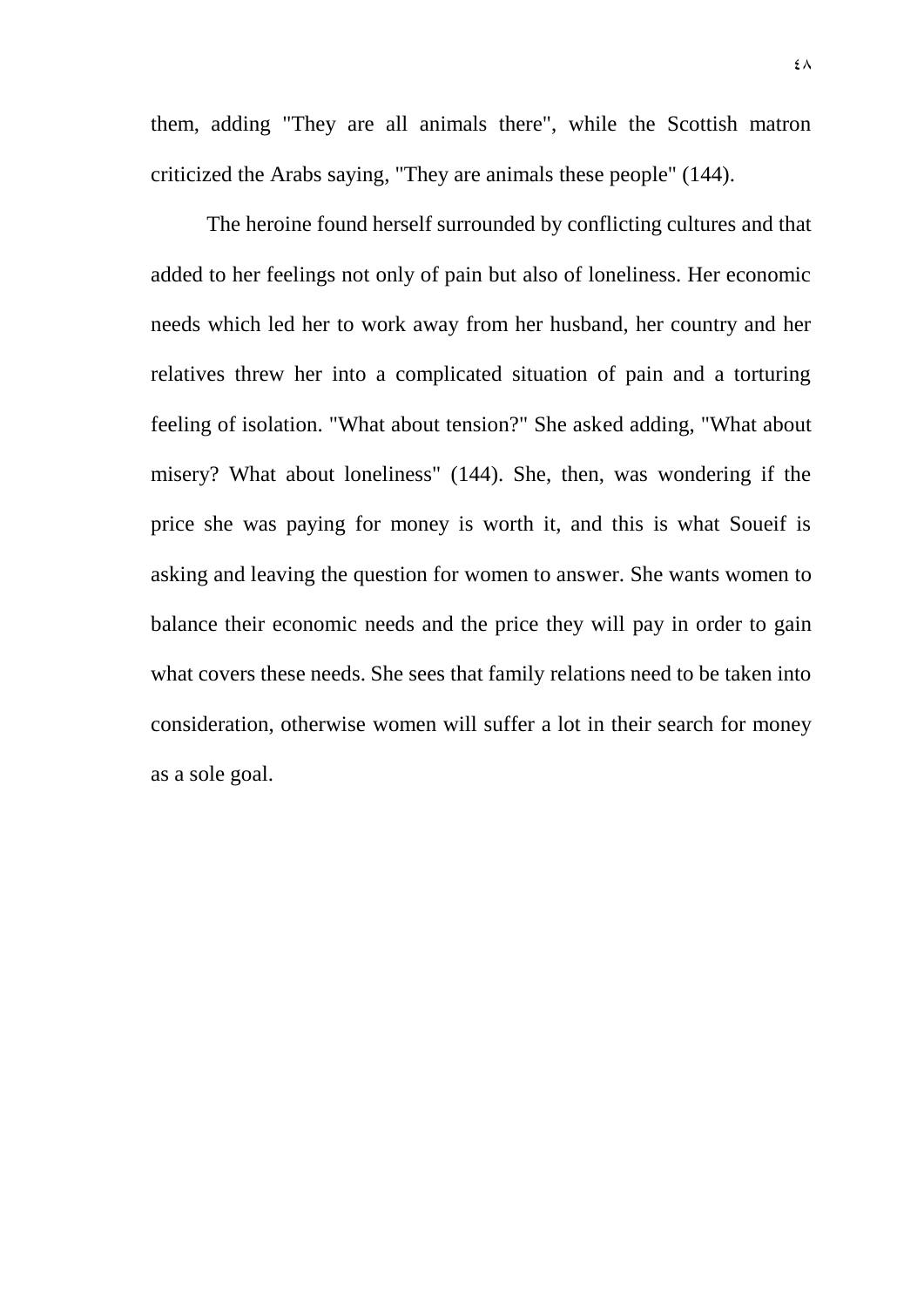them, adding "They are all animals there", while the Scottish matron criticized the Arabs saying, "They are animals these people" (144).

The heroine found herself surrounded by conflicting cultures and that added to her feelings not only of pain but also of loneliness. Her economic needs which led her to work away from her husband, her country and her relatives threw her into a complicated situation of pain and a torturing feeling of isolation. "What about tension?" She asked adding, "What about misery? What about loneliness" (144). She, then, was wondering if the price she was paying for money is worth it, and this is what Soueif is asking and leaving the question for women to answer. She wants women to balance their economic needs and the price they will pay in order to gain what covers these needs. She sees that family relations need to be taken into consideration, otherwise women will suffer a lot in their search for money as a sole goal.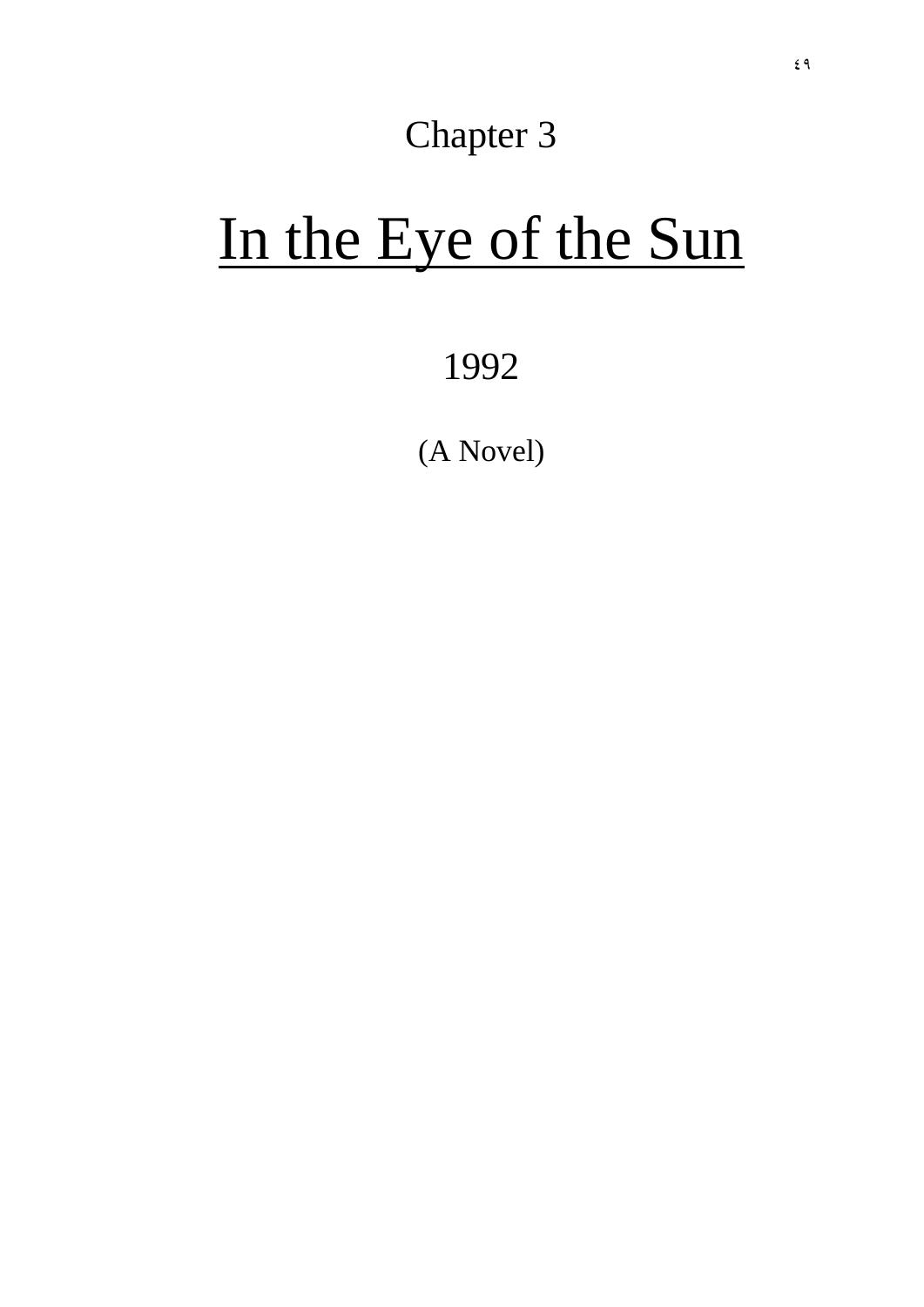Chapter 3

# In the Eye of the Sun

1992

(A Novel)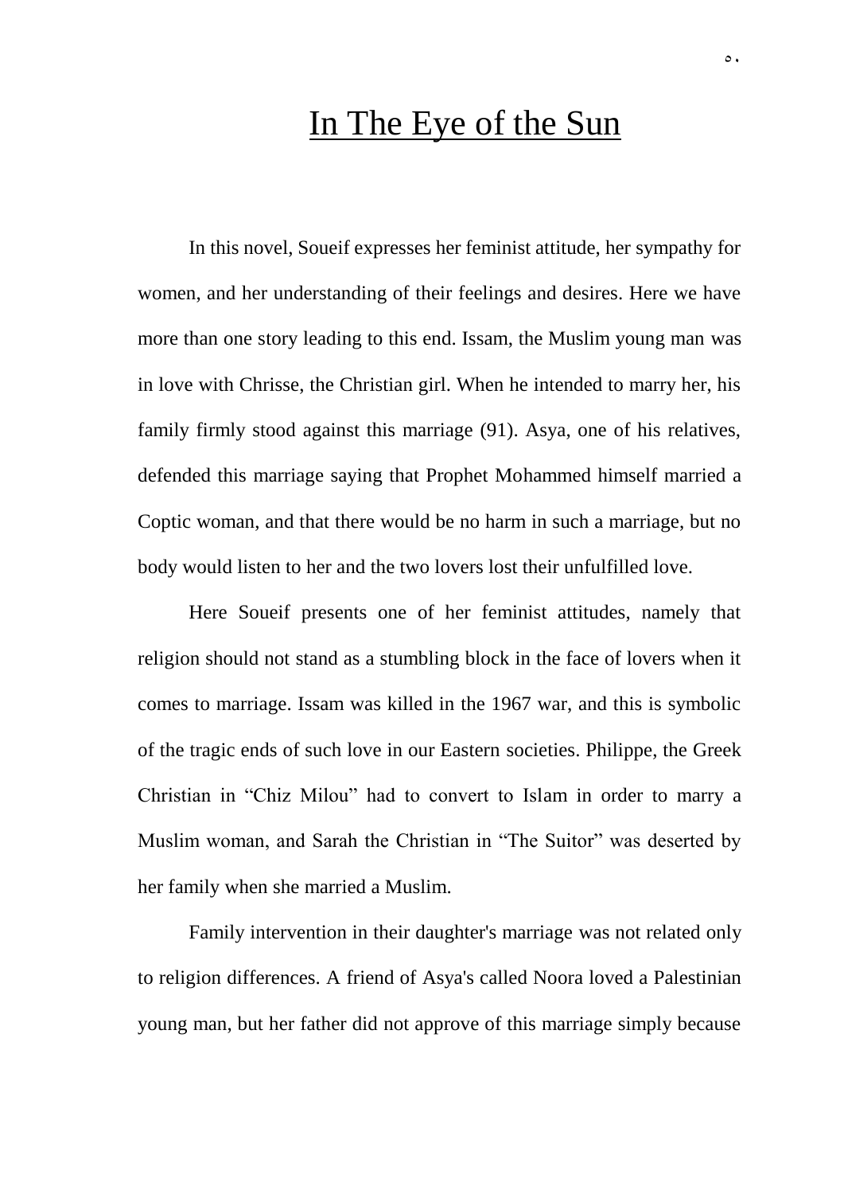# In The Eye of the Sun

In this novel, Soueif expresses her feminist attitude, her sympathy for women, and her understanding of their feelings and desires. Here we have more than one story leading to this end. Issam, the Muslim young man was in love with Chrisse, the Christian girl. When he intended to marry her, his family firmly stood against this marriage (91). Asya, one of his relatives, defended this marriage saying that Prophet Mohammed himself married a Coptic woman, and that there would be no harm in such a marriage, but no body would listen to her and the two lovers lost their unfulfilled love.

Here Soueif presents one of her feminist attitudes, namely that religion should not stand as a stumbling block in the face of lovers when it comes to marriage. Issam was killed in the 1967 war, and this is symbolic of the tragic ends of such love in our Eastern societies. Philippe, the Greek Christian in "Chiz Milou" had to convert to Islam in order to marry a Muslim woman, and Sarah the Christian in "The Suitor" was deserted by her family when she married a Muslim.

Family intervention in their daughter's marriage was not related only to religion differences. A friend of Asya's called Noora loved a Palestinian young man, but her father did not approve of this marriage simply because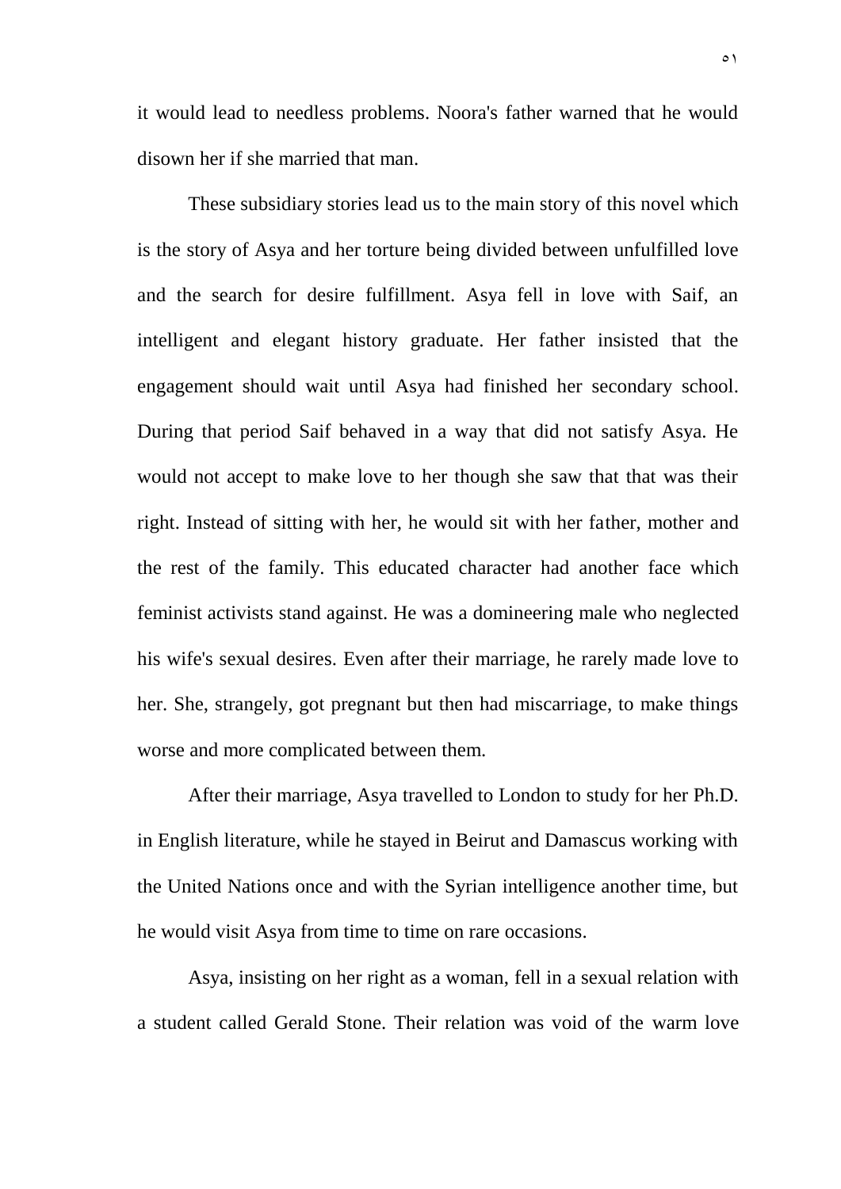it would lead to needless problems. Noora's father warned that he would disown her if she married that man.

These subsidiary stories lead us to the main story of this novel which is the story of Asya and her torture being divided between unfulfilled love and the search for desire fulfillment. Asya fell in love with Saif, an intelligent and elegant history graduate. Her father insisted that the engagement should wait until Asya had finished her secondary school. During that period Saif behaved in a way that did not satisfy Asya. He would not accept to make love to her though she saw that that was their right. Instead of sitting with her, he would sit with her father, mother and the rest of the family. This educated character had another face which feminist activists stand against. He was a domineering male who neglected his wife's sexual desires. Even after their marriage, he rarely made love to her. She, strangely, got pregnant but then had miscarriage, to make things worse and more complicated between them.

After their marriage, Asya travelled to London to study for her Ph.D. in English literature, while he stayed in Beirut and Damascus working with the United Nations once and with the Syrian intelligence another time, but he would visit Asya from time to time on rare occasions.

Asya, insisting on her right as a woman, fell in a sexual relation with a student called Gerald Stone. Their relation was void of the warm love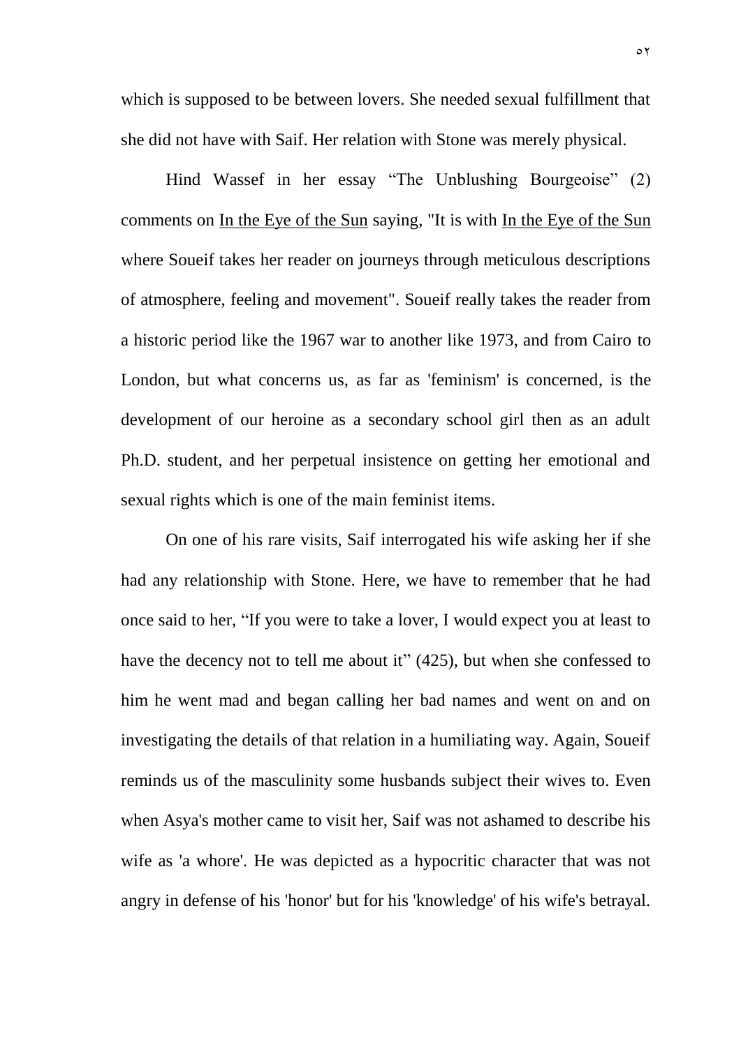which is supposed to be between lovers. She needed sexual fulfillment that she did not have with Saif. Her relation with Stone was merely physical.

Hind Wassef in her essay "The Unblushing Bourgeoise" (2) comments on In the Eye of the Sun saying, "It is with In the Eye of the Sun where Soueif takes her reader on journeys through meticulous descriptions of atmosphere, feeling and movement". Soueif really takes the reader from a historic period like the 1967 war to another like 1973, and from Cairo to London, but what concerns us, as far as 'feminism' is concerned, is the development of our heroine as a secondary school girl then as an adult Ph.D. student, and her perpetual insistence on getting her emotional and sexual rights which is one of the main feminist items.

On one of his rare visits, Saif interrogated his wife asking her if she had any relationship with Stone. Here, we have to remember that he had once said to her, "If you were to take a lover, I would expect you at least to have the decency not to tell me about it" (425), but when she confessed to him he went mad and began calling her bad names and went on and on investigating the details of that relation in a humiliating way. Again, Soueif reminds us of the masculinity some husbands subject their wives to. Even when Asya's mother came to visit her, Saif was not ashamed to describe his wife as 'a whore'. He was depicted as a hypocritic character that was not angry in defense of his 'honor' but for his 'knowledge' of his wife's betrayal.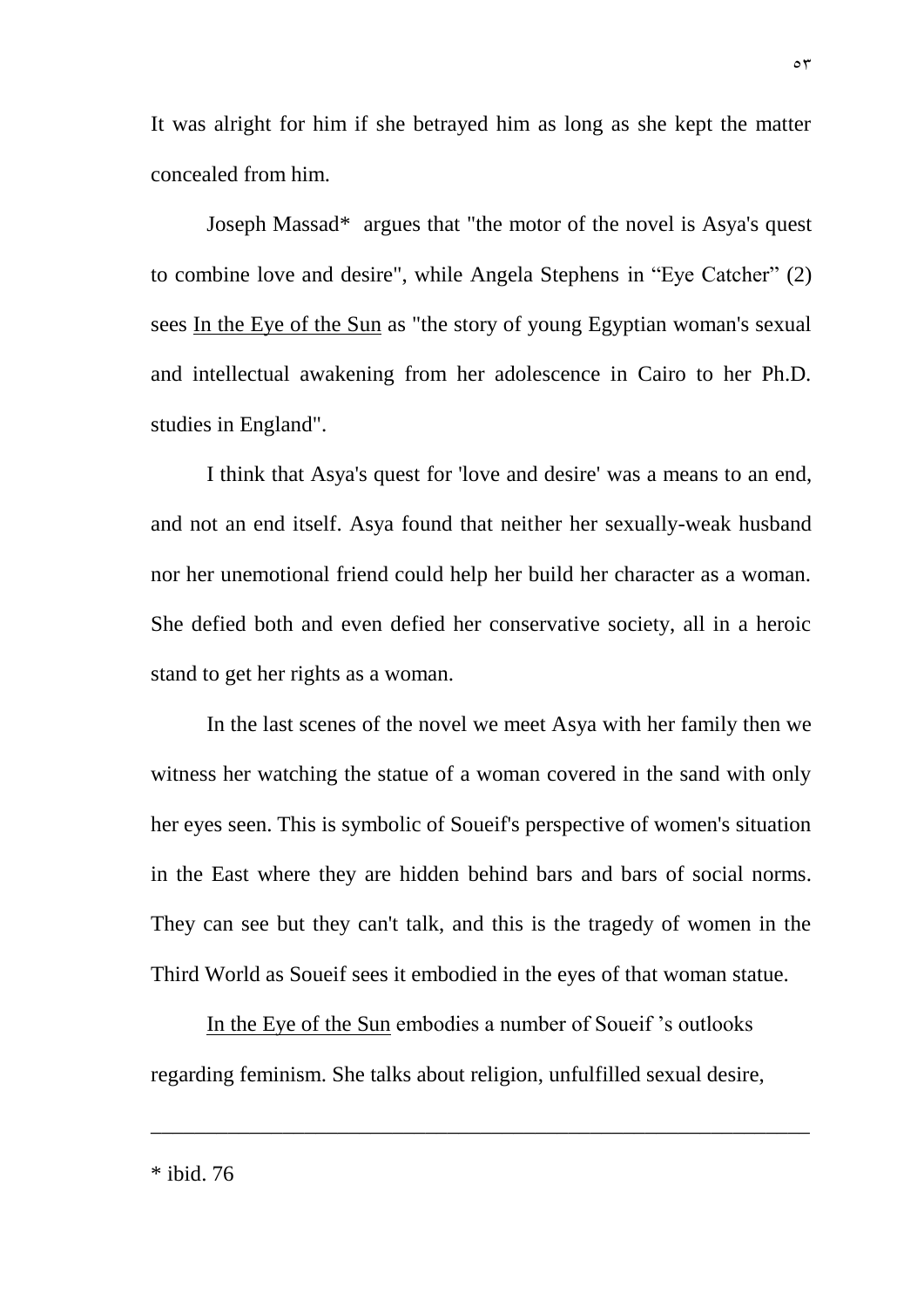It was alright for him if she betrayed him as long as she kept the matter concealed from him.

Joseph Massad* argues that "the motor of the novel is Asya's quest to combine love and desire", while Angela Stephens in “Eye Catcher” (2) sees In the Eye of the Sun as "the story of young Egyptian woman's sexual and intellectual awakening from her adolescence in Cairo to her Ph.D. studies in England".

I think that Asya's quest for 'love and desire' was a means to an end, and not an end itself. Asya found that neither her sexually-weak husband nor her unemotional friend could help her build her character as a woman. She defied both and even defied her conservative society, all in a heroic stand to get her rights as a woman.

In the last scenes of the novel we meet Asya with her family then we witness her watching the statue of a woman covered in the sand with only her eyes seen. This is symbolic of Soueif's perspective of women's situation in the East where they are hidden behind bars and bars of social norms. They can see but they can't talk, and this is the tragedy of women in the Third World as Soueif sees it embodied in the eyes of that woman statue.

In the Eye of the Sun embodies a number of Soueif 's outlooks regarding feminism. She talks about religion, unfulfilled sexual desire,

---

* ibid. 76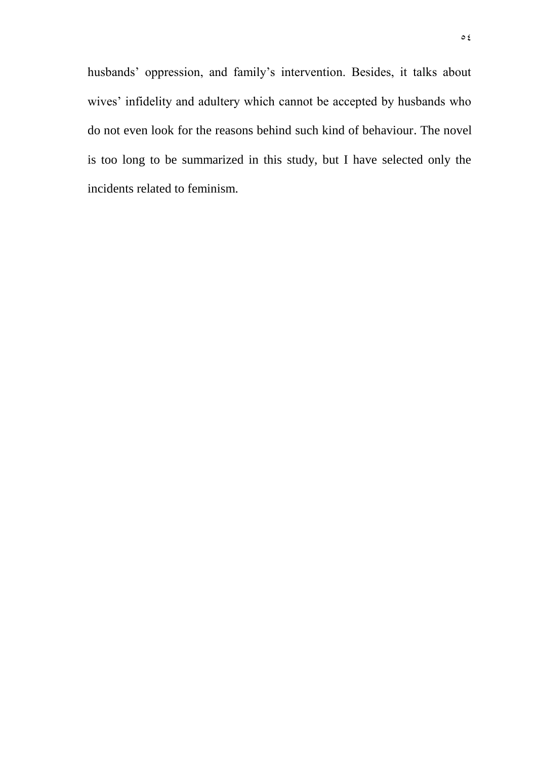husbands' oppression, and family's intervention. Besides, it talks about wives' infidelity and adultery which cannot be accepted by husbands who do not even look for the reasons behind such kind of behaviour. The novel is too long to be summarized in this study, but I have selected only the incidents related to feminism.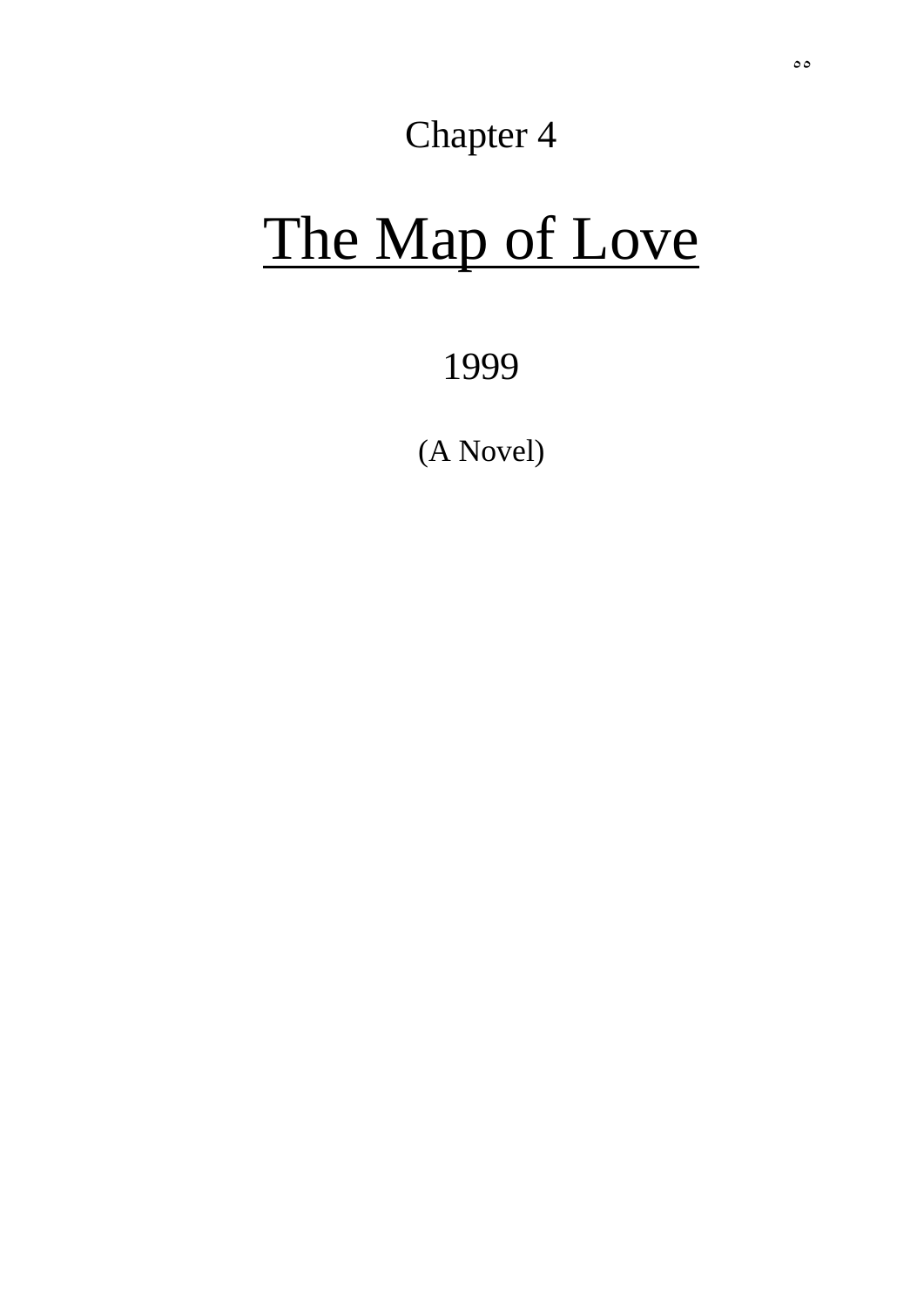Chapter 4

# The Map of Love

1999

(A Novel)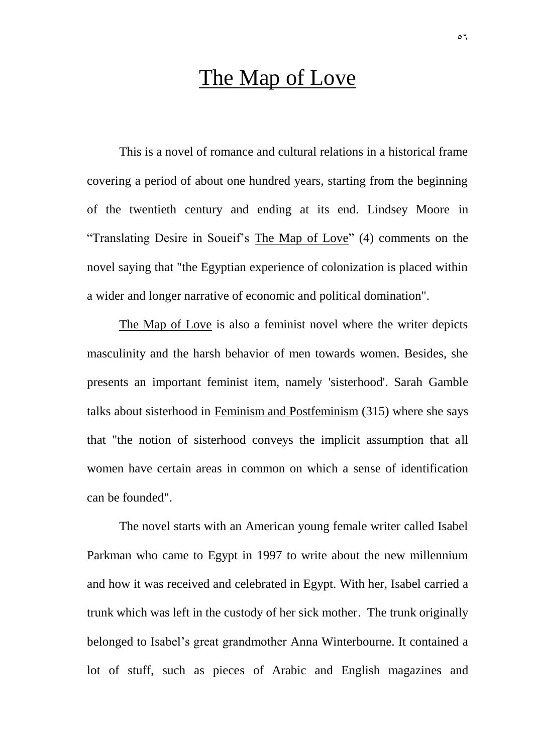# The Map of Love

This is a novel of romance and cultural relations in a historical frame covering a period of about one hundred years, starting from the beginning of the twentieth century and ending at its end. Lindsey Moore in "Translating Desire in Soueif's The Map of Love" (4) comments on the novel saying that "the Egyptian experience of colonization is placed within a wider and longer narrative of economic and political domination".

The Map of Love is also a feminist novel where the writer depicts masculinity and the harsh behavior of men towards women. Besides, she presents an important feminist item, namely 'sisterhood'. Sarah Gamble talks about sisterhood in Feminism and Postfeminism (315) where she says that "the notion of sisterhood conveys the implicit assumption that all women have certain areas in common on which a sense of identification can be founded".

The novel starts with an American young female writer called Isabel Parkman who came to Egypt in 1997 to write about the new millennium and how it was received and celebrated in Egypt. With her, Isabel carried a trunk which was left in the custody of her sick mother. The trunk originally belonged to Isabel's great grandmother Anna Winterbourne. It contained a lot of stuff, such as pieces of Arabic and English magazines and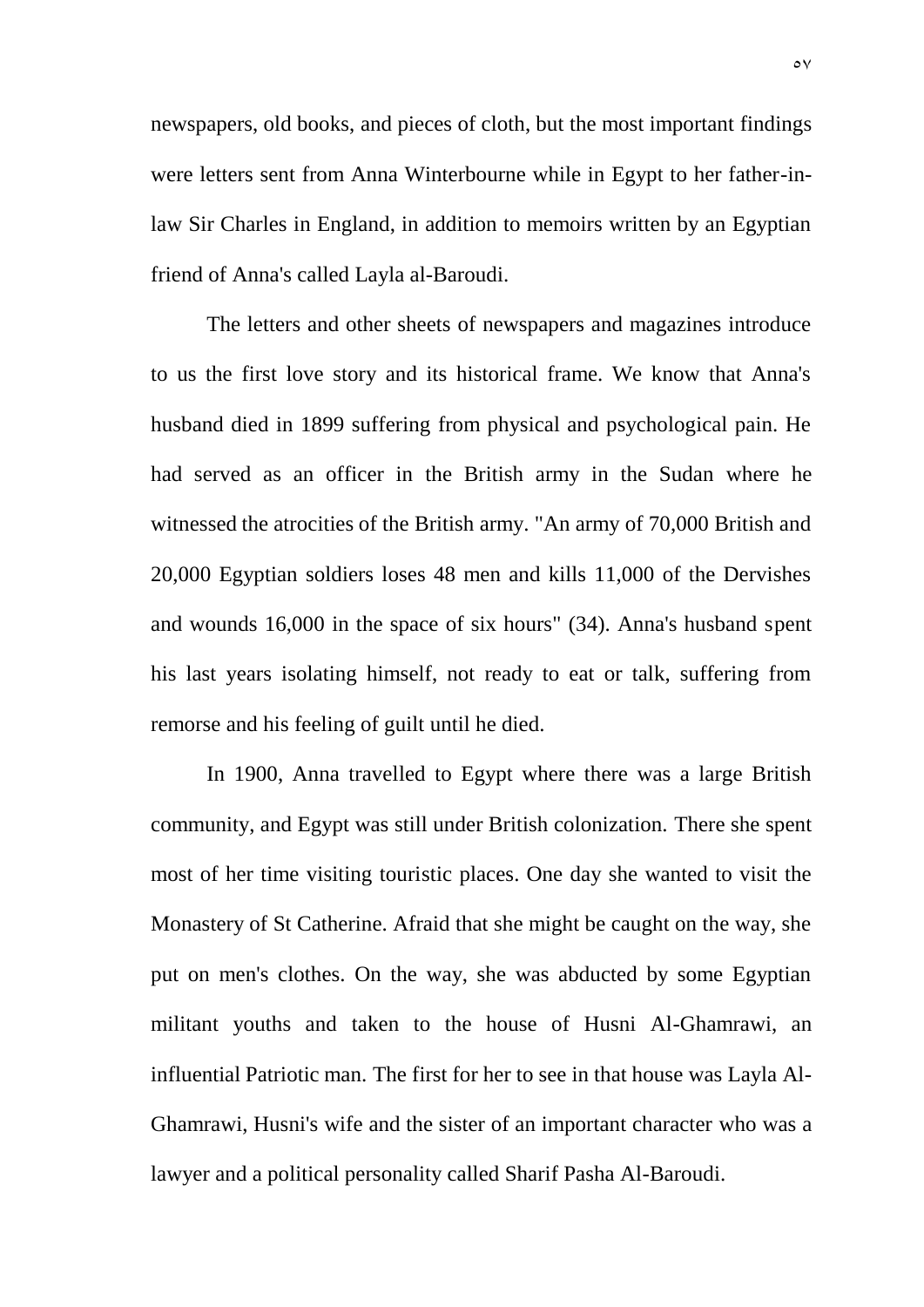newspapers, old books, and pieces of cloth, but the most important findings were letters sent from Anna Winterbourne while in Egypt to her father-in-law Sir Charles in England, in addition to memoirs written by an Egyptian friend of Anna's called Layla al-Baroudi.

The letters and other sheets of newspapers and magazines introduce to us the first love story and its historical frame. We know that Anna's husband died in 1899 suffering from physical and psychological pain. He had served as an officer in the British army in the Sudan where he witnessed the atrocities of the British army. "An army of 70,000 British and 20,000 Egyptian soldiers loses 48 men and kills 11,000 of the Dervishes and wounds 16,000 in the space of six hours" (34). Anna's husband spent his last years isolating himself, not ready to eat or talk, suffering from remorse and his feeling of guilt until he died.

In 1900, Anna travelled to Egypt where there was a large British community, and Egypt was still under British colonization. There she spent most of her time visiting touristic places. One day she wanted to visit the Monastery of St Catherine. Afraid that she might be caught on the way, she put on men's clothes. On the way, she was abducted by some Egyptian militant youths and taken to the house of Husni Al-Ghamrawi, an influential Patriotic man. The first for her to see in that house was Layla Al-Ghamrawi, Husni's wife and the sister of an important character who was a lawyer and a political personality called Sharif Pasha Al-Baroudi.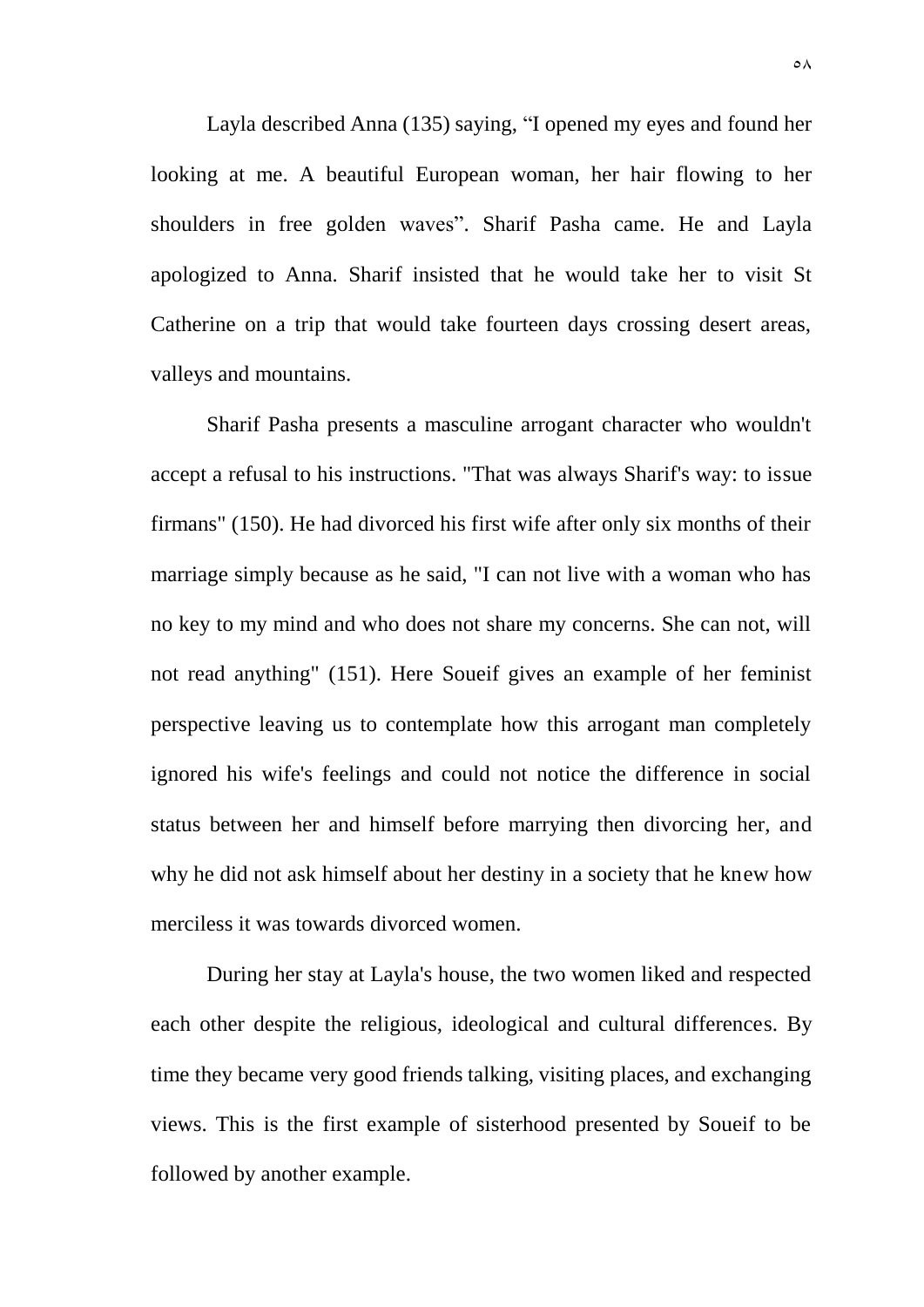Layla described Anna (135) saying, “I opened my eyes and found her looking at me. A beautiful European woman, her hair flowing to her shoulders in free golden waves”. Sharif Pasha came. He and Layla apologized to Anna. Sharif insisted that he would take her to visit St Catherine on a trip that would take fourteen days crossing desert areas, valleys and mountains.

Sharif Pasha presents a masculine arrogant character who wouldn't accept a refusal to his instructions. "That was always Sharif's way: to issue firmans" (150). He had divorced his first wife after only six months of their marriage simply because as he said, "I can not live with a woman who has no key to my mind and who does not share my concerns. She can not, will not read anything" (151). Here Soueif gives an example of her feminist perspective leaving us to contemplate how this arrogant man completely ignored his wife's feelings and could not notice the difference in social status between her and himself before marrying then divorcing her, and why he did not ask himself about her destiny in a society that he knew how merciless it was towards divorced women.

During her stay at Layla's house, the two women liked and respected each other despite the religious, ideological and cultural differences. By time they became very good friends talking, visiting places, and exchanging views. This is the first example of sisterhood presented by Soueif to be followed by another example.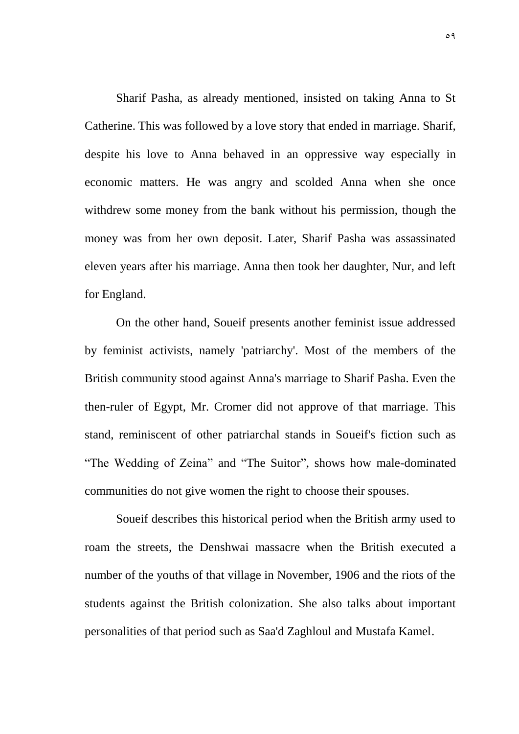Sharif Pasha, as already mentioned, insisted on taking Anna to St Catherine. This was followed by a love story that ended in marriage. Sharif, despite his love to Anna behaved in an oppressive way especially in economic matters. He was angry and scolded Anna when she once withdrew some money from the bank without his permission, though the money was from her own deposit. Later, Sharif Pasha was assassinated eleven years after his marriage. Anna then took her daughter, Nur, and left for England.

On the other hand, Soueif presents another feminist issue addressed by feminist activists, namely 'patriarchy'. Most of the members of the British community stood against Anna's marriage to Sharif Pasha. Even the then-ruler of Egypt, Mr. Cromer did not approve of that marriage. This stand, reminiscent of other patriarchal stands in Soueif's fiction such as "The Wedding of Zeina" and "The Suitor", shows how male-dominated communities do not give women the right to choose their spouses.

Soueif describes this historical period when the British army used to roam the streets, the Denshwai massacre when the British executed a number of the youths of that village in November, 1906 and the riots of the students against the British colonization. She also talks about important personalities of that period such as Saa'd Zaghloul and Mustafa Kamel.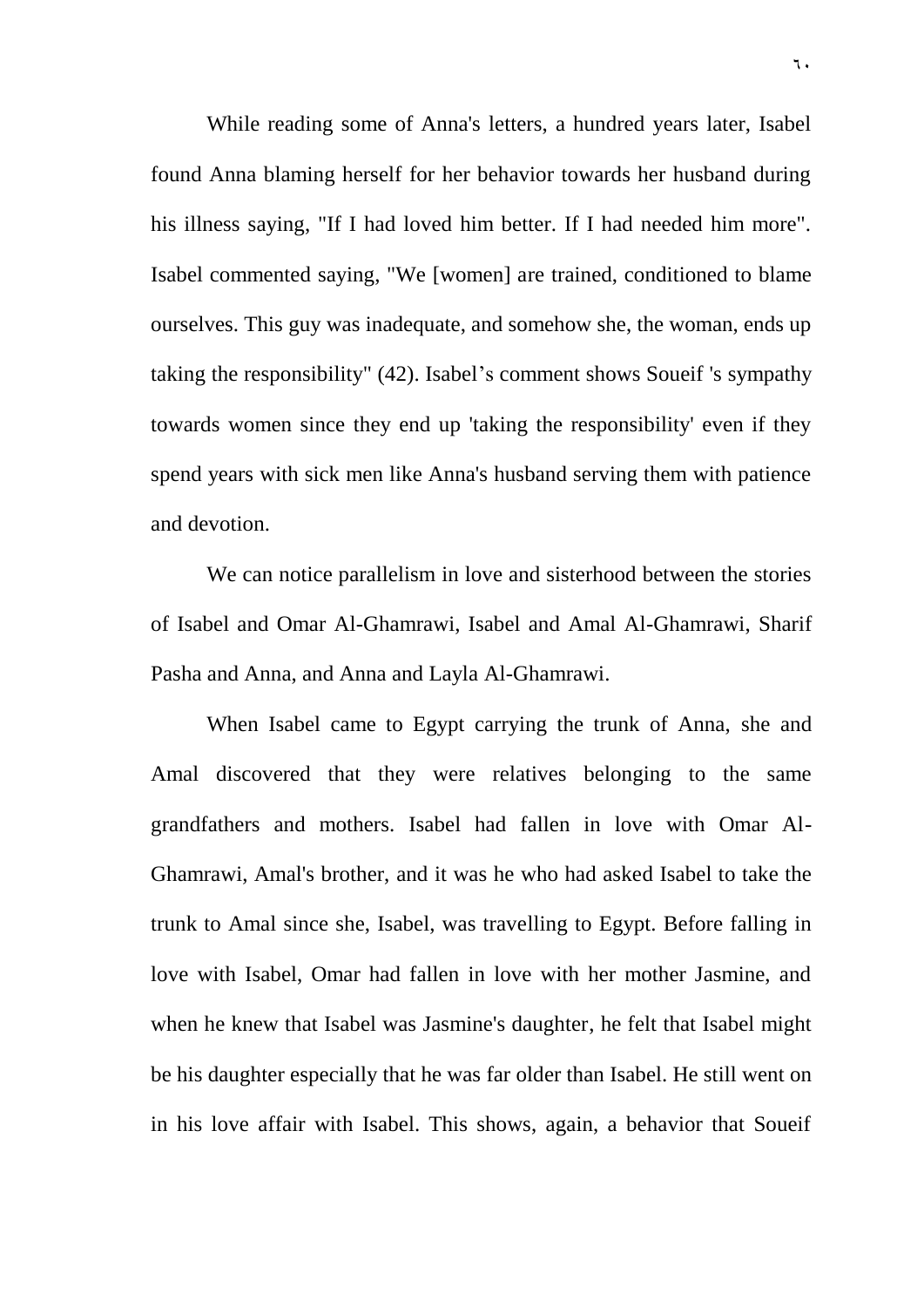While reading some of Anna's letters, a hundred years later, Isabel found Anna blaming herself for her behavior towards her husband during his illness saying, "If I had loved him better. If I had needed him more". Isabel commented saying, "We [women] are trained, conditioned to blame ourselves. This guy was inadequate, and somehow she, the woman, ends up taking the responsibility" (42). Isabel’s comment shows Soueif 's sympathy towards women since they end up 'taking the responsibility' even if they spend years with sick men like Anna's husband serving them with patience and devotion.

We can notice parallelism in love and sisterhood between the stories of Isabel and Omar Al-Ghamrawi, Isabel and Amal Al-Ghamrawi, Sharif Pasha and Anna, and Anna and Layla Al-Ghamrawi.

When Isabel came to Egypt carrying the trunk of Anna, she and Amal discovered that they were relatives belonging to the same grandfathers and mothers. Isabel had fallen in love with Omar Al-Ghamrawi, Amal's brother, and it was he who had asked Isabel to take the trunk to Amal since she, Isabel, was travelling to Egypt. Before falling in love with Isabel, Omar had fallen in love with her mother Jasmine, and when he knew that Isabel was Jasmine's daughter, he felt that Isabel might be his daughter especially that he was far older than Isabel. He still went on in his love affair with Isabel. This shows, again, a behavior that Soueif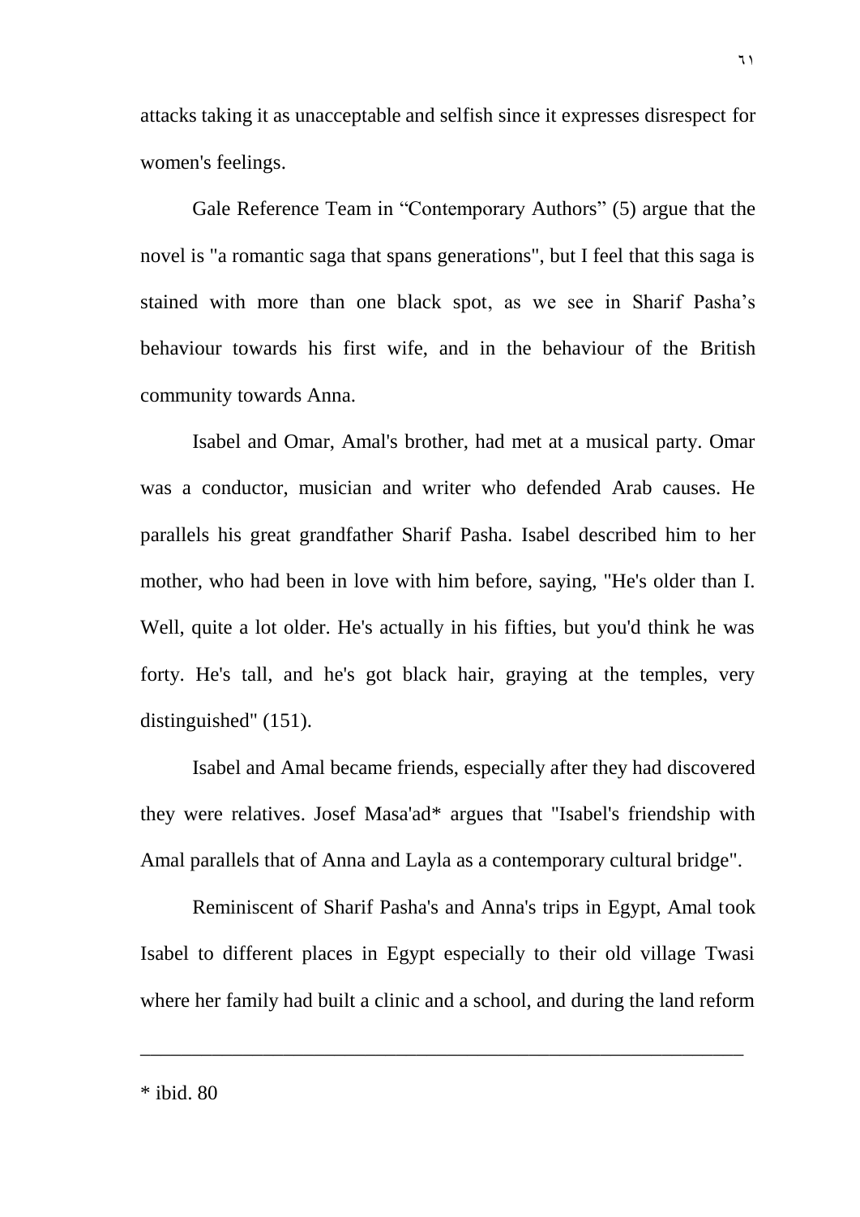attacks taking it as unacceptable and selfish since it expresses disrespect for women's feelings.

Gale Reference Team in "Contemporary Authors" (5) argue that the novel is "a romantic saga that spans generations", but I feel that this saga is stained with more than one black spot, as we see in Sharif Pasha's behaviour towards his first wife, and in the behaviour of the British community towards Anna.

Isabel and Omar, Amal's brother, had met at a musical party. Omar was a conductor, musician and writer who defended Arab causes. He parallels his great grandfather Sharif Pasha. Isabel described him to her mother, who had been in love with him before, saying, "He's older than I. Well, quite a lot older. He's actually in his fifties, but you'd think he was forty. He's tall, and he's got black hair, graying at the temples, very distinguished" (151).

Isabel and Amal became friends, especially after they had discovered they were relatives. Josef Masa'ad* argues that "Isabel's friendship with Amal parallels that of Anna and Layla as a contemporary cultural bridge".

Reminiscent of Sharif Pasha's and Anna's trips in Egypt, Amal took Isabel to different places in Egypt especially to their old village Twasi where her family had built a clinic and a school, and during the land reform

---

* ibid. 80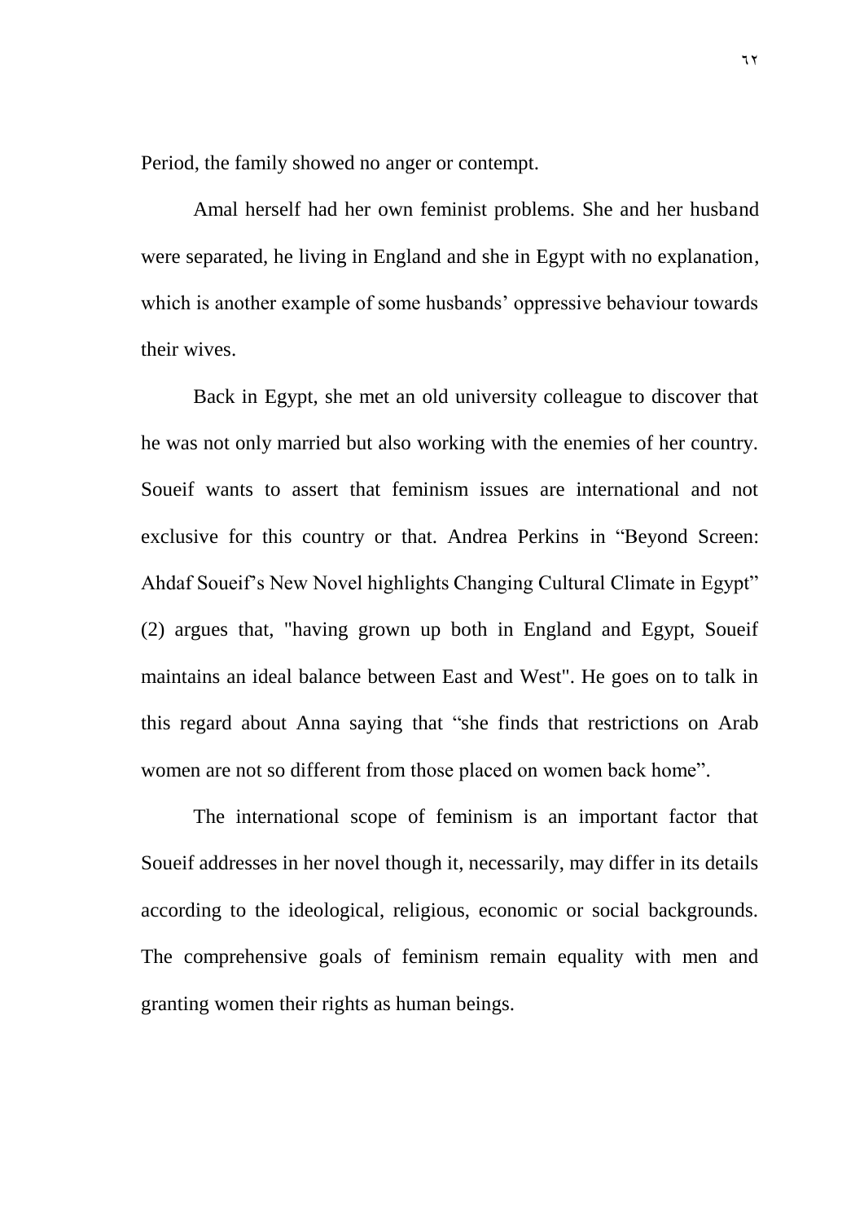Period, the family showed no anger or contempt.

Amal herself had her own feminist problems. She and her husband were separated, he living in England and she in Egypt with no explanation, which is another example of some husbands' oppressive behaviour towards their wives.

Back in Egypt, she met an old university colleague to discover that he was not only married but also working with the enemies of her country. Soueif wants to assert that feminism issues are international and not exclusive for this country or that. Andrea Perkins in "Beyond Screen: Ahdaf Soueif's New Novel highlights Changing Cultural Climate in Egypt" (2) argues that, "having grown up both in England and Egypt, Soueif maintains an ideal balance between East and West". He goes on to talk in this regard about Anna saying that "she finds that restrictions on Arab women are not so different from those placed on women back home".

The international scope of feminism is an important factor that Soueif addresses in her novel though it, necessarily, may differ in its details according to the ideological, religious, economic or social backgrounds. The comprehensive goals of feminism remain equality with men and granting women their rights as human beings.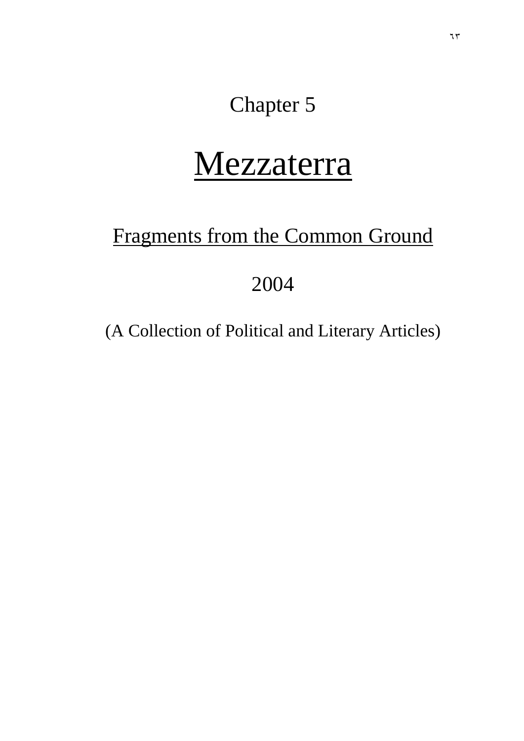# Chapter 5

# Mezzaterra

## Fragments from the Common Ground

2004

(A Collection of Political and Literary Articles)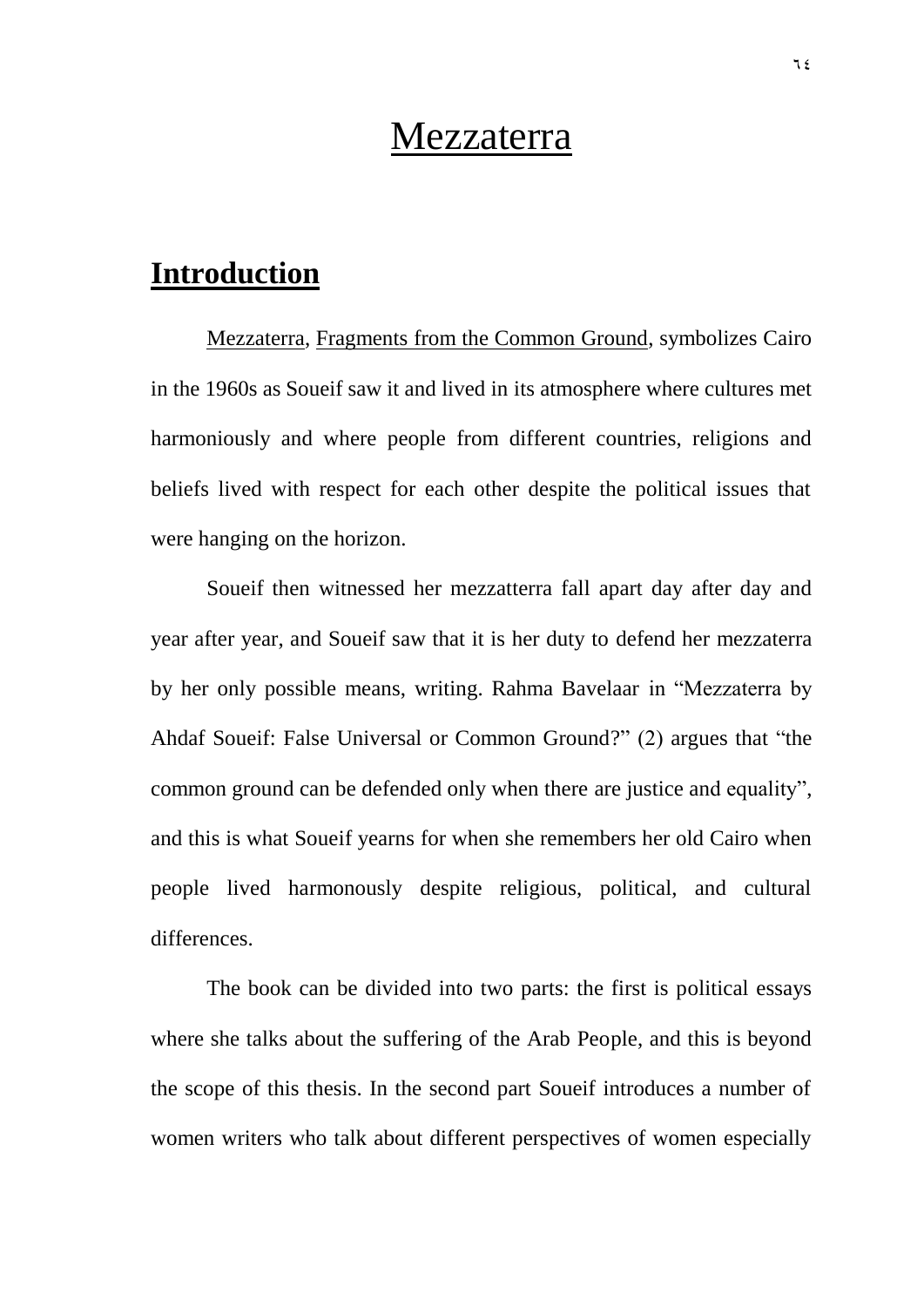# Mezzaterra

## Introduction

Mezzaterra, Fragments from the Common Ground, symbolizes Cairo in the 1960s as Soueif saw it and lived in its atmosphere where cultures met harmoniously and where people from different countries, religions and beliefs lived with respect for each other despite the political issues that were hanging on the horizon.

Soueif then witnessed her mezzatterra fall apart day after day and year after year, and Soueif saw that it is her duty to defend her mezzaterra by her only possible means, writing. Rahma Bavelaar in "Mezzaterra by Ahdaf Soueif: False Universal or Common Ground?" (2) argues that "the common ground can be defended only when there are justice and equality", and this is what Soueif yearns for when she remembers her old Cairo when people lived harmonously despite religious, political, and cultural differences.

The book can be divided into two parts: the first is political essays where she talks about the suffering of the Arab People, and this is beyond the scope of this thesis. In the second part Soueif introduces a number of women writers who talk about different perspectives of women especially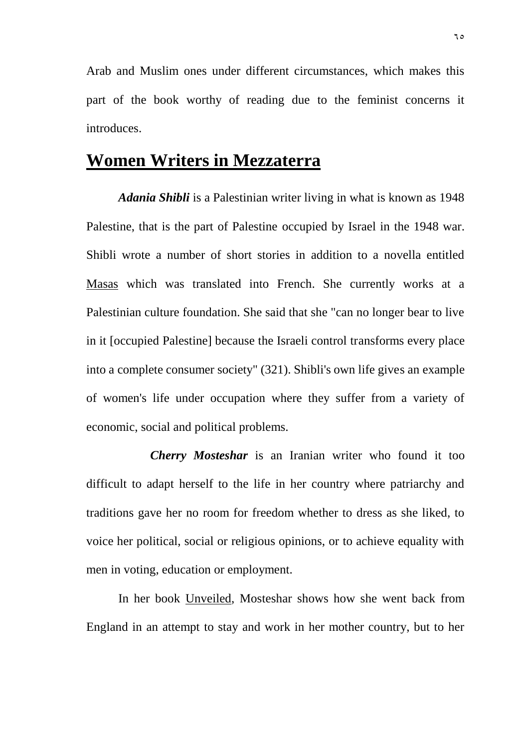Arab and Muslim ones under different circumstances, which makes this part of the book worthy of reading due to the feminist concerns it introduces.

## Women Writers in Mezzaterra

***Adania Shibli*** is a Palestinian writer living in what is known as 1948 Palestine, that is the part of Palestine occupied by Israel in the 1948 war. Shibli wrote a number of short stories in addition to a novella entitled Masas which was translated into French. She currently works at a Palestinian culture foundation. She said that she "can no longer bear to live in it [occupied Palestine] because the Israeli control transforms every place into a complete consumer society" (321). Shibli's own life gives an example of women's life under occupation where they suffer from a variety of economic, social and political problems.

***Cherry Mosteshar*** is an Iranian writer who found it too difficult to adapt herself to the life in her country where patriarchy and traditions gave her no room for freedom whether to dress as she liked, to voice her political, social or religious opinions, or to achieve equality with men in voting, education or employment.

In her book Unveiled, Mosteshar shows how she went back from England in an attempt to stay and work in her mother country, but to her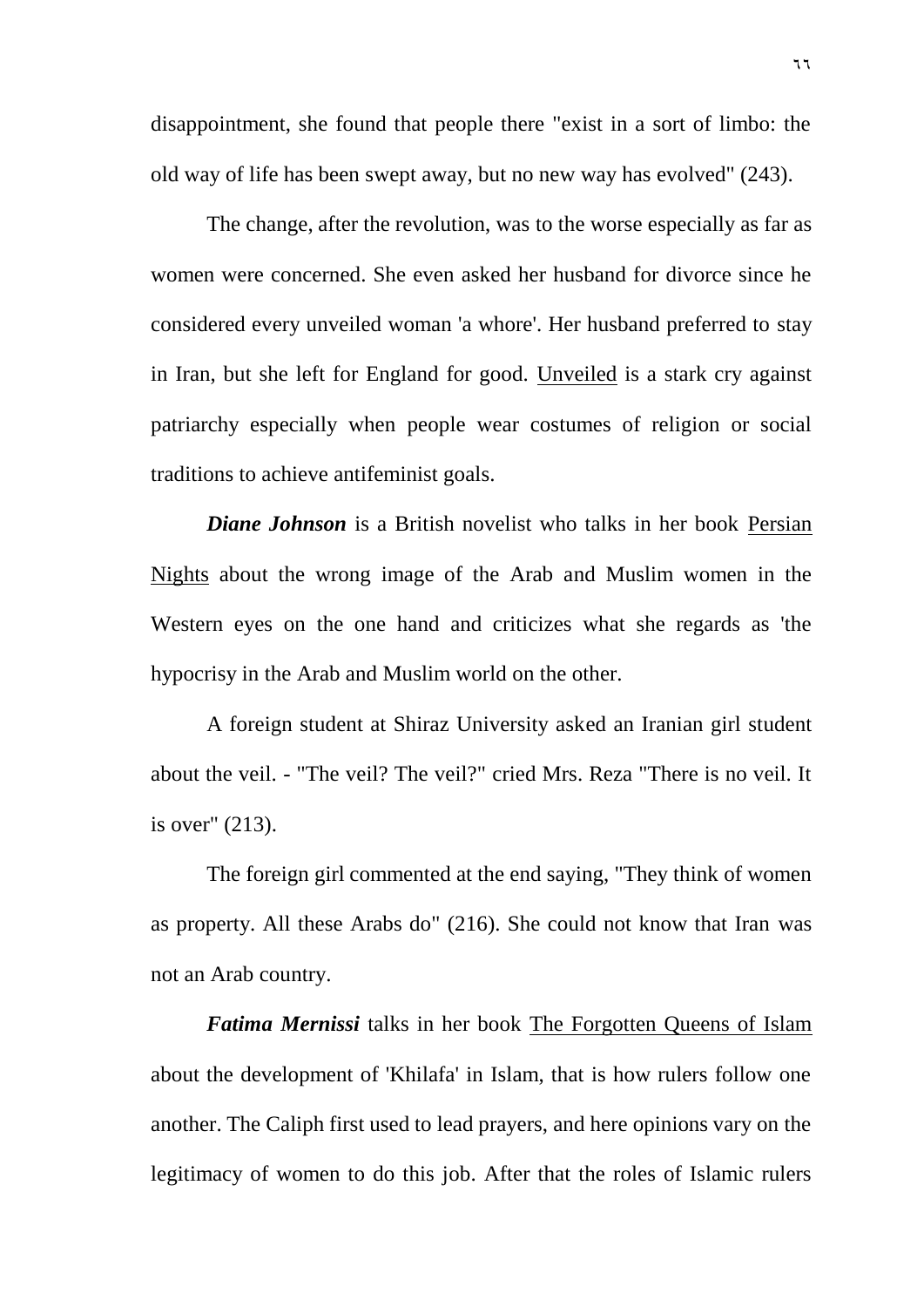disappointment, she found that people there "exist in a sort of limbo: the old way of life has been swept away, but no new way has evolved" (243).

The change, after the revolution, was to the worse especially as far as women were concerned. She even asked her husband for divorce since he considered every unveiled woman 'a whore'. Her husband preferred to stay in Iran, but she left for England for good. Unveiled is a stark cry against patriarchy especially when people wear costumes of religion or social traditions to achieve antifeminist goals.

***Diane Johnson*** is a British novelist who talks in her book Persian Nights about the wrong image of the Arab and Muslim women in the Western eyes on the one hand and criticizes what she regards as 'the hypocrisy in the Arab and Muslim world on the other.

A foreign student at Shiraz University asked an Iranian girl student about the veil. - "The veil? The veil?" cried Mrs. Reza "There is no veil. It is over" (213).

The foreign girl commented at the end saying, "They think of women as property. All these Arabs do" (216). She could not know that Iran was not an Arab country.

***Fatima Mernissi*** talks in her book The Forgotten Queens of Islam about the development of 'Khilafa' in Islam, that is how rulers follow one another. The Caliph first used to lead prayers, and here opinions vary on the legitimacy of women to do this job. After that the roles of Islamic rulers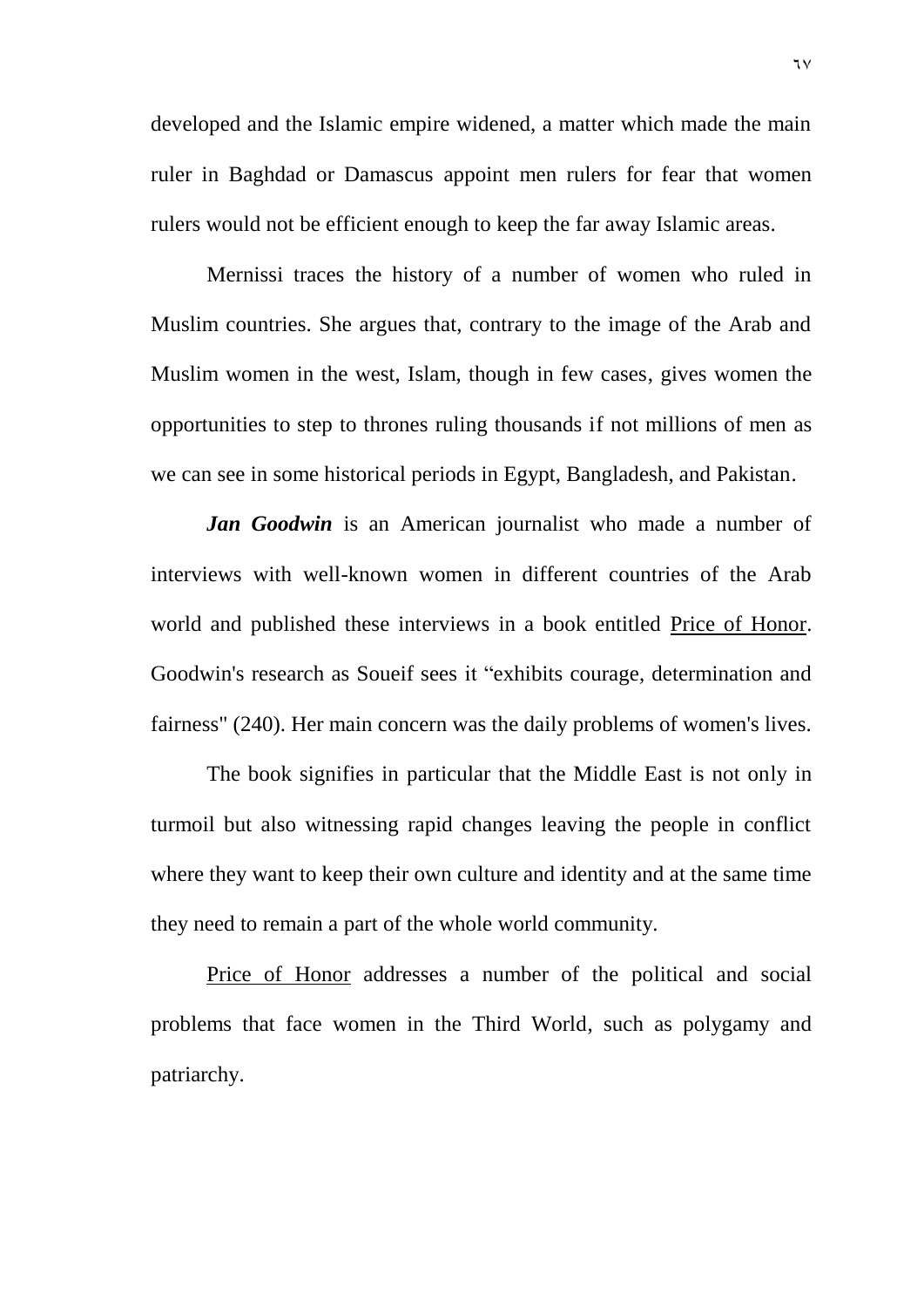developed and the Islamic empire widened, a matter which made the main ruler in Baghdad or Damascus appoint men rulers for fear that women rulers would not be efficient enough to keep the far away Islamic areas.

Mernissi traces the history of a number of women who ruled in Muslim countries. She argues that, contrary to the image of the Arab and Muslim women in the west, Islam, though in few cases, gives women the opportunities to step to thrones ruling thousands if not millions of men as we can see in some historical periods in Egypt, Bangladesh, and Pakistan.

***Jan Goodwin*** is an American journalist who made a number of interviews with well-known women in different countries of the Arab world and published these interviews in a book entitled <u>Price of Honor</u>. Goodwin's research as Soueif sees it "exhibits courage, determination and fairness" (240). Her main concern was the daily problems of women's lives.

The book signifies in particular that the Middle East is not only in turmoil but also witnessing rapid changes leaving the people in conflict where they want to keep their own culture and identity and at the same time they need to remain a part of the whole world community.

<u>Price of Honor</u> addresses a number of the political and social problems that face women in the Third World, such as polygamy and patriarchy.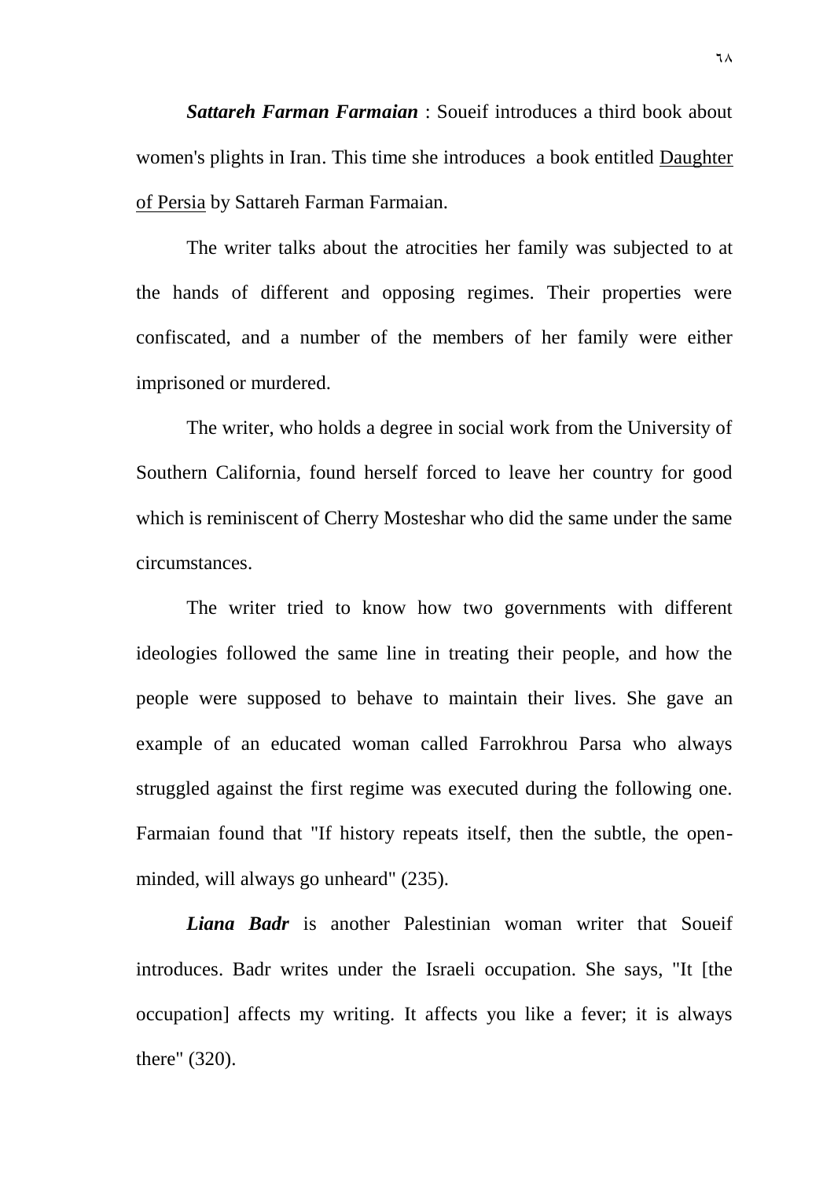***Sattareh Farman Farmaian*** : Soueif introduces a third book about women's plights in Iran. This time she introduces a book entitled Daughter of Persia by Sattareh Farman Farmaian.

The writer talks about the atrocities her family was subjected to at the hands of different and opposing regimes. Their properties were confiscated, and a number of the members of her family were either imprisoned or murdered.

The writer, who holds a degree in social work from the University of Southern California, found herself forced to leave her country for good which is reminiscent of Cherry Mosteshar who did the same under the same circumstances.

The writer tried to know how two governments with different ideologies followed the same line in treating their people, and how the people were supposed to behave to maintain their lives. She gave an example of an educated woman called Farrokhrou Parsa who always struggled against the first regime was executed during the following one. Farmaian found that "If history repeats itself, then the subtle, the open-minded, will always go unheard" (235).

***Liana Badr*** is another Palestinian woman writer that Soueif introduces. Badr writes under the Israeli occupation. She says, "It [the occupation] affects my writing. It affects you like a fever; it is always there" (320).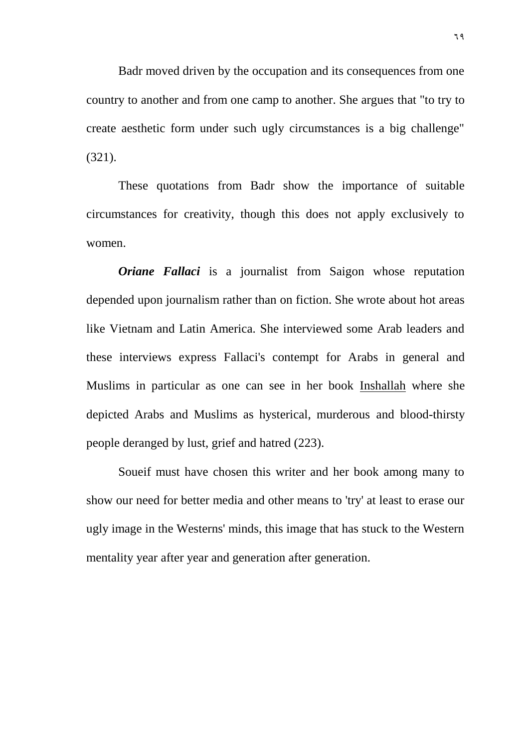Badr moved driven by the occupation and its consequences from one country to another and from one camp to another. She argues that "to try to create aesthetic form under such ugly circumstances is a big challenge" (321).

These quotations from Badr show the importance of suitable circumstances for creativity, though this does not apply exclusively to women.

***Oriane Fallaci*** is a journalist from Saigon whose reputation depended upon journalism rather than on fiction. She wrote about hot areas like Vietnam and Latin America. She interviewed some Arab leaders and these interviews express Fallaci's contempt for Arabs in general and Muslims in particular as one can see in her book <u>Inshallah</u> where she depicted Arabs and Muslims as hysterical, murderous and blood-thirsty people deranged by lust, grief and hatred (223).

Soueif must have chosen this writer and her book among many to show our need for better media and other means to 'try' at least to erase our ugly image in the Westerns' minds, this image that has stuck to the Western mentality year after year and generation after generation.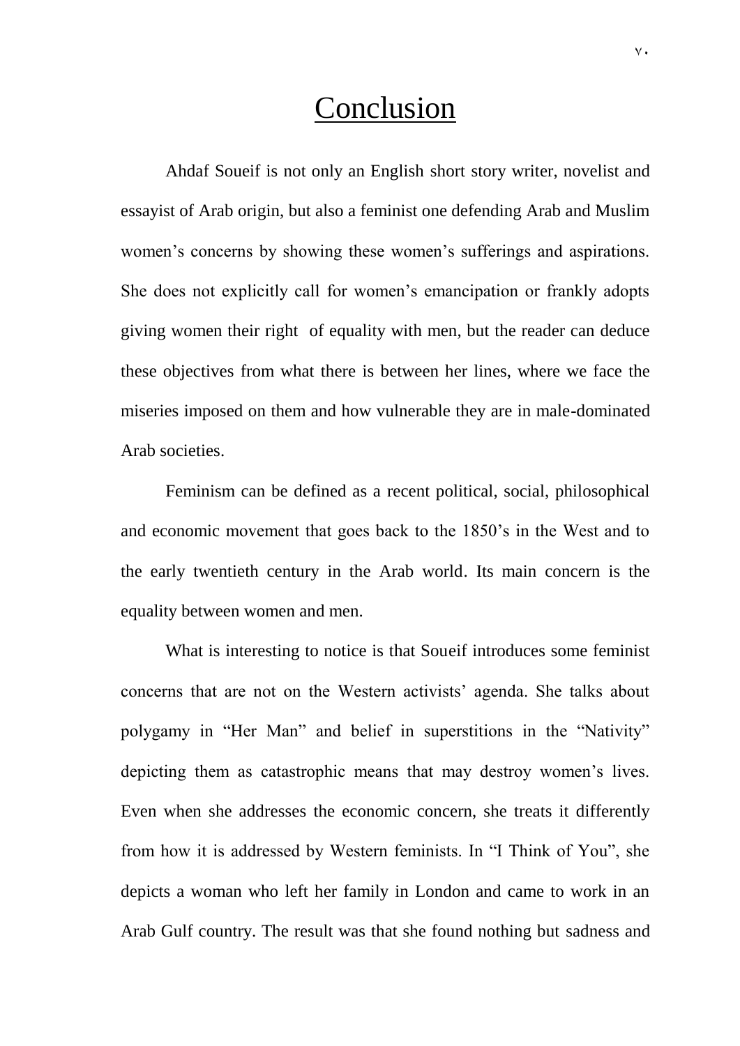# Conclusion

Ahdaf Soueif is not only an English short story writer, novelist and essayist of Arab origin, but also a feminist one defending Arab and Muslim women's concerns by showing these women's sufferings and aspirations. She does not explicitly call for women's emancipation or frankly adopts giving women their right of equality with men, but the reader can deduce these objectives from what there is between her lines, where we face the miseries imposed on them and how vulnerable they are in male-dominated Arab societies.

Feminism can be defined as a recent political, social, philosophical and economic movement that goes back to the 1850's in the West and to the early twentieth century in the Arab world. Its main concern is the equality between women and men.

What is interesting to notice is that Soueif introduces some feminist concerns that are not on the Western activists' agenda. She talks about polygamy in "Her Man" and belief in superstitions in the "Nativity" depicting them as catastrophic means that may destroy women's lives. Even when she addresses the economic concern, she treats it differently from how it is addressed by Western feminists. In "I Think of You", she depicts a woman who left her family in London and came to work in an Arab Gulf country. The result was that she found nothing but sadness and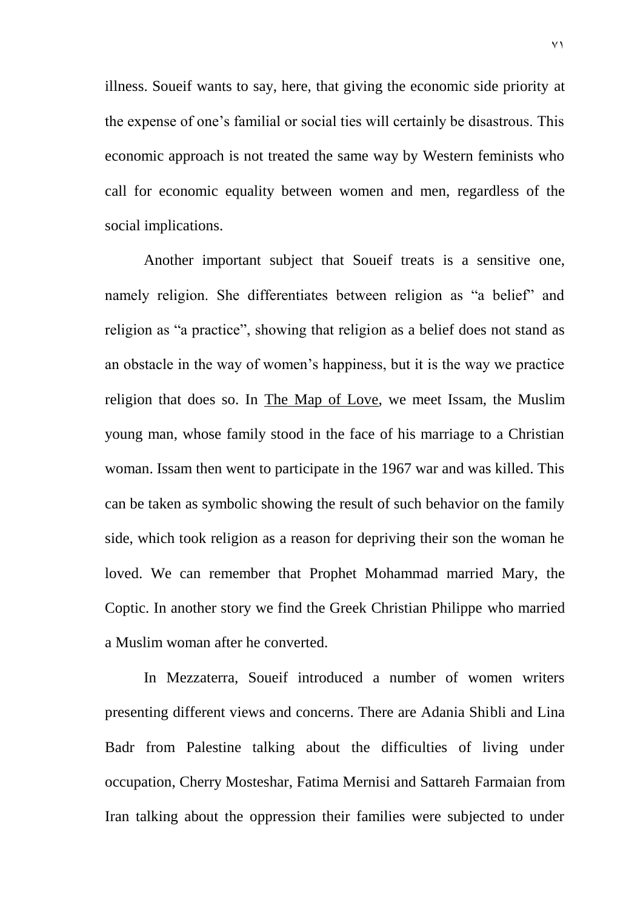illness. Soueif wants to say, here, that giving the economic side priority at the expense of one's familial or social ties will certainly be disastrous. This economic approach is not treated the same way by Western feminists who call for economic equality between women and men, regardless of the social implications.

Another important subject that Soueif treats is a sensitive one, namely religion. She differentiates between religion as "a belief" and religion as "a practice", showing that religion as a belief does not stand as an obstacle in the way of women's happiness, but it is the way we practice religion that does so. In The Map of Love, we meet Issam, the Muslim young man, whose family stood in the face of his marriage to a Christian woman. Issam then went to participate in the 1967 war and was killed. This can be taken as symbolic showing the result of such behavior on the family side, which took religion as a reason for depriving their son the woman he loved. We can remember that Prophet Mohammad married Mary, the Coptic. In another story we find the Greek Christian Philippe who married a Muslim woman after he converted.

In Mezzaterra, Soueif introduced a number of women writers presenting different views and concerns. There are Adania Shibli and Lina Badr from Palestine talking about the difficulties of living under occupation, Cherry Mosteshar, Fatima Mernisi and Sattareh Farmaian from Iran talking about the oppression their families were subjected to under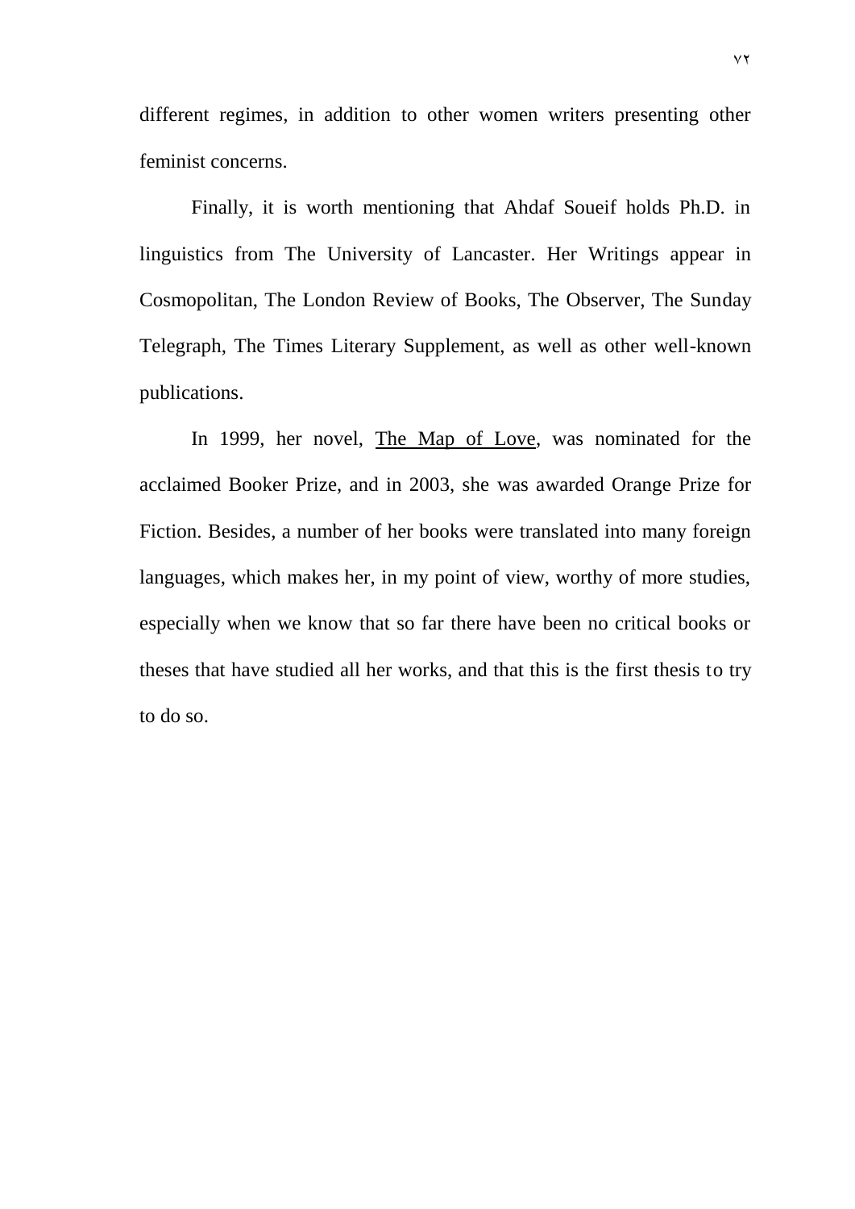different regimes, in addition to other women writers presenting other feminist concerns.

Finally, it is worth mentioning that Ahdaf Soueif holds Ph.D. in linguistics from The University of Lancaster. Her Writings appear in Cosmopolitan, The London Review of Books, The Observer, The Sunday Telegraph, The Times Literary Supplement, as well as other well-known publications.

In 1999, her novel, <u>The Map of Love</u>, was nominated for the acclaimed Booker Prize, and in 2003, she was awarded Orange Prize for Fiction. Besides, a number of her books were translated into many foreign languages, which makes her, in my point of view, worthy of more studies, especially when we know that so far there have been no critical books or theses that have studied all her works, and that this is the first thesis to try to do so.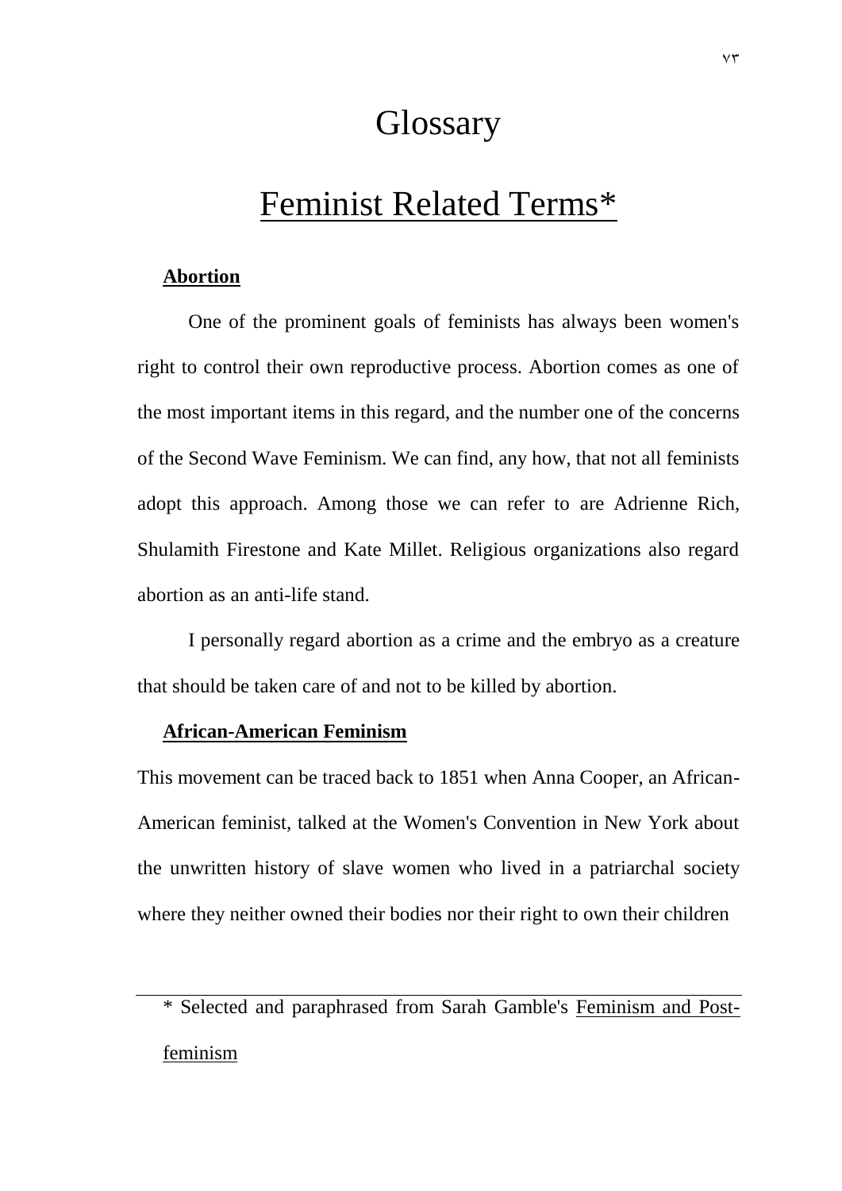# Glossary

## Feminist Related Terms*

**Abortion**

One of the prominent goals of feminists has always been women's right to control their own reproductive process. Abortion comes as one of the most important items in this regard, and the number one of the concerns of the Second Wave Feminism. We can find, any how, that not all feminists adopt this approach. Among those we can refer to are Adrienne Rich, Shulamith Firestone and Kate Millet. Religious organizations also regard abortion as an anti-life stand.

I personally regard abortion as a crime and the embryo as a creature that should be taken care of and not to be killed by abortion.

**African-American Feminism**

This movement can be traced back to 1851 when Anna Cooper, an African-American feminist, talked at the Women's Convention in New York about the unwritten history of slave women who lived in a patriarchal society where they neither owned their bodies nor their right to own their children

---

\* Selected and paraphrased from Sarah Gamble's Feminism and Post-feminism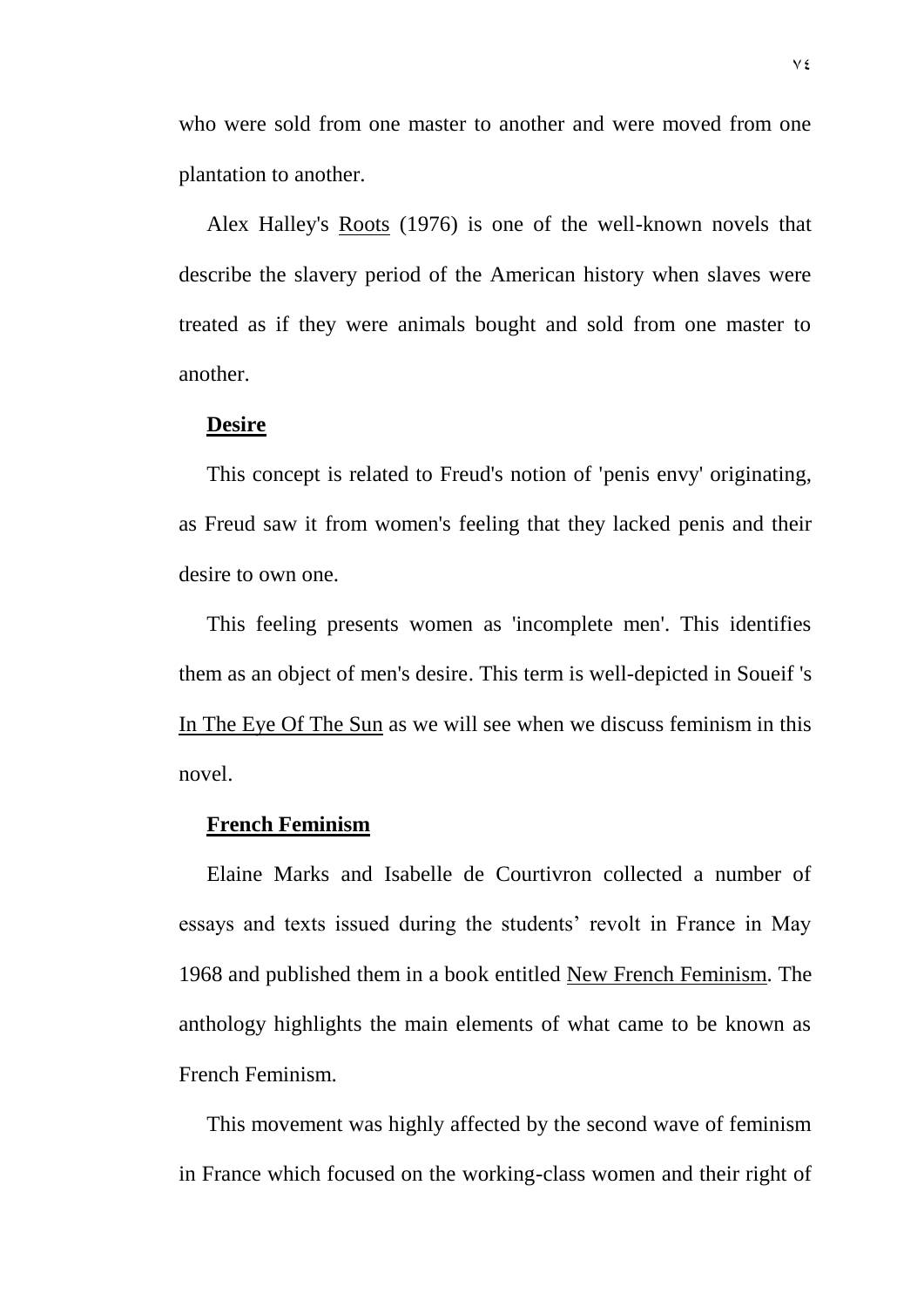who were sold from one master to another and were moved from one plantation to another.

Alex Halley's Roots (1976) is one of the well-known novels that describe the slavery period of the American history when slaves were treated as if they were animals bought and sold from one master to another.

**Desire**

This concept is related to Freud's notion of 'penis envy' originating, as Freud saw it from women's feeling that they lacked penis and their desire to own one.

This feeling presents women as 'incomplete men'. This identifies them as an object of men's desire. This term is well-depicted in Soueif 's In The Eye Of The Sun as we will see when we discuss feminism in this novel.

**French Feminism**

Elaine Marks and Isabelle de Courtivron collected a number of essays and texts issued during the students' revolt in France in May 1968 and published them in a book entitled New French Feminism. The anthology highlights the main elements of what came to be known as French Feminism.

This movement was highly affected by the second wave of feminism in France which focused on the working-class women and their right of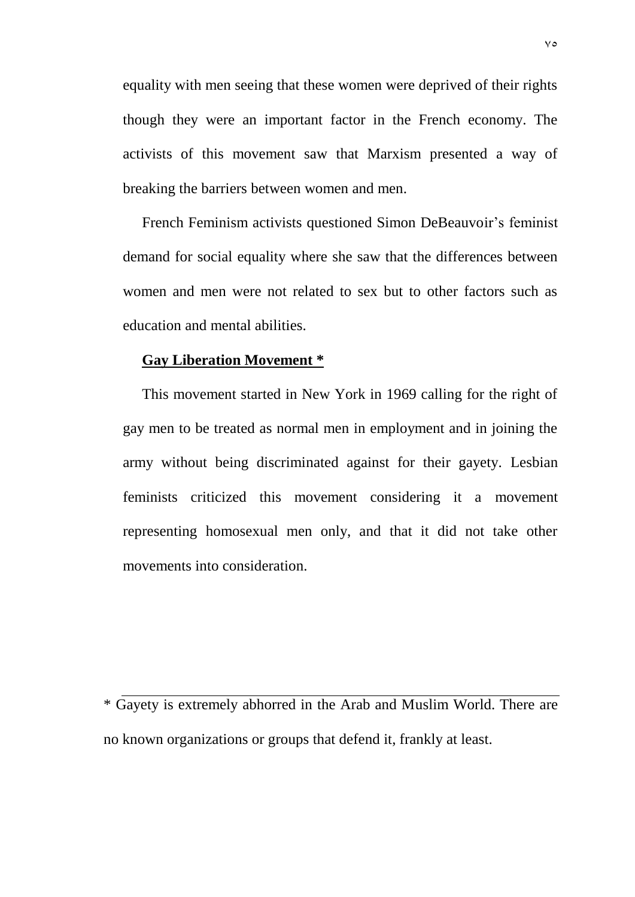equality with men seeing that these women were deprived of their rights though they were an important factor in the French economy. The activists of this movement saw that Marxism presented a way of breaking the barriers between women and men.

French Feminism activists questioned Simon DeBeauvoir's feminist demand for social equality where she saw that the differences between women and men were not related to sex but to other factors such as education and mental abilities.

**Gay Liberation Movement ***

This movement started in New York in 1969 calling for the right of gay men to be treated as normal men in employment and in joining the army without being discriminated against for their gayety. Lesbian feminists criticized this movement considering it a movement representing homosexual men only, and that it did not take other movements into consideration.

---

* Gayety is extremely abhorred in the Arab and Muslim World. There are no known organizations or groups that defend it, frankly at least.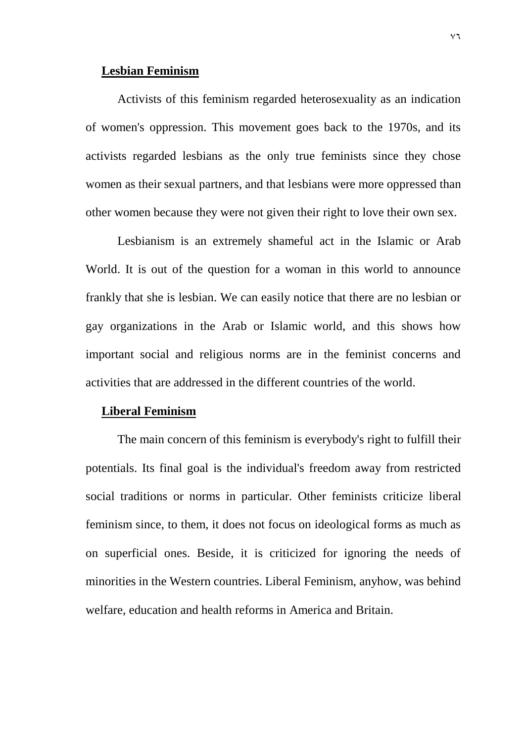**Lesbian Feminism**

Activists of this feminism regarded heterosexuality as an indication of women's oppression. This movement goes back to the 1970s, and its activists regarded lesbians as the only true feminists since they chose women as their sexual partners, and that lesbians were more oppressed than other women because they were not given their right to love their own sex.

Lesbianism is an extremely shameful act in the Islamic or Arab World. It is out of the question for a woman in this world to announce frankly that she is lesbian. We can easily notice that there are no lesbian or gay organizations in the Arab or Islamic world, and this shows how important social and religious norms are in the feminist concerns and activities that are addressed in the different countries of the world.

**Liberal Feminism**

The main concern of this feminism is everybody's right to fulfill their potentials. Its final goal is the individual's freedom away from restricted social traditions or norms in particular. Other feminists criticize liberal feminism since, to them, it does not focus on ideological forms as much as on superficial ones. Beside, it is criticized for ignoring the needs of minorities in the Western countries. Liberal Feminism, anyhow, was behind welfare, education and health reforms in America and Britain.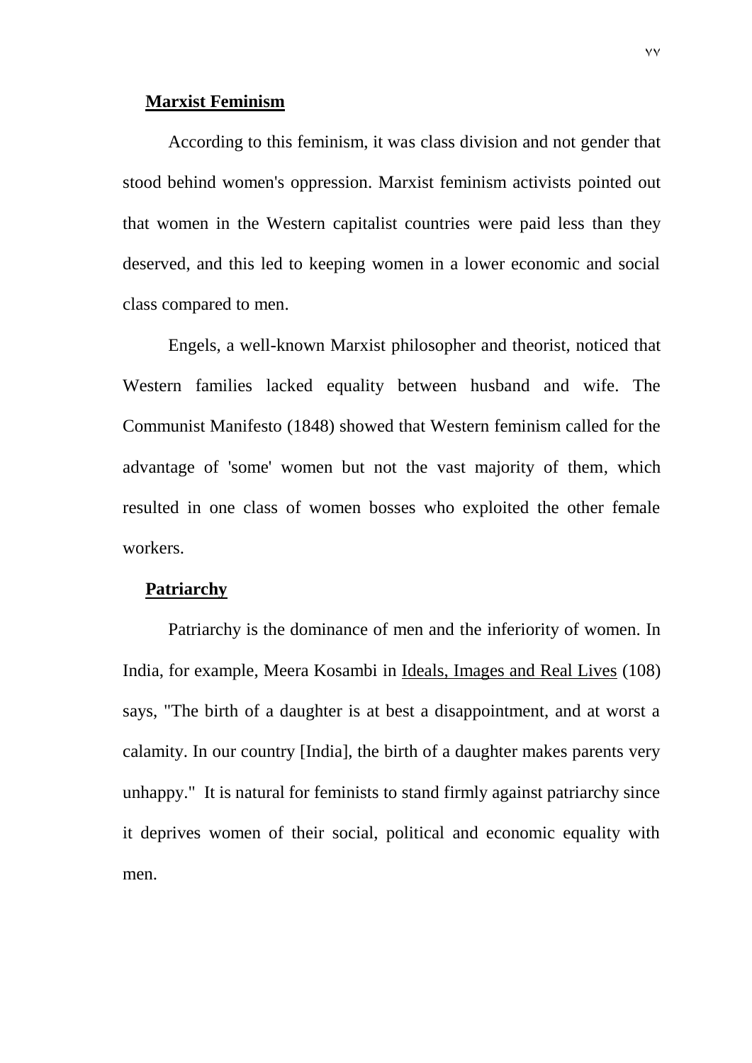## Marxist Feminism

According to this feminism, it was class division and not gender that stood behind women's oppression. Marxist feminism activists pointed out that women in the Western capitalist countries were paid less than they deserved, and this led to keeping women in a lower economic and social class compared to men.

Engels, a well-known Marxist philosopher and theorist, noticed that Western families lacked equality between husband and wife. The Communist Manifesto (1848) showed that Western feminism called for the advantage of 'some' women but not the vast majority of them, which resulted in one class of women bosses who exploited the other female workers.

## Patriarchy

Patriarchy is the dominance of men and the inferiority of women. In India, for example, Meera Kosambi in Ideals, Images and Real Lives (108) says, "The birth of a daughter is at best a disappointment, and at worst a calamity. In our country [India], the birth of a daughter makes parents very unhappy." It is natural for feminists to stand firmly against patriarchy since it deprives women of their social, political and economic equality with men.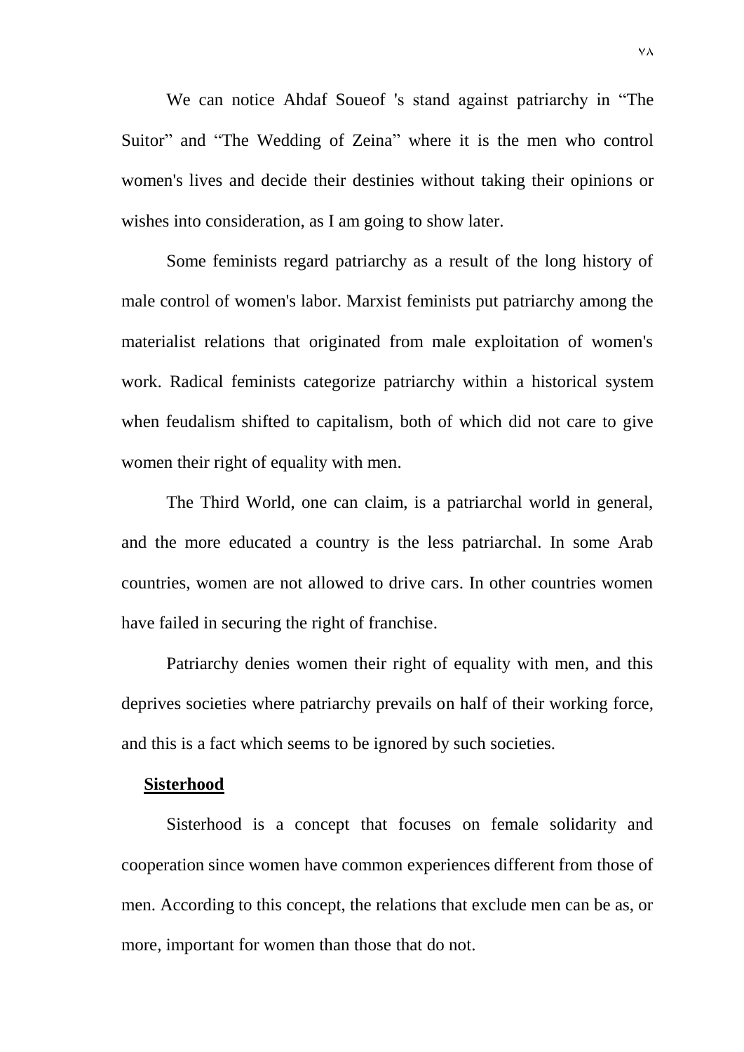We can notice Ahdaf Soueof 's stand against patriarchy in “The Suitor” and “The Wedding of Zeina” where it is the men who control women's lives and decide their destinies without taking their opinions or wishes into consideration, as I am going to show later.

Some feminists regard patriarchy as a result of the long history of male control of women's labor. Marxist feminists put patriarchy among the materialist relations that originated from male exploitation of women's work. Radical feminists categorize patriarchy within a historical system when feudalism shifted to capitalism, both of which did not care to give women their right of equality with men.

The Third World, one can claim, is a patriarchal world in general, and the more educated a country is the less patriarchal. In some Arab countries, women are not allowed to drive cars. In other countries women have failed in securing the right of franchise.

Patriarchy denies women their right of equality with men, and this deprives societies where patriarchy prevails on half of their working force, and this is a fact which seems to be ignored by such societies.

**Sisterhood**

Sisterhood is a concept that focuses on female solidarity and cooperation since women have common experiences different from those of men. According to this concept, the relations that exclude men can be as, or more, important for women than those that do not.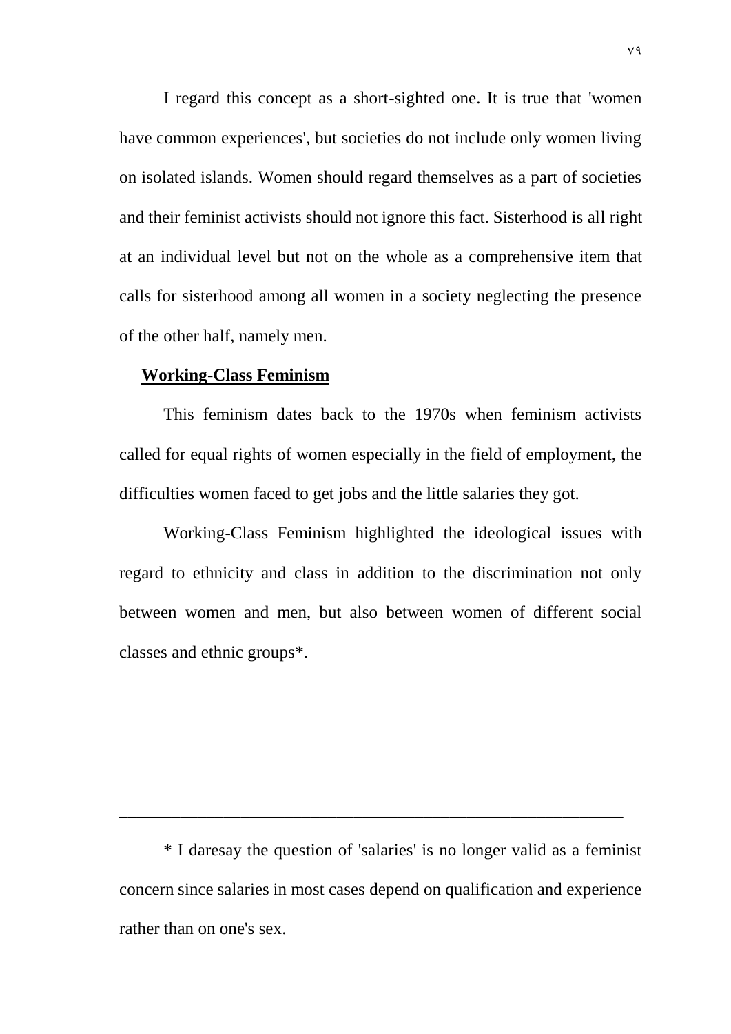I regard this concept as a short-sighted one. It is true that 'women have common experiences', but societies do not include only women living on isolated islands. Women should regard themselves as a part of societies and their feminist activists should not ignore this fact. Sisterhood is all right at an individual level but not on the whole as a comprehensive item that calls for sisterhood among all women in a society neglecting the presence of the other half, namely men.

**Working-Class Feminism**

This feminism dates back to the 1970s when feminism activists called for equal rights of women especially in the field of employment, the difficulties women faced to get jobs and the little salaries they got.

Working-Class Feminism highlighted the ideological issues with regard to ethnicity and class in addition to the discrimination not only between women and men, but also between women of different social classes and ethnic groups*.

---

* I daresay the question of 'salaries' is no longer valid as a feminist concern since salaries in most cases depend on qualification and experience rather than on one's sex.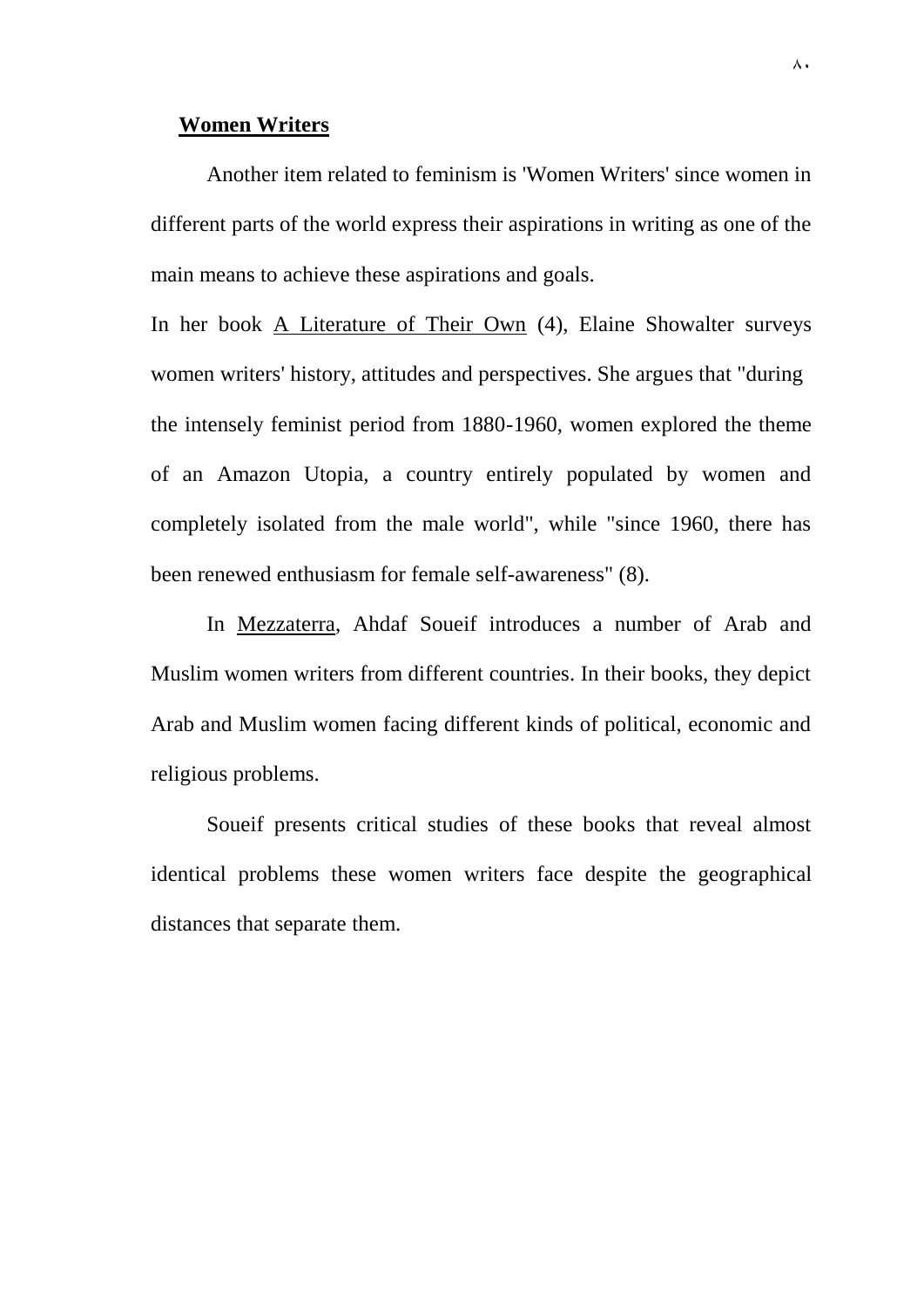## **Women Writers**

Another item related to feminism is 'Women Writers' since women in different parts of the world express their aspirations in writing as one of the main means to achieve these aspirations and goals.

In her book A Literature of Their Own (4), Elaine Showalter surveys women writers' history, attitudes and perspectives. She argues that "during the intensely feminist period from 1880-1960, women explored the theme of an Amazon Utopia, a country entirely populated by women and completely isolated from the male world", while "since 1960, there has been renewed enthusiasm for female self-awareness" (8).

In Mezzaterra, Ahdaf Soueif introduces a number of Arab and Muslim women writers from different countries. In their books, they depict Arab and Muslim women facing different kinds of political, economic and religious problems.

Soueif presents critical studies of these books that reveal almost identical problems these women writers face despite the geographical distances that separate them.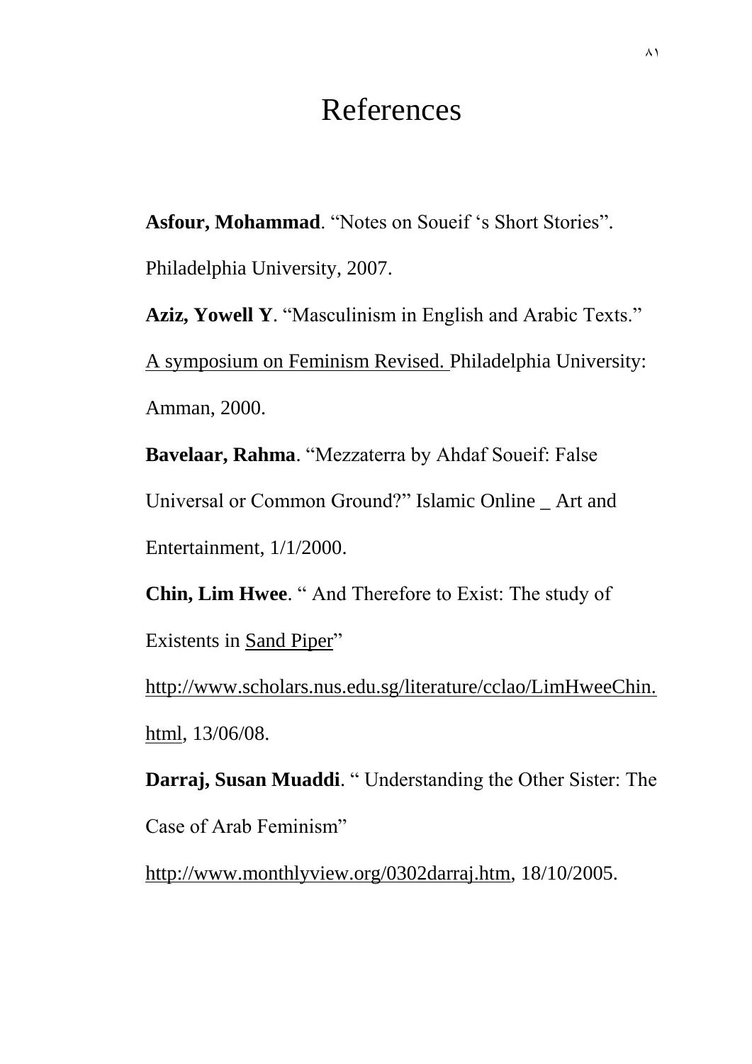# References

**Asfour, Mohammad**. “Notes on Soueif ‘s Short Stories”. Philadelphia University, 2007.

**Aziz, Yowell Y**. “Masculinism in English and Arabic Texts.” A symposium on Feminism Revised. Philadelphia University: Amman, 2000.

**Bavelaar, Rahma**. “Mezzaterra by Ahdaf Soueif: False Universal or Common Ground?” Islamic Online _ Art and Entertainment, 1/1/2000.

**Chin, Lim Hwee**. “ And Therefore to Exist: The study of Existents in Sand Piper” http://www.scholars.nus.edu.sg/literature/cclao/LimHweeChin.html, 13/06/08.

**Darraj, Susan Muaddi**. “ Understanding the Other Sister: The Case of Arab Feminism” http://www.monthlyview.org/0302darraj.htm, 18/10/2005.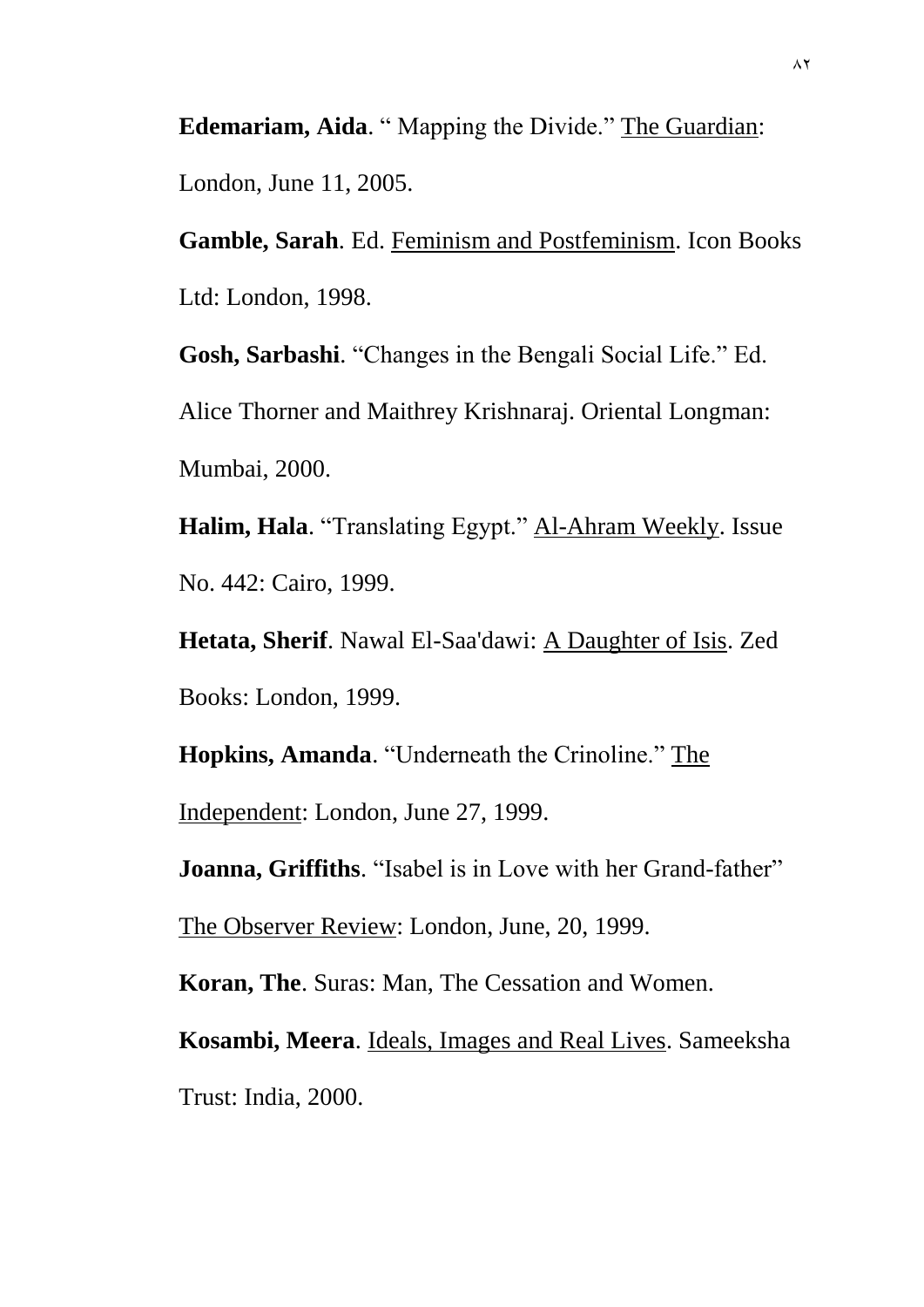**Edemariam, Aida**. " Mapping the Divide." <u>The Guardian</u>: London, June 11, 2005.

**Gamble, Sarah**. Ed. <u>Feminism and Postfeminism</u>. Icon Books Ltd: London, 1998.

**Gosh, Sarbashi**. "Changes in the Bengali Social Life." Ed. Alice Thorner and Maithrey Krishnaraj. Oriental Longman: Mumbai, 2000.

**Halim, Hala**. "Translating Egypt." <u>Al-Ahram Weekly</u>. Issue No. 442: Cairo, 1999.

**Hetata, Sherif**. Nawal El-Saa'dawi: <u>A Daughter of Isis</u>. Zed Books: London, 1999.

**Hopkins, Amanda**. "Underneath the Crinoline." <u>The Independent</u>: London, June 27, 1999.

**Joanna, Griffiths**. "Isabel is in Love with her Grand-father" <u>The Observer Review</u>: London, June, 20, 1999.

**Koran, The**. Suras: Man, The Cessation and Women.

**Kosambi, Meera**. <u>Ideals, Images and Real Lives</u>. Sameeksha Trust: India, 2000.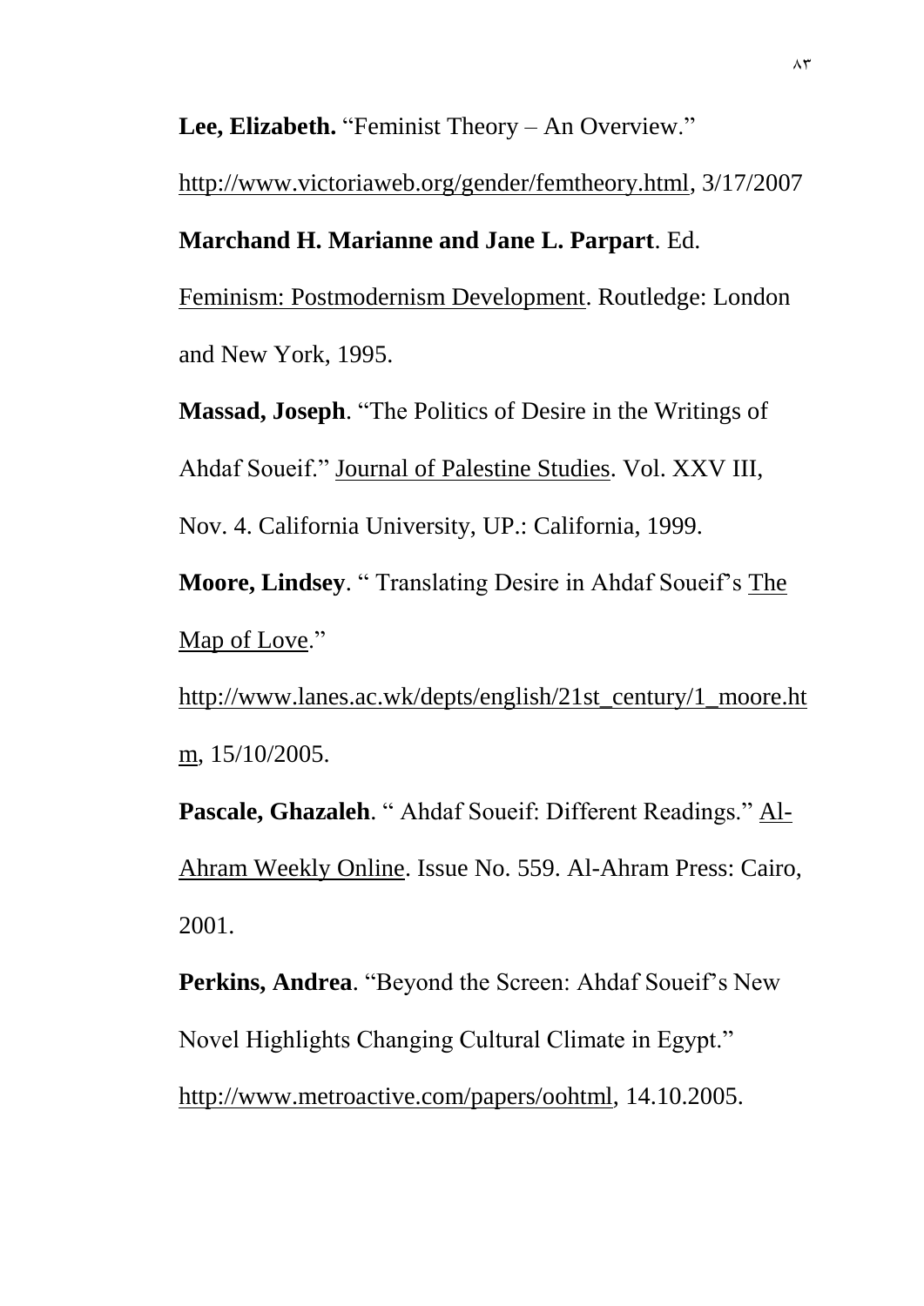**Lee, Elizabeth.** "Feminist Theory – An Overview." http://www.victoriaweb.org/gender/femtheory.html, 3/17/2007

**Marchand H. Marianne and Jane L. Parpart**. Ed. Feminism: Postmodernism Development. Routledge: London and New York, 1995.

**Massad, Joseph**. "The Politics of Desire in the Writings of Ahdaf Soueif." Journal of Palestine Studies. Vol. XXV III, Nov. 4. California University, UP.: California, 1999.

**Moore, Lindsey**. " Translating Desire in Ahdaf Soueif's The Map of Love." http://www.lanes.ac.wk/depts/english/21st_century/1_moore.htm, 15/10/2005.

**Pascale, Ghazaleh**. " Ahdaf Soueif: Different Readings." Al-Ahram Weekly Online. Issue No. 559. Al-Ahram Press: Cairo, 2001.

**Perkins, Andrea**. "Beyond the Screen: Ahdaf Soueif's New Novel Highlights Changing Cultural Climate in Egypt." http://www.metroactive.com/papers/oohtml, 14.10.2005.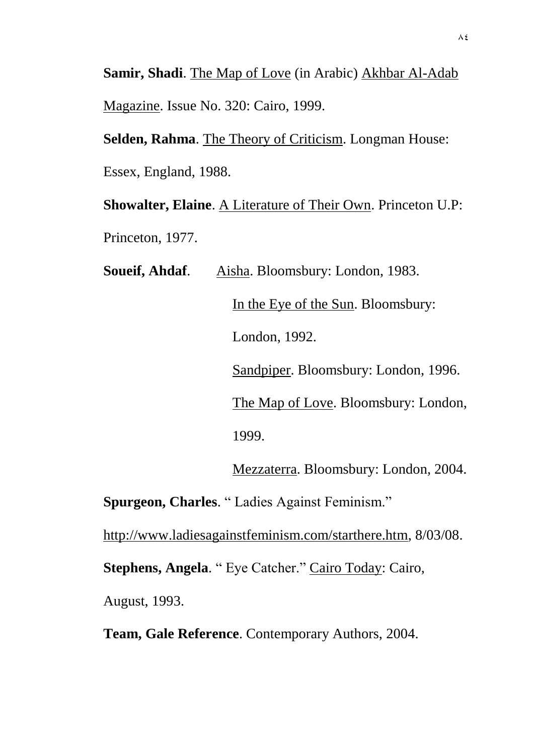**Samir, Shadi**. The Map of Love (in Arabic) Akhbar Al-Adab Magazine. Issue No. 320: Cairo, 1999.

**Selden, Rahma**. The Theory of Criticism. Longman House: Essex, England, 1988.

**Showalter, Elaine**. A Literature of Their Own. Princeton U.P: Princeton, 1977.

**Soueif, Ahdaf**. Aisha. Bloomsbury: London, 1983.

In the Eye of the Sun. Bloomsbury: London, 1992.

Sandpiper. Bloomsbury: London, 1996.

The Map of Love. Bloomsbury: London, 1999.

Mezzaterra. Bloomsbury: London, 2004.

**Spurgeon, Charles**. " Ladies Against Feminism." http://www.ladiesagainstfeminism.com/starthere.htm, 8/03/08.

**Stephens, Angela**. " Eye Catcher." Cairo Today: Cairo, August, 1993.

**Team, Gale Reference**. Contemporary Authors, 2004.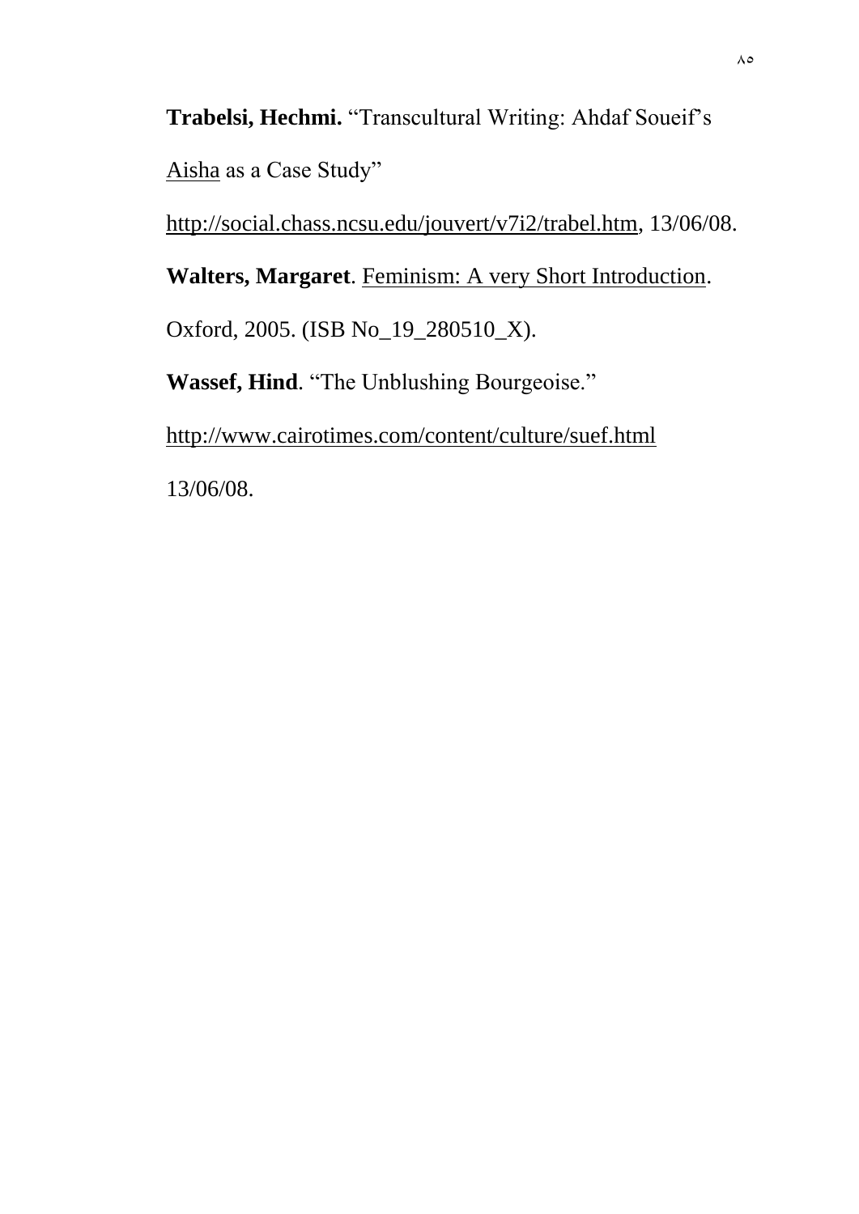**Trabelsi, Hechmi.** "Transcultural Writing: Ahdaf Soueif's Aisha as a Case Study" http://social.chass.ncsu.edu/jouvert/v7i2/trabel.htm, 13/06/08.

**Walters, Margaret**. Feminism: A very Short Introduction. Oxford, 2005. (ISB No_19_280510_X).

**Wassef, Hind**. "The Unblushing Bourgeoise." http://www.cairotimes.com/content/culture/suef.html 13/06/08.